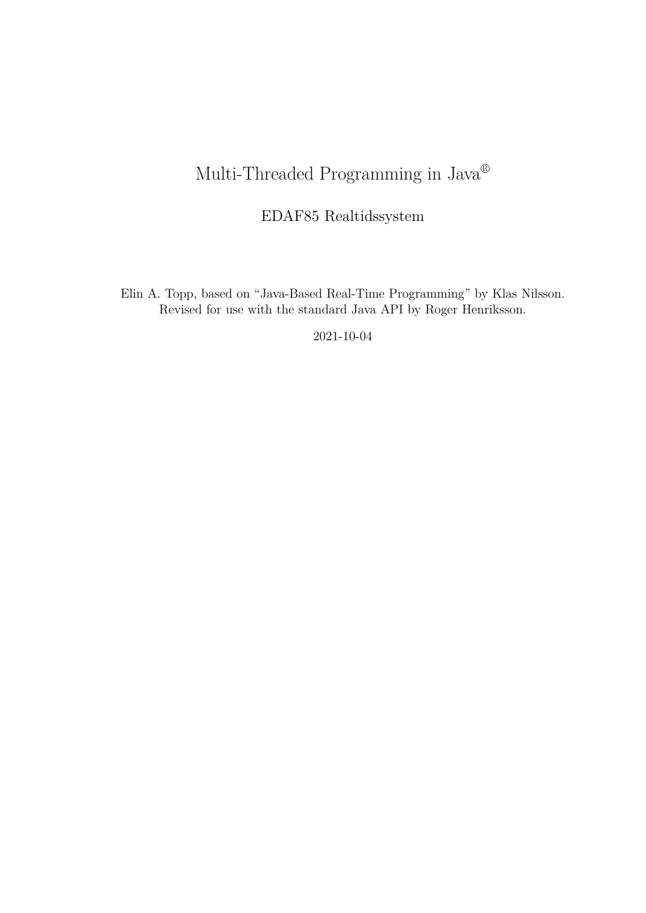# Multi-Threaded Programming in Java®

## EDAF85 Realtidssystem

Elin A. Topp, based on "Java-Based Real-Time Programming" by Klas Nilsson.
Revised for use with the standard Java API by Roger Henriksson.

2021-10-04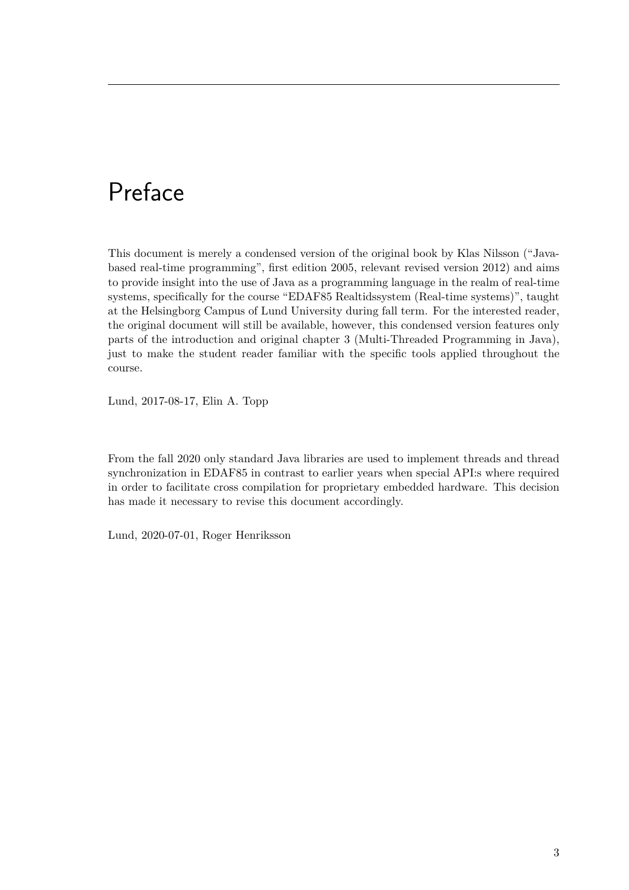# Preface

This document is merely a condensed version of the original book by Klas Nilsson ("Java-based real-time programming", first edition 2005, relevant revised version 2012) and aims to provide insight into the use of Java as a programming language in the realm of real-time systems, specifically for the course "EDAF85 Realtidssystem (Real-time systems)", taught at the Helsingborg Campus of Lund University during fall term. For the interested reader, the original document will still be available, however, this condensed version features only parts of the introduction and original chapter 3 (Multi-Threaded Programming in Java), just to make the student reader familiar with the specific tools applied throughout the course.

Lund, 2017-08-17, Elin A. Topp

From the fall 2020 only standard Java libraries are used to implement threads and thread synchronization in EDAF85 in contrast to earlier years when special API:s where required in order to facilitate cross compilation for proprietary embedded hardware. This decision has made it necessary to revise this document accordingly.

Lund, 2020-07-01, Roger Henriksson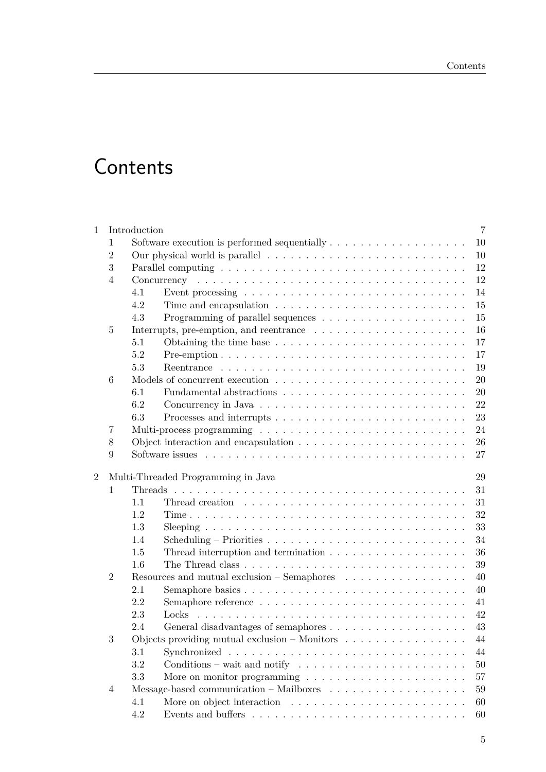# Contents

1 Introduction 7
- 1 Software execution is performed sequentially 10
- 2 Our physical world is parallel 10
- 3 Parallel computing 12
- 4 Concurrency 12
  - 4.1 Event processing 14
  - 4.2 Time and encapsulation 15
  - 4.3 Programming of parallel sequences 15
- 5 Interrupts, pre-emption, and reentrance 16
  - 5.1 Obtaining the time base 17
  - 5.2 Pre-emption 17
  - 5.3 Reentrance 19
- 6 Models of concurrent execution 20
  - 6.1 Fundamental abstractions 20
  - 6.2 Concurrency in Java 22
  - 6.3 Processes and interrupts 23
- 7 Multi-process programming 24
- 8 Object interaction and encapsulation 26
- 9 Software issues 27

2 Multi-Threaded Programming in Java 29
- 1 Threads 31
  - 1.1 Thread creation 31
  - 1.2 Time 32
  - 1.3 Sleeping 33
  - 1.4 Scheduling – Priorities 34
  - 1.5 Thread interruption and termination 36
  - 1.6 The Thread class 39
- 2 Resources and mutual exclusion – Semaphores 40
  - 2.1 Semaphore basics 40
  - 2.2 Semaphore reference 41
  - 2.3 Locks 42
  - 2.4 General disadvantages of semaphores 43
- 3 Objects providing mutual exclusion – Monitors 44
  - 3.1 Synchronized 44
  - 3.2 Conditions – wait and notify 50
  - 3.3 More on monitor programming 57
- 4 Message-based communication – Mailboxes 59
  - 4.1 More on object interaction 60
  - 4.2 Events and buffers 60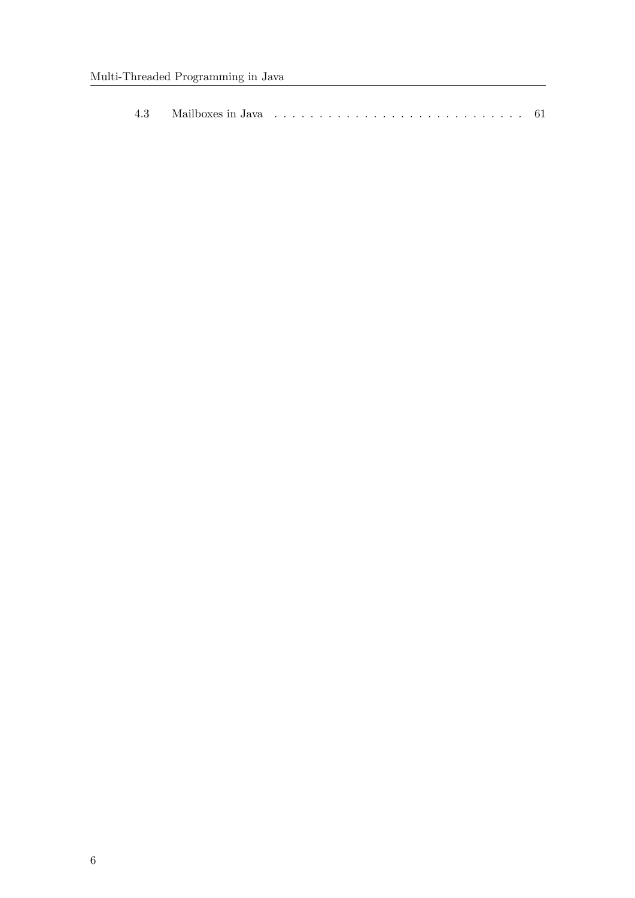4.3 Mailboxes in Java . . . . . . . . . . . . . . . . . . . . . . . . . . . . 61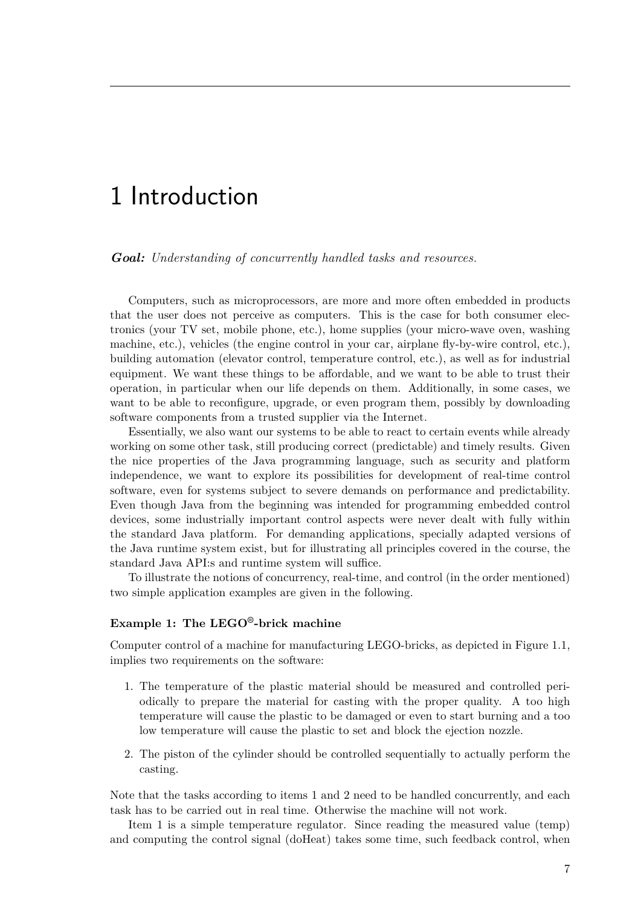# 1 Introduction

***Goal:*** *Understanding of concurrently handled tasks and resources.*

Computers, such as microprocessors, are more and more often embedded in products that the user does not perceive as computers. This is the case for both consumer electronics (your TV set, mobile phone, etc.), home supplies (your micro-wave oven, washing machine, etc.), vehicles (the engine control in your car, airplane fly-by-wire control, etc.), building automation (elevator control, temperature control, etc.), as well as for industrial equipment. We want these things to be affordable, and we want to be able to trust their operation, in particular when our life depends on them. Additionally, in some cases, we want to be able to reconfigure, upgrade, or even program them, possibly by downloading software components from a trusted supplier via the Internet.

Essentially, we also want our systems to be able to react to certain events while already working on some other task, still producing correct (predictable) and timely results. Given the nice properties of the Java programming language, such as security and platform independence, we want to explore its possibilities for development of real-time control software, even for systems subject to severe demands on performance and predictability. Even though Java from the beginning was intended for programming embedded control devices, some industrially important control aspects were never dealt with fully within the standard Java platform. For demanding applications, specially adapted versions of the Java runtime system exist, but for illustrating all principles covered in the course, the standard Java API:s and runtime system will suffice.

To illustrate the notions of concurrency, real-time, and control (in the order mentioned) two simple application examples are given in the following.

#### Example 1: The LEGO®-brick machine

Computer control of a machine for manufacturing LEGO-bricks, as depicted in Figure 1.1, implies two requirements on the software:

1. The temperature of the plastic material should be measured and controlled periodically to prepare the material for casting with the proper quality. A too high temperature will cause the plastic to be damaged or even to start burning and a too low temperature will cause the plastic to set and block the ejection nozzle.
2. The piston of the cylinder should be controlled sequentially to actually perform the casting.

Note that the tasks according to items 1 and 2 need to be handled concurrently, and each task has to be carried out in real time. Otherwise the machine will not work.

Item 1 is a simple temperature regulator. Since reading the measured value (temp) and computing the control signal (doHeat) takes some time, such feedback control, when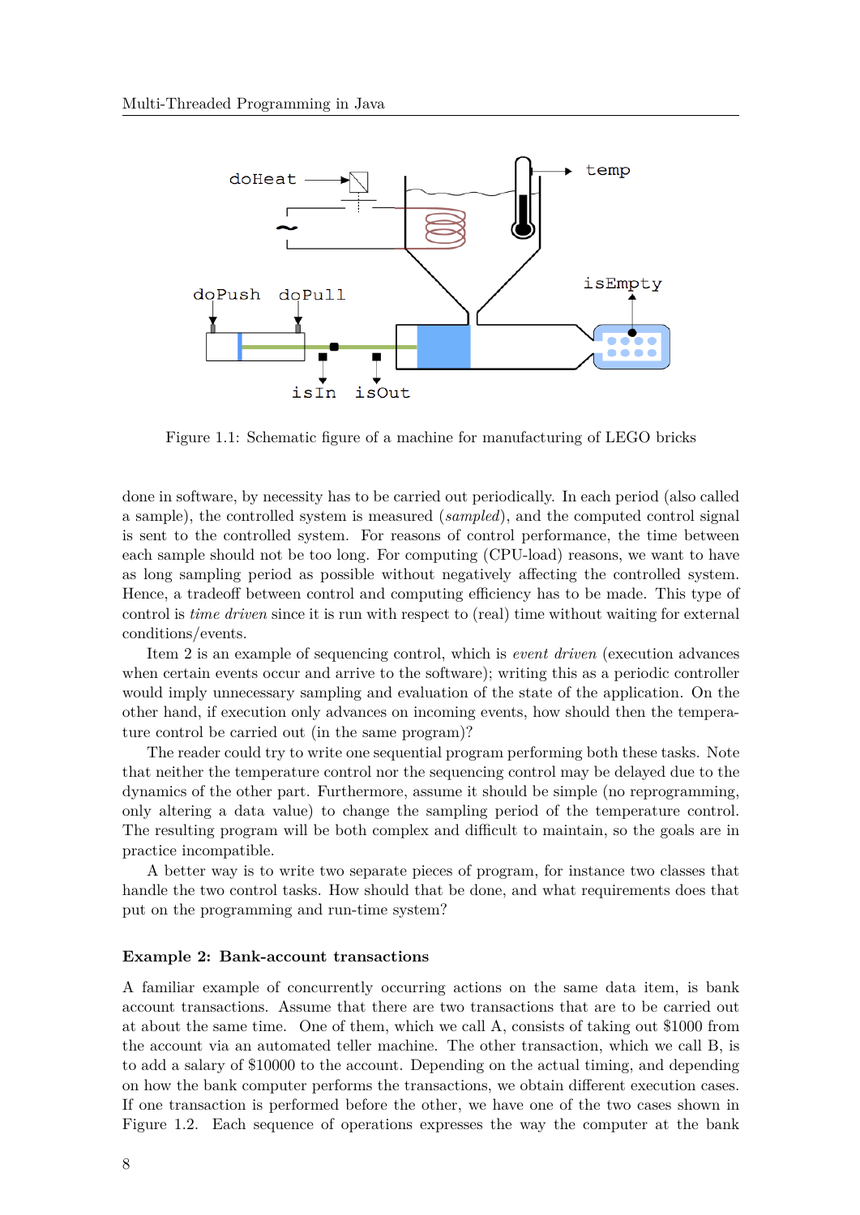Figure 1.1: Schematic figure of a machine for manufacturing of LEGO bricks

done in software, by necessity has to be carried out periodically. In each period (also called a sample), the controlled system is measured (*sampled*), and the computed control signal is sent to the controlled system. For reasons of control performance, the time between each sample should not be too long. For computing (CPU-load) reasons, we want to have as long sampling period as possible without negatively affecting the controlled system. Hence, a tradeoff between control and computing efficiency has to be made. This type of control is *time driven* since it is run with respect to (real) time without waiting for external conditions/events.

Item 2 is an example of sequencing control, which is *event driven* (execution advances when certain events occur and arrive to the software); writing this as a periodic controller would imply unnecessary sampling and evaluation of the state of the application. On the other hand, if execution only advances on incoming events, how should then the temperature control be carried out (in the same program)?

The reader could try to write one sequential program performing both these tasks. Note that neither the temperature control nor the sequencing control may be delayed due to the dynamics of the other part. Furthermore, assume it should be simple (no reprogramming, only altering a data value) to change the sampling period of the temperature control. The resulting program will be both complex and difficult to maintain, so the goals are in practice incompatible.

A better way is to write two separate pieces of program, for instance two classes that handle the two control tasks. How should that be done, and what requirements does that put on the programming and run-time system?

**Example 2: Bank-account transactions**

A familiar example of concurrently occurring actions on the same data item, is bank account transactions. Assume that there are two transactions that are to be carried out at about the same time. One of them, which we call A, consists of taking out $1000 from the account via an automated teller machine. The other transaction, which we call B, is to add a salary of $10000 to the account. Depending on the actual timing, and depending on how the bank computer performs the transactions, we obtain different execution cases. If one transaction is performed before the other, we have one of the two cases shown in Figure 1.2. Each sequence of operations expresses the way the computer at the bank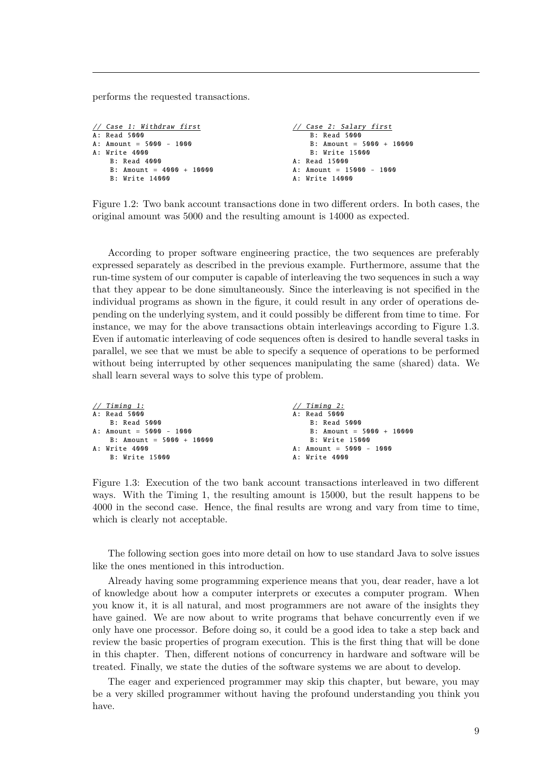performs the requested transactions.

```
// Case 1: Withdraw first
A: Read 5000
A: Amount = 5000 - 1000
A: Write 4000
    B: Read 4000
    B: Amount = 4000 + 10000
    B: Write 14000
```

```
// Case 2: Salary first
    B: Read 5000
    B: Amount = 5000 + 10000
    B: Write 15000
A: Read 15000
A: Amount = 15000 - 1000
A: Write 14000
```

Figure 1.2: Two bank account transactions done in two different orders. In both cases, the original amount was 5000 and the resulting amount is 14000 as expected.

According to proper software engineering practice, the two sequences are preferably expressed separately as described in the previous example. Furthermore, assume that the run-time system of our computer is capable of interleaving the two sequences in such a way that they appear to be done simultaneously. Since the interleaving is not specified in the individual programs as shown in the figure, it could result in any order of operations depending on the underlying system, and it could possibly be different from time to time. For instance, we may for the above transactions obtain interleavings according to Figure 1.3. Even if automatic interleaving of code sequences often is desired to handle several tasks in parallel, we see that we must be able to specify a sequence of operations to be performed without being interrupted by other sequences manipulating the same (shared) data. We shall learn several ways to solve this type of problem.

```
// Timing 1:
A: Read 5000
    B: Read 5000
A: Amount = 5000 - 1000
    B: Amount = 5000 + 10000
A: Write 4000
    B: Write 15000
```

```
// Timing 2:
A: Read 5000
    B: Read 5000
    B: Amount = 5000 + 10000
    B: Write 15000
A: Amount = 5000 - 1000
A: Write 4000
```

Figure 1.3: Execution of the two bank account transactions interleaved in two different ways. With the Timing 1, the resulting amount is 15000, but the result happens to be 4000 in the second case. Hence, the final results are wrong and vary from time to time, which is clearly not acceptable.

The following section goes into more detail on how to use standard Java to solve issues like the ones mentioned in this introduction.

Already having some programming experience means that you, dear reader, have a lot of knowledge about how a computer interprets or executes a computer program. When you know it, it is all natural, and most programmers are not aware of the insights they have gained. We are now about to write programs that behave concurrently even if we only have one processor. Before doing so, it could be a good idea to take a step back and review the basic properties of program execution. This is the first thing that will be done in this chapter. Then, different notions of concurrency in hardware and software will be treated. Finally, we state the duties of the software systems we are about to develop.

The eager and experienced programmer may skip this chapter, but beware, you may be a very skilled programmer without having the profound understanding you think you have.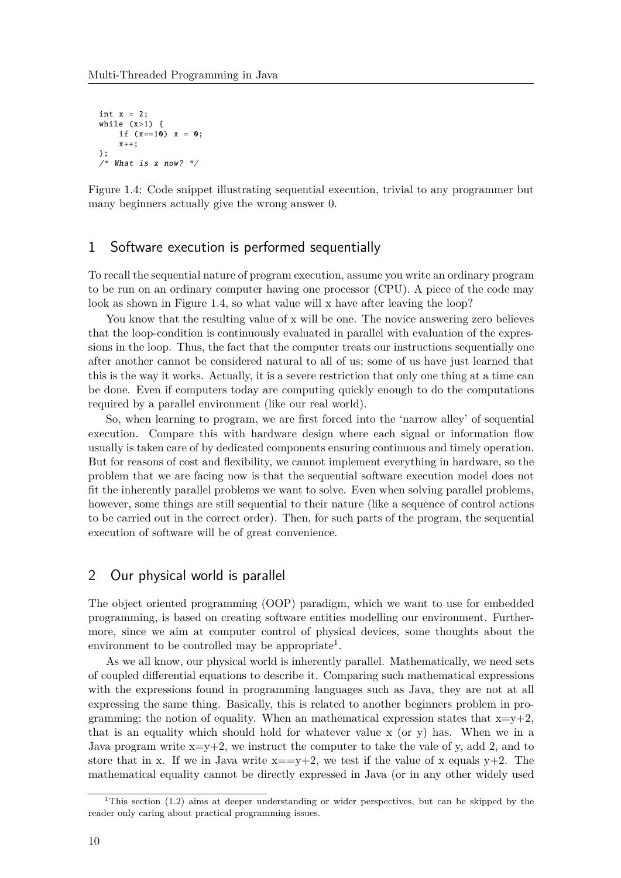```
int x = 2;
while (x>1) {
    if (x==10) x = 0;
    x++;
};
/* What is x now? */
```

Figure 1.4: Code snippet illustrating sequential execution, trivial to any programmer but many beginners actually give the wrong answer 0.

## 1 Software execution is performed sequentially

To recall the sequential nature of program execution, assume you write an ordinary program to be run on an ordinary computer having one processor (CPU). A piece of the code may look as shown in Figure 1.4, so what value will x have after leaving the loop?

You know that the resulting value of x will be one. The novice answering zero believes that the loop-condition is continuously evaluated in parallel with evaluation of the expressions in the loop. Thus, the fact that the computer treats our instructions sequentially one after another cannot be considered natural to all of us; some of us have just learned that this is the way it works. Actually, it is a severe restriction that only one thing at a time can be done. Even if computers today are computing quickly enough to do the computations required by a parallel environment (like our real world).

So, when learning to program, we are first forced into the 'narrow alley' of sequential execution. Compare this with hardware design where each signal or information flow usually is taken care of by dedicated components ensuring continuous and timely operation. But for reasons of cost and flexibility, we cannot implement everything in hardware, so the problem that we are facing now is that the sequential software execution model does not fit the inherently parallel problems we want to solve. Even when solving parallel problems, however, some things are still sequential to their nature (like a sequence of control actions to be carried out in the correct order). Then, for such parts of the program, the sequential execution of software will be of great convenience.

## 2 Our physical world is parallel

The object oriented programming (OOP) paradigm, which we want to use for embedded programming, is based on creating software entities modelling our environment. Furthermore, since we aim at computer control of physical devices, some thoughts about the environment to be controlled may be appropriate[1].

As we all know, our physical world is inherently parallel. Mathematically, we need sets of coupled differential equations to describe it. Comparing such mathematical expressions with the expressions found in programming languages such as Java, they are not at all expressing the same thing. Basically, this is related to another beginners problem in programming; the notion of equality. When an mathematical expression states that x=y+2, that is an equality which should hold for whatever value x (or y) has. When we in a Java program write x=y+2, we instruct the computer to take the vale of y, add 2, and to store that in x. If we in Java write x==y+2, we test if the value of x equals y+2. The mathematical equality cannot be directly expressed in Java (or in any other widely used

[1] This section (1.2) aims at deeper understanding or wider perspectives, but can be skipped by the reader only caring about practical programming issues.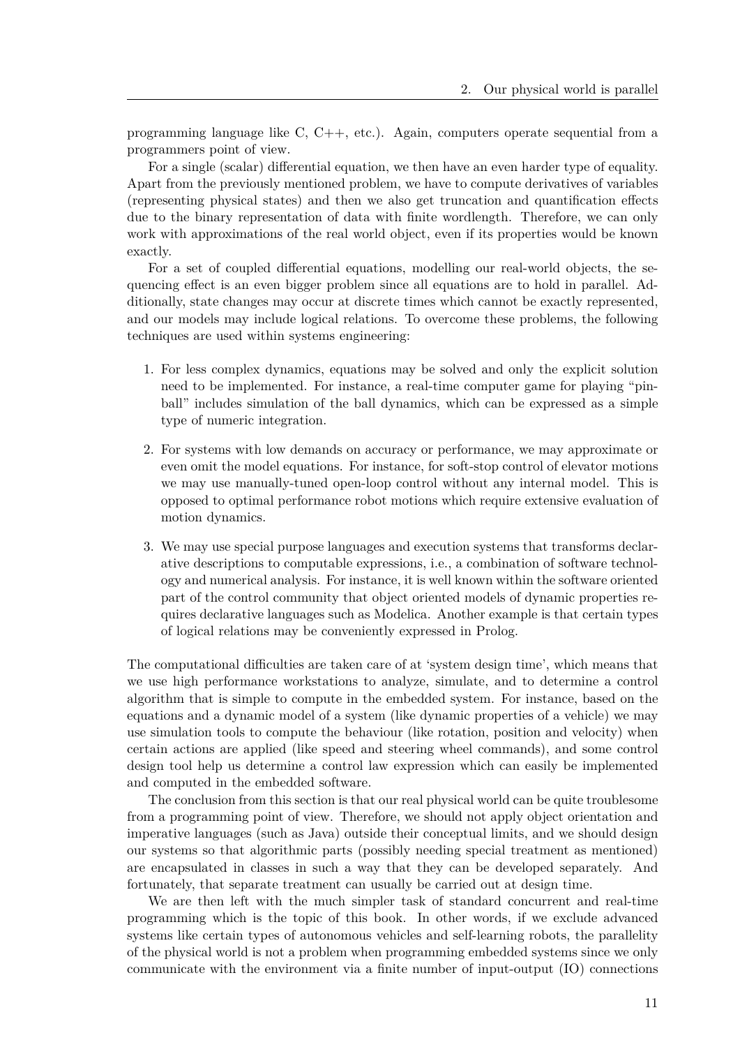programming language like C, C++, etc.). Again, computers operate sequential from a programmers point of view.

For a single (scalar) differential equation, we then have an even harder type of equality. Apart from the previously mentioned problem, we have to compute derivatives of variables (representing physical states) and then we also get truncation and quantification effects due to the binary representation of data with finite wordlength. Therefore, we can only work with approximations of the real world object, even if its properties would be known exactly.

For a set of coupled differential equations, modelling our real-world objects, the sequencing effect is an even bigger problem since all equations are to hold in parallel. Additionally, state changes may occur at discrete times which cannot be exactly represented, and our models may include logical relations. To overcome these problems, the following techniques are used within systems engineering:

1. For less complex dynamics, equations may be solved and only the explicit solution need to be implemented. For instance, a real-time computer game for playing "pinball" includes simulation of the ball dynamics, which can be expressed as a simple type of numeric integration.

2. For systems with low demands on accuracy or performance, we may approximate or even omit the model equations. For instance, for soft-stop control of elevator motions we may use manually-tuned open-loop control without any internal model. This is opposed to optimal performance robot motions which require extensive evaluation of motion dynamics.

3. We may use special purpose languages and execution systems that transforms declarative descriptions to computable expressions, i.e., a combination of software technology and numerical analysis. For instance, it is well known within the software oriented part of the control community that object oriented models of dynamic properties requires declarative languages such as Modelica. Another example is that certain types of logical relations may be conveniently expressed in Prolog.

The computational difficulties are taken care of at 'system design time', which means that we use high performance workstations to analyze, simulate, and to determine a control algorithm that is simple to compute in the embedded system. For instance, based on the equations and a dynamic model of a system (like dynamic properties of a vehicle) we may use simulation tools to compute the behaviour (like rotation, position and velocity) when certain actions are applied (like speed and steering wheel commands), and some control design tool help us determine a control law expression which can easily be implemented and computed in the embedded software.

The conclusion from this section is that our real physical world can be quite troublesome from a programming point of view. Therefore, we should not apply object orientation and imperative languages (such as Java) outside their conceptual limits, and we should design our systems so that algorithmic parts (possibly needing special treatment as mentioned) are encapsulated in classes in such a way that they can be developed separately. And fortunately, that separate treatment can usually be carried out at design time.

We are then left with the much simpler task of standard concurrent and real-time programming which is the topic of this book. In other words, if we exclude advanced systems like certain types of autonomous vehicles and self-learning robots, the parallelity of the physical world is not a problem when programming embedded systems since we only communicate with the environment via a finite number of input-output (IO) connections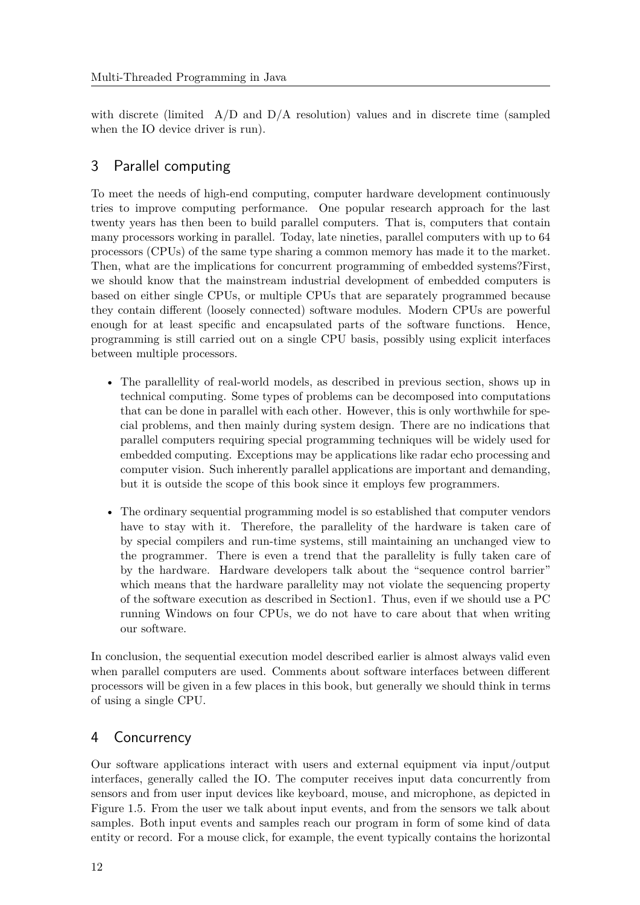with discrete (limited A/D and D/A resolution) values and in discrete time (sampled when the IO device driver is run).

## 3 Parallel computing

To meet the needs of high-end computing, computer hardware development continuously tries to improve computing performance. One popular research approach for the last twenty years has then been to build parallel computers. That is, computers that contain many processors working in parallel. Today, late nineties, parallel computers with up to 64 processors (CPUs) of the same type sharing a common memory has made it to the market. Then, what are the implications for concurrent programming of embedded systems?First, we should know that the mainstream industrial development of embedded computers is based on either single CPUs, or multiple CPUs that are separately programmed because they contain different (loosely connected) software modules. Modern CPUs are powerful enough for at least specific and encapsulated parts of the software functions. Hence, programming is still carried out on a single CPU basis, possibly using explicit interfaces between multiple processors.

- The parallellity of real-world models, as described in previous section, shows up in technical computing. Some types of problems can be decomposed into computations that can be done in parallel with each other. However, this is only worthwhile for special problems, and then mainly during system design. There are no indications that parallel computers requiring special programming techniques will be widely used for embedded computing. Exceptions may be applications like radar echo processing and computer vision. Such inherently parallel applications are important and demanding, but it is outside the scope of this book since it employs few programmers.

- The ordinary sequential programming model is so established that computer vendors have to stay with it. Therefore, the parallelity of the hardware is taken care of by special compilers and run-time systems, still maintaining an unchanged view to the programmer. There is even a trend that the parallelity is fully taken care of by the hardware. Hardware developers talk about the "sequence control barrier" which means that the hardware parallelity may not violate the sequencing property of the software execution as described in Section1. Thus, even if we should use a PC running Windows on four CPUs, we do not have to care about that when writing our software.

In conclusion, the sequential execution model described earlier is almost always valid even when parallel computers are used. Comments about software interfaces between different processors will be given in a few places in this book, but generally we should think in terms of using a single CPU.

## 4 Concurrency

Our software applications interact with users and external equipment via input/output interfaces, generally called the IO. The computer receives input data concurrently from sensors and from user input devices like keyboard, mouse, and microphone, as depicted in Figure 1.5. From the user we talk about input events, and from the sensors we talk about samples. Both input events and samples reach our program in form of some kind of data entity or record. For a mouse click, for example, the event typically contains the horizontal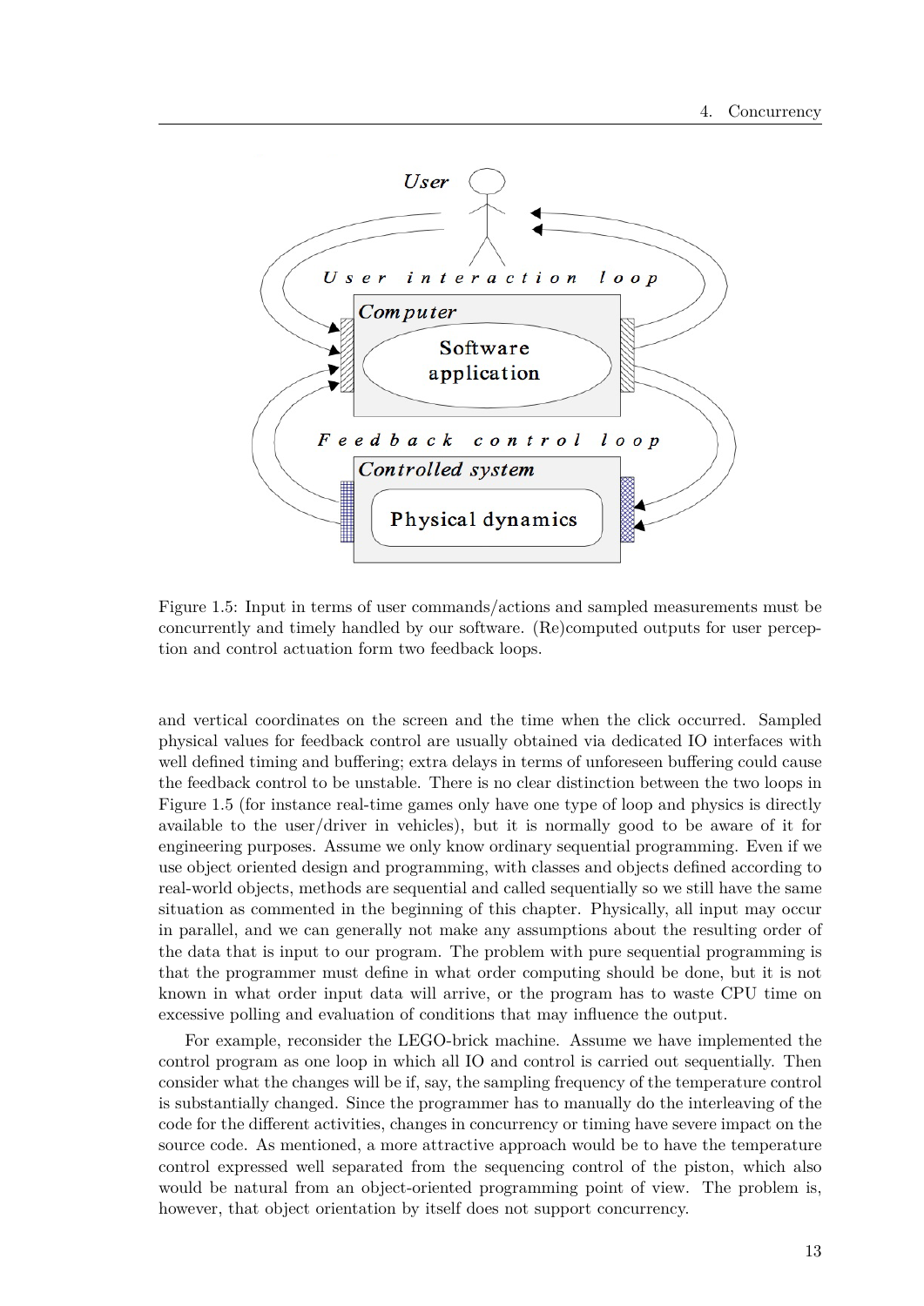Figure 1.5: Input in terms of user commands/actions and sampled measurements must be concurrently and timely handled by our software. (Re)computed outputs for user perception and control actuation form two feedback loops.

and vertical coordinates on the screen and the time when the click occurred. Sampled physical values for feedback control are usually obtained via dedicated IO interfaces with well defined timing and buffering; extra delays in terms of unforeseen buffering could cause the feedback control to be unstable. There is no clear distinction between the two loops in Figure 1.5 (for instance real-time games only have one type of loop and physics is directly available to the user/driver in vehicles), but it is normally good to be aware of it for engineering purposes. Assume we only know ordinary sequential programming. Even if we use object oriented design and programming, with classes and objects defined according to real-world objects, methods are sequential and called sequentially so we still have the same situation as commented in the beginning of this chapter. Physically, all input may occur in parallel, and we can generally not make any assumptions about the resulting order of the data that is input to our program. The problem with pure sequential programming is that the programmer must define in what order computing should be done, but it is not known in what order input data will arrive, or the program has to waste CPU time on excessive polling and evaluation of conditions that may influence the output.

For example, reconsider the LEGO-brick machine. Assume we have implemented the control program as one loop in which all IO and control is carried out sequentially. Then consider what the changes will be if, say, the sampling frequency of the temperature control is substantially changed. Since the programmer has to manually do the interleaving of the code for the different activities, changes in concurrency or timing have severe impact on the source code. As mentioned, a more attractive approach would be to have the temperature control expressed well separated from the sequencing control of the piston, which also would be natural from an object-oriented programming point of view. The problem is, however, that object orientation by itself does not support concurrency.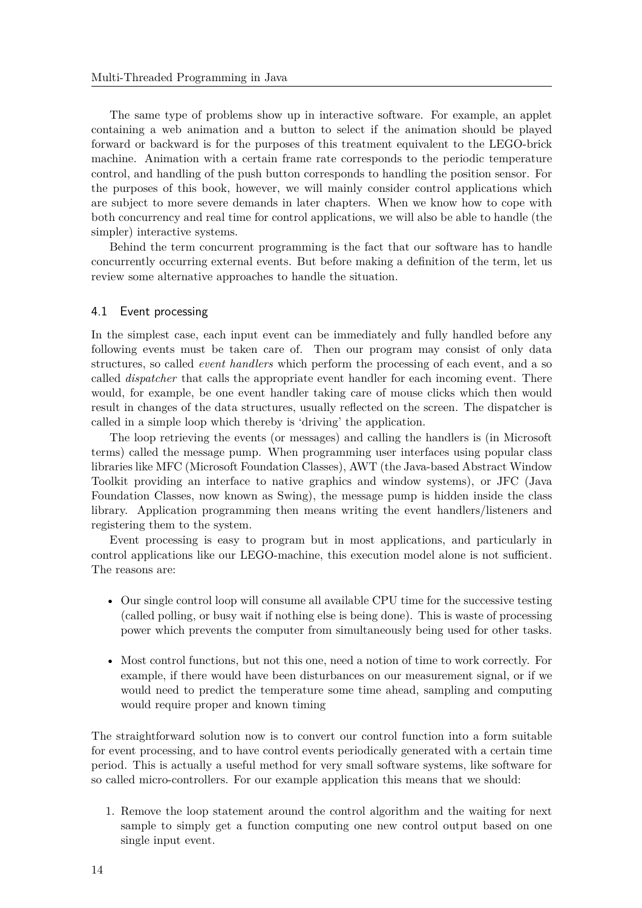The same type of problems show up in interactive software. For example, an applet containing a web animation and a button to select if the animation should be played forward or backward is for the purposes of this treatment equivalent to the LEGO-brick machine. Animation with a certain frame rate corresponds to the periodic temperature control, and handling of the push button corresponds to handling the position sensor. For the purposes of this book, however, we will mainly consider control applications which are subject to more severe demands in later chapters. When we know how to cope with both concurrency and real time for control applications, we will also be able to handle (the simpler) interactive systems.

Behind the term concurrent programming is the fact that our software has to handle concurrently occurring external events. But before making a definition of the term, let us review some alternative approaches to handle the situation.

### 4.1 Event processing

In the simplest case, each input event can be immediately and fully handled before any following events must be taken care of. Then our program may consist of only data structures, so called *event handlers* which perform the processing of each event, and a so called *dispatcher* that calls the appropriate event handler for each incoming event. There would, for example, be one event handler taking care of mouse clicks which then would result in changes of the data structures, usually reflected on the screen. The dispatcher is called in a simple loop which thereby is 'driving' the application.

The loop retrieving the events (or messages) and calling the handlers is (in Microsoft terms) called the message pump. When programming user interfaces using popular class libraries like MFC (Microsoft Foundation Classes), AWT (the Java-based Abstract Window Toolkit providing an interface to native graphics and window systems), or JFC (Java Foundation Classes, now known as Swing), the message pump is hidden inside the class library. Application programming then means writing the event handlers/listeners and registering them to the system.

Event processing is easy to program but in most applications, and particularly in control applications like our LEGO-machine, this execution model alone is not sufficient. The reasons are:

- Our single control loop will consume all available CPU time for the successive testing (called polling, or busy wait if nothing else is being done). This is waste of processing power which prevents the computer from simultaneously being used for other tasks.
- Most control functions, but not this one, need a notion of time to work correctly. For example, if there would have been disturbances on our measurement signal, or if we would need to predict the temperature some time ahead, sampling and computing would require proper and known timing

The straightforward solution now is to convert our control function into a form suitable for event processing, and to have control events periodically generated with a certain time period. This is actually a useful method for very small software systems, like software for so called micro-controllers. For our example application this means that we should:

1. Remove the loop statement around the control algorithm and the waiting for next sample to simply get a function computing one new control output based on one single input event.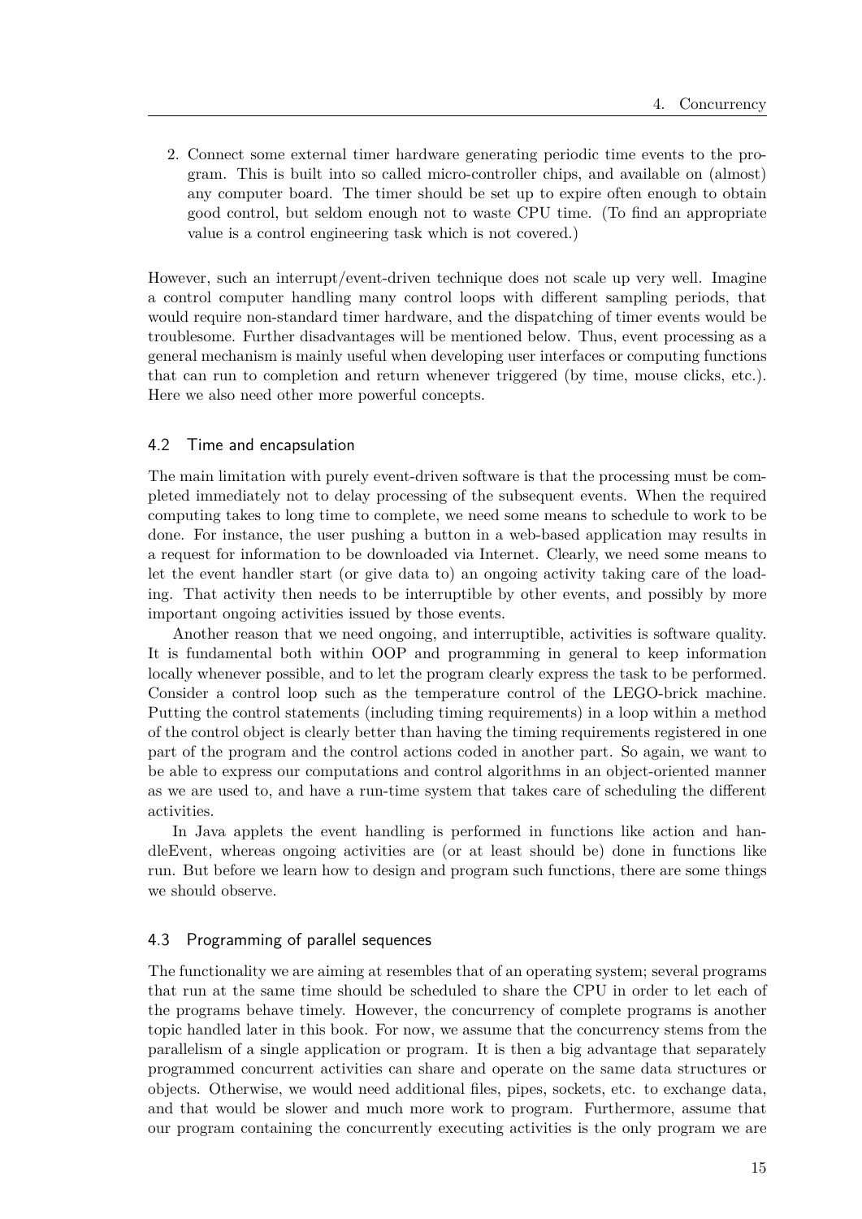2. Connect some external timer hardware generating periodic time events to the program. This is built into so called micro-controller chips, and available on (almost) any computer board. The timer should be set up to expire often enough to obtain good control, but seldom enough not to waste CPU time. (To find an appropriate value is a control engineering task which is not covered.)

However, such an interrupt/event-driven technique does not scale up very well. Imagine a control computer handling many control loops with different sampling periods, that would require non-standard timer hardware, and the dispatching of timer events would be troublesome. Further disadvantages will be mentioned below. Thus, event processing as a general mechanism is mainly useful when developing user interfaces or computing functions that can run to completion and return whenever triggered (by time, mouse clicks, etc.). Here we also need other more powerful concepts.

## 4.2 Time and encapsulation

The main limitation with purely event-driven software is that the processing must be completed immediately not to delay processing of the subsequent events. When the required computing takes to long time to complete, we need some means to schedule to work to be done. For instance, the user pushing a button in a web-based application may results in a request for information to be downloaded via Internet. Clearly, we need some means to let the event handler start (or give data to) an ongoing activity taking care of the loading. That activity then needs to be interruptible by other events, and possibly by more important ongoing activities issued by those events.

Another reason that we need ongoing, and interruptible, activities is software quality. It is fundamental both within OOP and programming in general to keep information locally whenever possible, and to let the program clearly express the task to be performed. Consider a control loop such as the temperature control of the LEGO-brick machine. Putting the control statements (including timing requirements) in a loop within a method of the control object is clearly better than having the timing requirements registered in one part of the program and the control actions coded in another part. So again, we want to be able to express our computations and control algorithms in an object-oriented manner as we are used to, and have a run-time system that takes care of scheduling the different activities.

In Java applets the event handling is performed in functions like action and handleEvent, whereas ongoing activities are (or at least should be) done in functions like run. But before we learn how to design and program such functions, there are some things we should observe.

## 4.3 Programming of parallel sequences

The functionality we are aiming at resembles that of an operating system; several programs that run at the same time should be scheduled to share the CPU in order to let each of the programs behave timely. However, the concurrency of complete programs is another topic handled later in this book. For now, we assume that the concurrency stems from the parallelism of a single application or program. It is then a big advantage that separately programmed concurrent activities can share and operate on the same data structures or objects. Otherwise, we would need additional files, pipes, sockets, etc. to exchange data, and that would be slower and much more work to program. Furthermore, assume that our program containing the concurrently executing activities is the only program we are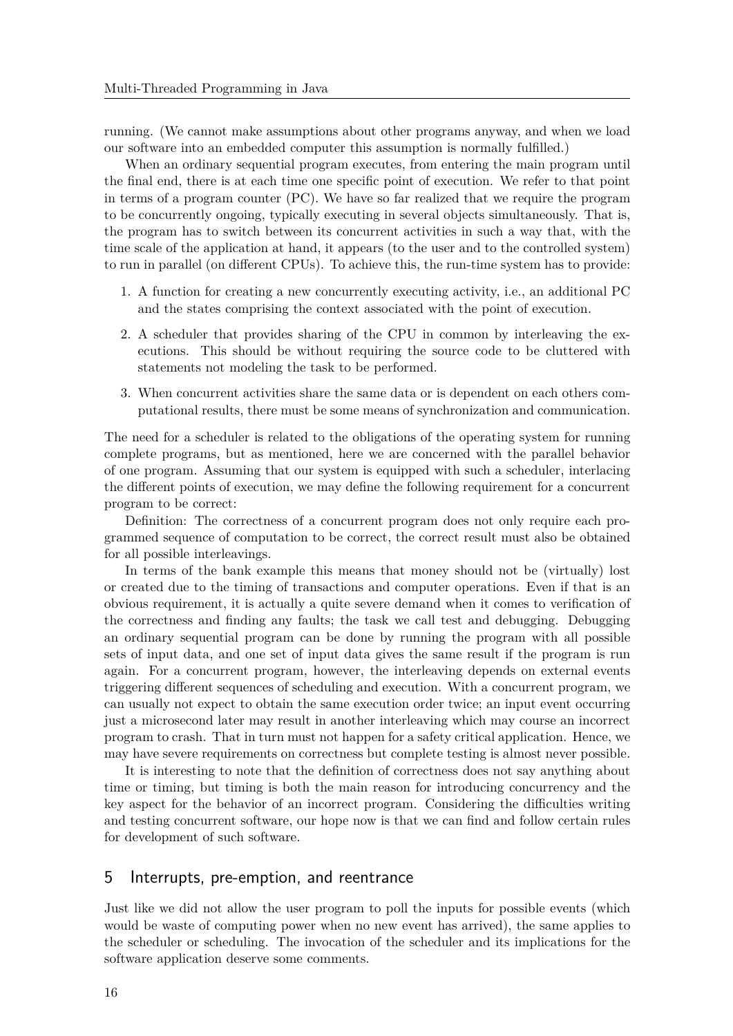running. (We cannot make assumptions about other programs anyway, and when we load our software into an embedded computer this assumption is normally fulfilled.)

When an ordinary sequential program executes, from entering the main program until the final end, there is at each time one specific point of execution. We refer to that point in terms of a program counter (PC). We have so far realized that we require the program to be concurrently ongoing, typically executing in several objects simultaneously. That is, the program has to switch between its concurrent activities in such a way that, with the time scale of the application at hand, it appears (to the user and to the controlled system) to run in parallel (on different CPUs). To achieve this, the run-time system has to provide:

1. A function for creating a new concurrently executing activity, i.e., an additional PC and the states comprising the context associated with the point of execution.
2. A scheduler that provides sharing of the CPU in common by interleaving the executions. This should be without requiring the source code to be cluttered with statements not modeling the task to be performed.
3. When concurrent activities share the same data or is dependent on each others computational results, there must be some means of synchronization and communication.

The need for a scheduler is related to the obligations of the operating system for running complete programs, but as mentioned, here we are concerned with the parallel behavior of one program. Assuming that our system is equipped with such a scheduler, interlacing the different points of execution, we may define the following requirement for a concurrent program to be correct:

Definition: The correctness of a concurrent program does not only require each programmed sequence of computation to be correct, the correct result must also be obtained for all possible interleavings.

In terms of the bank example this means that money should not be (virtually) lost or created due to the timing of transactions and computer operations. Even if that is an obvious requirement, it is actually a quite severe demand when it comes to verification of the correctness and finding any faults; the task we call test and debugging. Debugging an ordinary sequential program can be done by running the program with all possible sets of input data, and one set of input data gives the same result if the program is run again. For a concurrent program, however, the interleaving depends on external events triggering different sequences of scheduling and execution. With a concurrent program, we can usually not expect to obtain the same execution order twice; an input event occurring just a microsecond later may result in another interleaving which may course an incorrect program to crash. That in turn must not happen for a safety critical application. Hence, we may have severe requirements on correctness but complete testing is almost never possible.

It is interesting to note that the definition of correctness does not say anything about time or timing, but timing is both the main reason for introducing concurrency and the key aspect for the behavior of an incorrect program. Considering the difficulties writing and testing concurrent software, our hope now is that we can find and follow certain rules for development of such software.

## 5 Interrupts, pre-emption, and reentrance

Just like we did not allow the user program to poll the inputs for possible events (which would be waste of computing power when no new event has arrived), the same applies to the scheduler or scheduling. The invocation of the scheduler and its implications for the software application deserve some comments.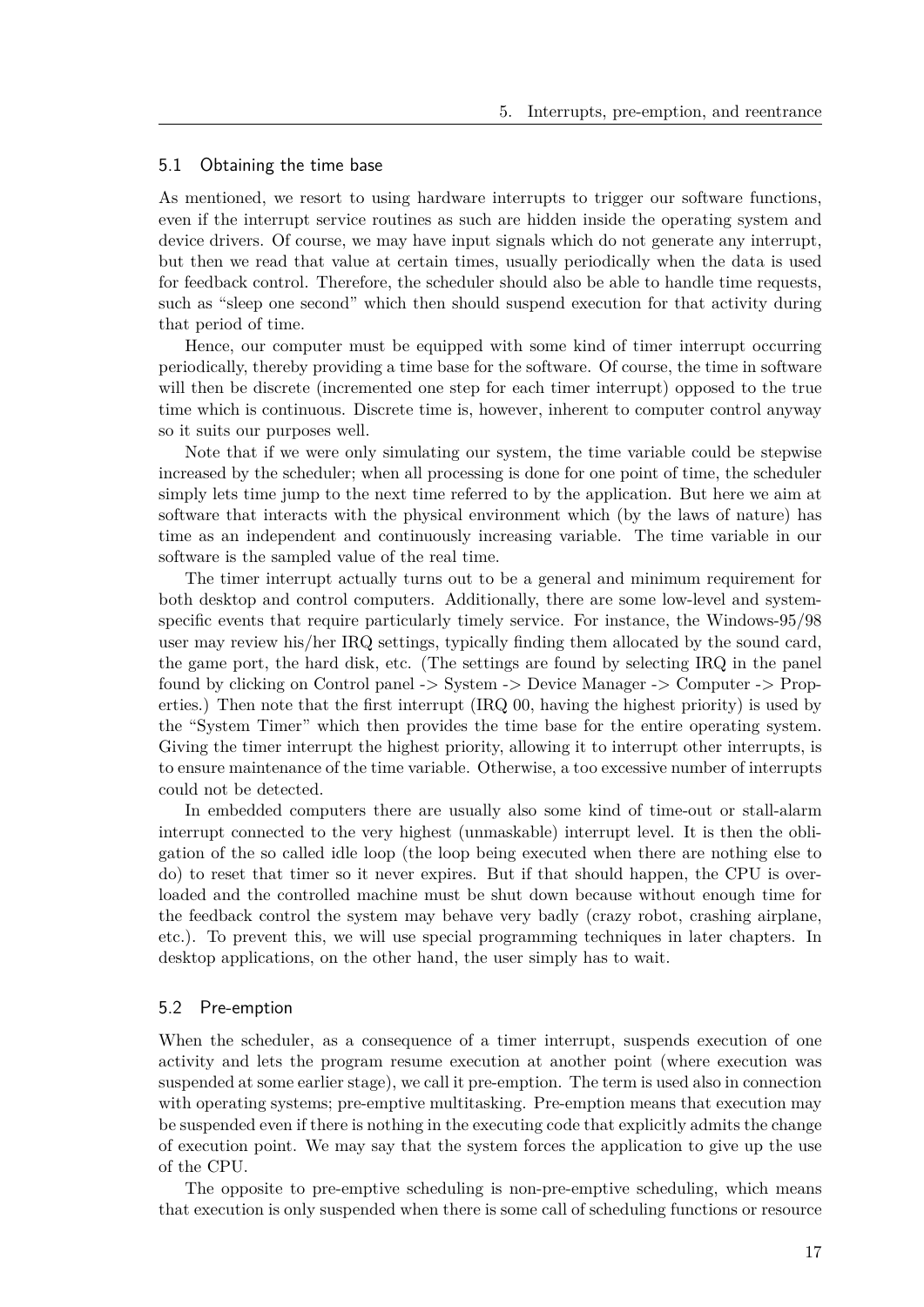## 5.1 Obtaining the time base

As mentioned, we resort to using hardware interrupts to trigger our software functions, even if the interrupt service routines as such are hidden inside the operating system and device drivers. Of course, we may have input signals which do not generate any interrupt, but then we read that value at certain times, usually periodically when the data is used for feedback control. Therefore, the scheduler should also be able to handle time requests, such as "sleep one second" which then should suspend execution for that activity during that period of time.

Hence, our computer must be equipped with some kind of timer interrupt occurring periodically, thereby providing a time base for the software. Of course, the time in software will then be discrete (incremented one step for each timer interrupt) opposed to the true time which is continuous. Discrete time is, however, inherent to computer control anyway so it suits our purposes well.

Note that if we were only simulating our system, the time variable could be stepwise increased by the scheduler; when all processing is done for one point of time, the scheduler simply lets time jump to the next time referred to by the application. But here we aim at software that interacts with the physical environment which (by the laws of nature) has time as an independent and continuously increasing variable. The time variable in our software is the sampled value of the real time.

The timer interrupt actually turns out to be a general and minimum requirement for both desktop and control computers. Additionally, there are some low-level and system-specific events that require particularly timely service. For instance, the Windows-95/98 user may review his/her IRQ settings, typically finding them allocated by the sound card, the game port, the hard disk, etc. (The settings are found by selecting IRQ in the panel found by clicking on Control panel -> System -> Device Manager -> Computer -> Properties.) Then note that the first interrupt (IRQ 00, having the highest priority) is used by the "System Timer" which then provides the time base for the entire operating system. Giving the timer interrupt the highest priority, allowing it to interrupt other interrupts, is to ensure maintenance of the time variable. Otherwise, a too excessive number of interrupts could not be detected.

In embedded computers there are usually also some kind of time-out or stall-alarm interrupt connected to the very highest (unmaskable) interrupt level. It is then the obligation of the so called idle loop (the loop being executed when there are nothing else to do) to reset that timer so it never expires. But if that should happen, the CPU is overloaded and the controlled machine must be shut down because without enough time for the feedback control the system may behave very badly (crazy robot, crashing airplane, etc.). To prevent this, we will use special programming techniques in later chapters. In desktop applications, on the other hand, the user simply has to wait.

## 5.2 Pre-emption

When the scheduler, as a consequence of a timer interrupt, suspends execution of one activity and lets the program resume execution at another point (where execution was suspended at some earlier stage), we call it pre-emption. The term is used also in connection with operating systems; pre-emptive multitasking. Pre-emption means that execution may be suspended even if there is nothing in the executing code that explicitly admits the change of execution point. We may say that the system forces the application to give up the use of the CPU.

The opposite to pre-emptive scheduling is non-pre-emptive scheduling, which means that execution is only suspended when there is some call of scheduling functions or resource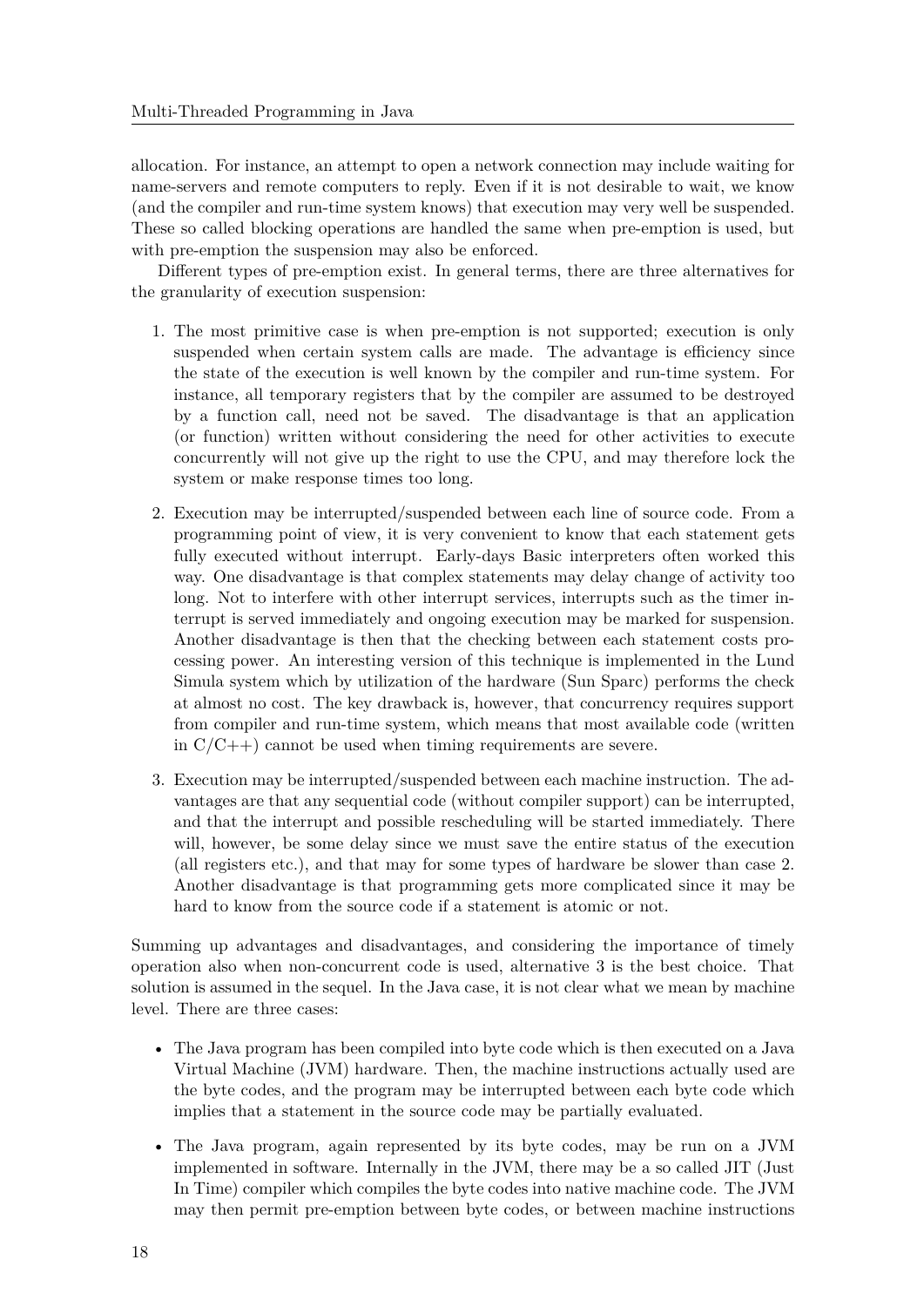allocation. For instance, an attempt to open a network connection may include waiting for name-servers and remote computers to reply. Even if it is not desirable to wait, we know (and the compiler and run-time system knows) that execution may very well be suspended. These so called blocking operations are handled the same when pre-emption is used, but with pre-emption the suspension may also be enforced.

Different types of pre-emption exist. In general terms, there are three alternatives for the granularity of execution suspension:

1. The most primitive case is when pre-emption is not supported; execution is only suspended when certain system calls are made. The advantage is efficiency since the state of the execution is well known by the compiler and run-time system. For instance, all temporary registers that by the compiler are assumed to be destroyed by a function call, need not be saved. The disadvantage is that an application (or function) written without considering the need for other activities to execute concurrently will not give up the right to use the CPU, and may therefore lock the system or make response times too long.

2. Execution may be interrupted/suspended between each line of source code. From a programming point of view, it is very convenient to know that each statement gets fully executed without interrupt. Early-days Basic interpreters often worked this way. One disadvantage is that complex statements may delay change of activity too long. Not to interfere with other interrupt services, interrupts such as the timer interrupt is served immediately and ongoing execution may be marked for suspension. Another disadvantage is then that the checking between each statement costs processing power. An interesting version of this technique is implemented in the Lund Simula system which by utilization of the hardware (Sun Sparc) performs the check at almost no cost. The key drawback is, however, that concurrency requires support from compiler and run-time system, which means that most available code (written in C/C++) cannot be used when timing requirements are severe.

3. Execution may be interrupted/suspended between each machine instruction. The advantages are that any sequential code (without compiler support) can be interrupted, and that the interrupt and possible rescheduling will be started immediately. There will, however, be some delay since we must save the entire status of the execution (all registers etc.), and that may for some types of hardware be slower than case 2. Another disadvantage is that programming gets more complicated since it may be hard to know from the source code if a statement is atomic or not.

Summing up advantages and disadvantages, and considering the importance of timely operation also when non-concurrent code is used, alternative 3 is the best choice. That solution is assumed in the sequel. In the Java case, it is not clear what we mean by machine level. There are three cases:

- The Java program has been compiled into byte code which is then executed on a Java Virtual Machine (JVM) hardware. Then, the machine instructions actually used are the byte codes, and the program may be interrupted between each byte code which implies that a statement in the source code may be partially evaluated.

- The Java program, again represented by its byte codes, may be run on a JVM implemented in software. Internally in the JVM, there may be a so called JIT (Just In Time) compiler which compiles the byte codes into native machine code. The JVM may then permit pre-emption between byte codes, or between machine instructions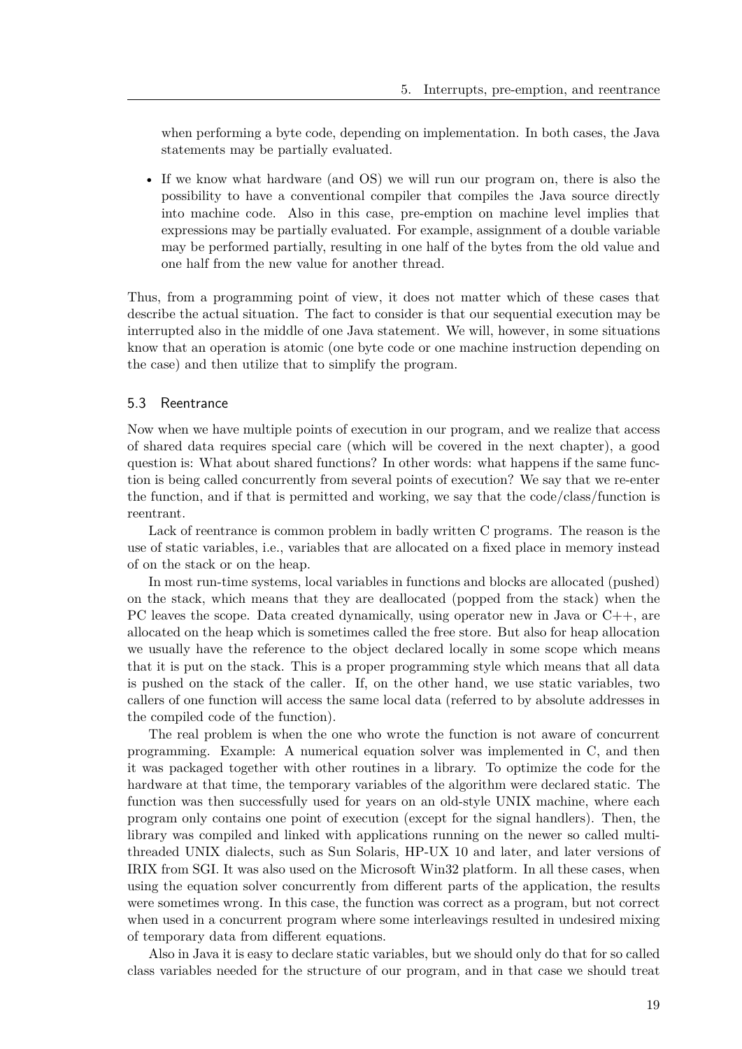when performing a byte code, depending on implementation. In both cases, the Java statements may be partially evaluated.

- If we know what hardware (and OS) we will run our program on, there is also the possibility to have a conventional compiler that compiles the Java source directly into machine code. Also in this case, pre-emption on machine level implies that expressions may be partially evaluated. For example, assignment of a double variable may be performed partially, resulting in one half of the bytes from the old value and one half from the new value for another thread.

Thus, from a programming point of view, it does not matter which of these cases that describe the actual situation. The fact to consider is that our sequential execution may be interrupted also in the middle of one Java statement. We will, however, in some situations know that an operation is atomic (one byte code or one machine instruction depending on the case) and then utilize that to simplify the program.

### 5.3 Reentrance

Now when we have multiple points of execution in our program, and we realize that access of shared data requires special care (which will be covered in the next chapter), a good question is: What about shared functions? In other words: what happens if the same function is being called concurrently from several points of execution? We say that we re-enter the function, and if that is permitted and working, we say that the code/class/function is reentrant.

Lack of reentrance is common problem in badly written C programs. The reason is the use of static variables, i.e., variables that are allocated on a fixed place in memory instead of on the stack or on the heap.

In most run-time systems, local variables in functions and blocks are allocated (pushed) on the stack, which means that they are deallocated (popped from the stack) when the PC leaves the scope. Data created dynamically, using operator new in Java or C++, are allocated on the heap which is sometimes called the free store. But also for heap allocation we usually have the reference to the object declared locally in some scope which means that it is put on the stack. This is a proper programming style which means that all data is pushed on the stack of the caller. If, on the other hand, we use static variables, two callers of one function will access the same local data (referred to by absolute addresses in the compiled code of the function).

The real problem is when the one who wrote the function is not aware of concurrent programming. Example: A numerical equation solver was implemented in C, and then it was packaged together with other routines in a library. To optimize the code for the hardware at that time, the temporary variables of the algorithm were declared static. The function was then successfully used for years on an old-style UNIX machine, where each program only contains one point of execution (except for the signal handlers). Then, the library was compiled and linked with applications running on the newer so called multi-threaded UNIX dialects, such as Sun Solaris, HP-UX 10 and later, and later versions of IRIX from SGI. It was also used on the Microsoft Win32 platform. In all these cases, when using the equation solver concurrently from different parts of the application, the results were sometimes wrong. In this case, the function was correct as a program, but not correct when used in a concurrent program where some interleavings resulted in undesired mixing of temporary data from different equations.

Also in Java it is easy to declare static variables, but we should only do that for so called class variables needed for the structure of our program, and in that case we should treat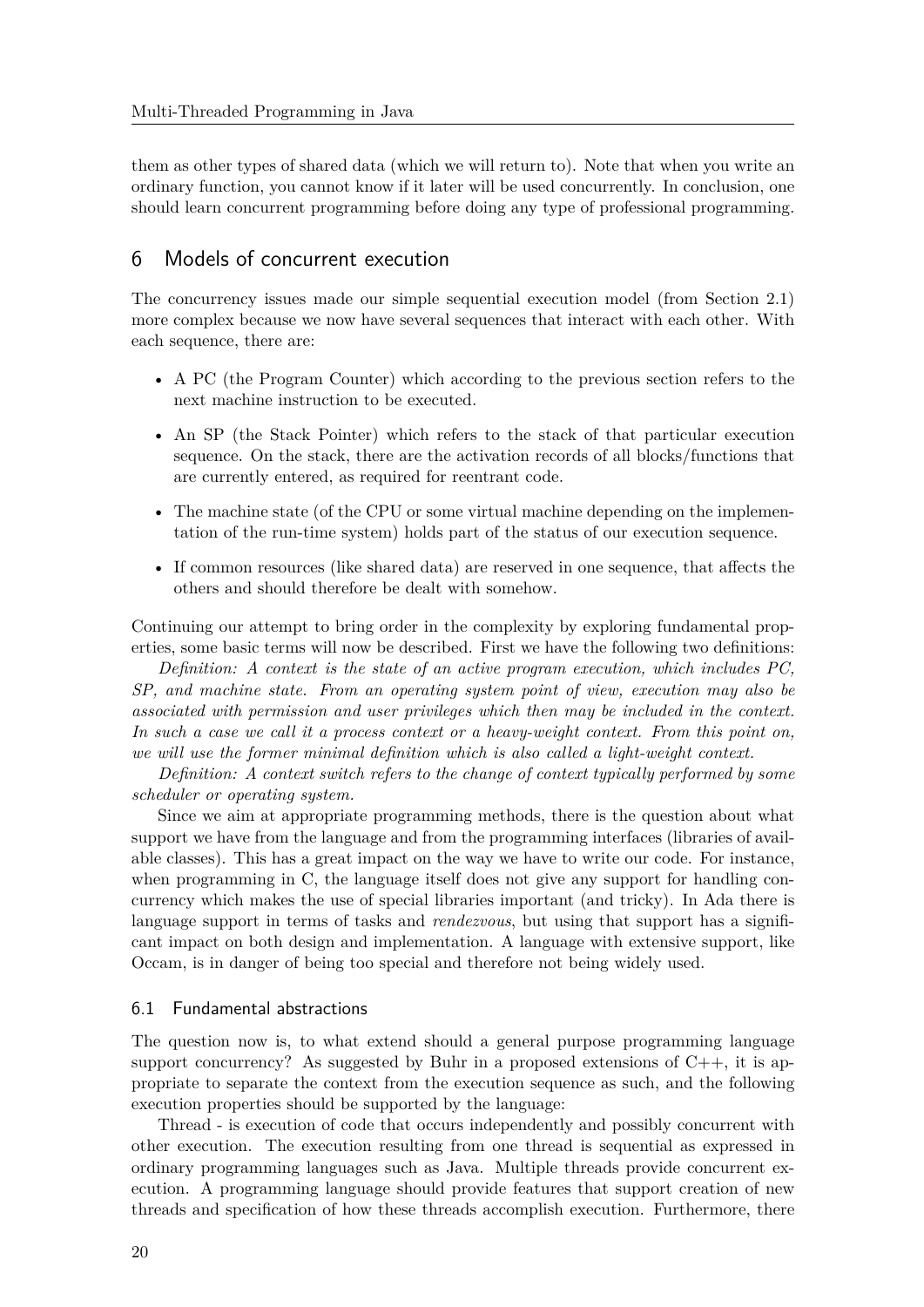them as other types of shared data (which we will return to). Note that when you write an ordinary function, you cannot know if it later will be used concurrently. In conclusion, one should learn concurrent programming before doing any type of professional programming.

## 6 Models of concurrent execution

The concurrency issues made our simple sequential execution model (from Section 2.1) more complex because we now have several sequences that interact with each other. With each sequence, there are:

- A PC (the Program Counter) which according to the previous section refers to the next machine instruction to be executed.
- An SP (the Stack Pointer) which refers to the stack of that particular execution sequence. On the stack, there are the activation records of all blocks/functions that are currently entered, as required for reentrant code.
- The machine state (of the CPU or some virtual machine depending on the implementation of the run-time system) holds part of the status of our execution sequence.
- If common resources (like shared data) are reserved in one sequence, that affects the others and should therefore be dealt with somehow.

Continuing our attempt to bring order in the complexity by exploring fundamental properties, some basic terms will now be described. First we have the following two definitions:

*Definition: A context is the state of an active program execution, which includes PC, SP, and machine state. From an operating system point of view, execution may also be associated with permission and user privileges which then may be included in the context. In such a case we call it a process context or a heavy-weight context. From this point on, we will use the former minimal definition which is also called a light-weight context.*

*Definition: A context switch refers to the change of context typically performed by some scheduler or operating system.*

Since we aim at appropriate programming methods, there is the question about what support we have from the language and from the programming interfaces (libraries of available classes). This has a great impact on the way we have to write our code. For instance, when programming in C, the language itself does not give any support for handling concurrency which makes the use of special libraries important (and tricky). In Ada there is language support in terms of tasks and *rendezvous*, but using that support has a significant impact on both design and implementation. A language with extensive support, like Occam, is in danger of being too special and therefore not being widely used.

### 6.1 Fundamental abstractions

The question now is, to what extend should a general purpose programming language support concurrency? As suggested by Buhr in a proposed extensions of C++, it is appropriate to separate the context from the execution sequence as such, and the following execution properties should be supported by the language:

Thread - is execution of code that occurs independently and possibly concurrent with other execution. The execution resulting from one thread is sequential as expressed in ordinary programming languages such as Java. Multiple threads provide concurrent execution. A programming language should provide features that support creation of new threads and specification of how these threads accomplish execution. Furthermore, there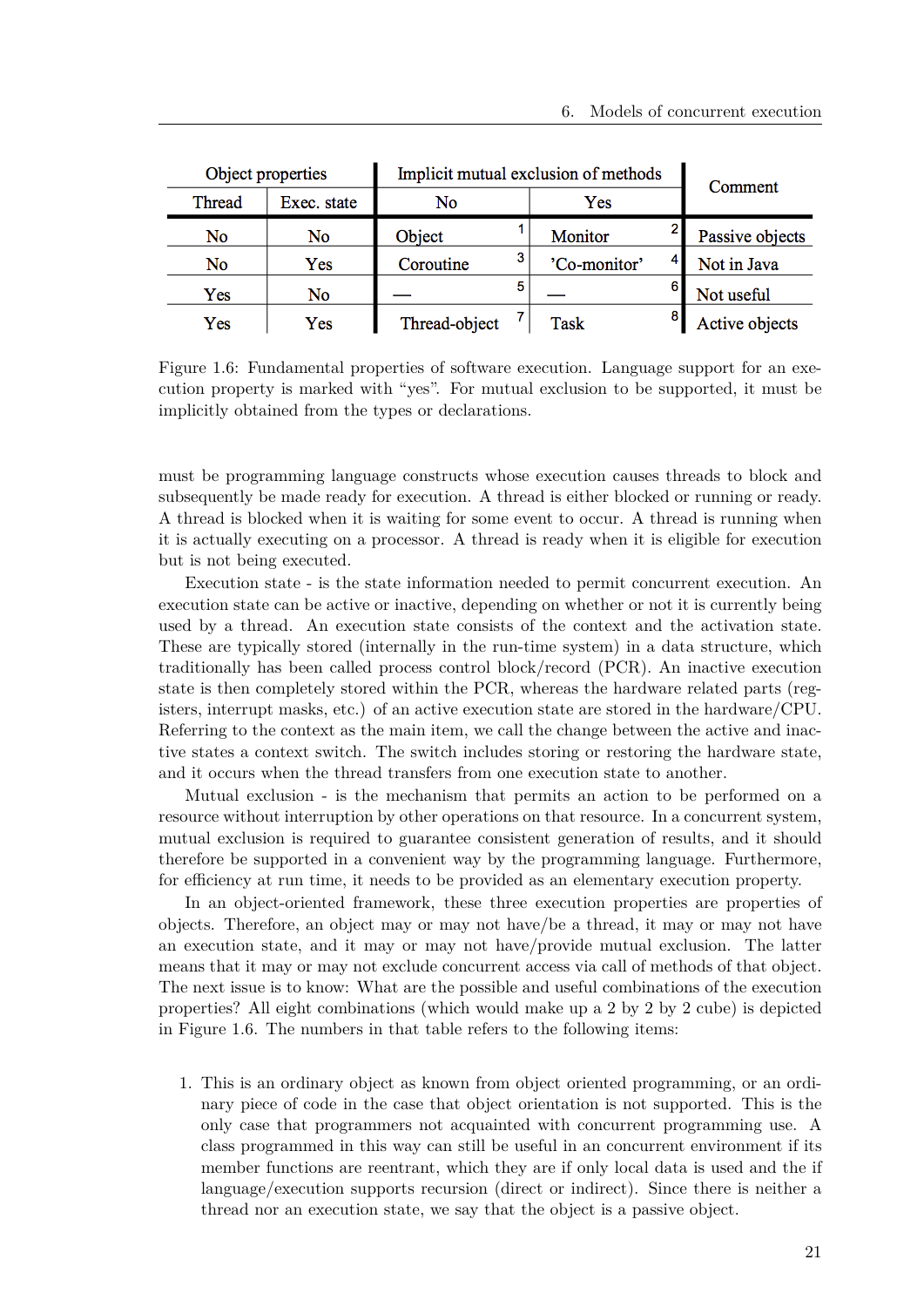| Object properties | | Implicit mutual exclusion of methods | | Comment |
|---|---|---|---|---|
| Thread | Exec. state | No | Yes | |
| No | No | Object [1] | Monitor [2] | Passive objects |
| No | Yes | Coroutine [3] | 'Co-monitor' [4] | Not in Java |
| Yes | No | — [5] | — [6] | Not useful |
| Yes | Yes | Thread-object [7] | Task [8] | Active objects |

Figure 1.6: Fundamental properties of software execution. Language support for an execution property is marked with "yes". For mutual exclusion to be supported, it must be implicitly obtained from the types or declarations.

must be programming language constructs whose execution causes threads to block and subsequently be made ready for execution. A thread is either blocked or running or ready. A thread is blocked when it is waiting for some event to occur. A thread is running when it is actually executing on a processor. A thread is ready when it is eligible for execution but is not being executed.

Execution state - is the state information needed to permit concurrent execution. An execution state can be active or inactive, depending on whether or not it is currently being used by a thread. An execution state consists of the context and the activation state. These are typically stored (internally in the run-time system) in a data structure, which traditionally has been called process control block/record (PCR). An inactive execution state is then completely stored within the PCR, whereas the hardware related parts (registers, interrupt masks, etc.) of an active execution state are stored in the hardware/CPU. Referring to the context as the main item, we call the change between the active and inactive states a context switch. The switch includes storing or restoring the hardware state, and it occurs when the thread transfers from one execution state to another.

Mutual exclusion - is the mechanism that permits an action to be performed on a resource without interruption by other operations on that resource. In a concurrent system, mutual exclusion is required to guarantee consistent generation of results, and it should therefore be supported in a convenient way by the programming language. Furthermore, for efficiency at run time, it needs to be provided as an elementary execution property.

In an object-oriented framework, these three execution properties are properties of objects. Therefore, an object may or may not have/be a thread, it may or may not have an execution state, and it may or may not have/provide mutual exclusion. The latter means that it may or may not exclude concurrent access via call of methods of that object. The next issue is to know: What are the possible and useful combinations of the execution properties? All eight combinations (which would make up a 2 by 2 by 2 cube) is depicted in Figure 1.6. The numbers in that table refers to the following items:

1. This is an ordinary object as known from object oriented programming, or an ordinary piece of code in the case that object orientation is not supported. This is the only case that programmers not acquainted with concurrent programming use. A class programmed in this way can still be useful in an concurrent environment if its member functions are reentrant, which they are if only local data is used and the if language/execution supports recursion (direct or indirect). Since there is neither a thread nor an execution state, we say that the object is a passive object.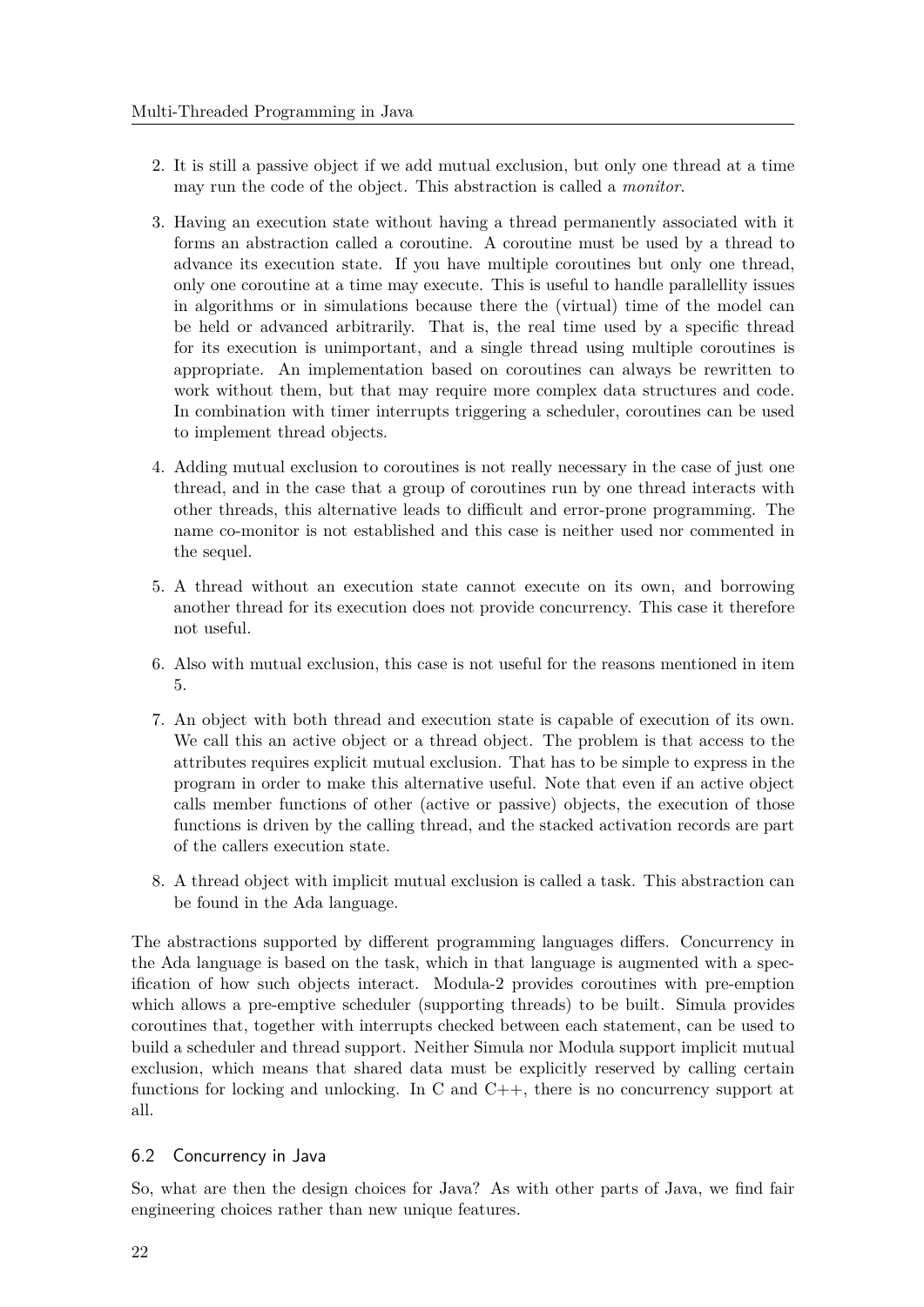2. It is still a passive object if we add mutual exclusion, but only one thread at a time may run the code of the object. This abstraction is called a *monitor*.

3. Having an execution state without having a thread permanently associated with it forms an abstraction called a coroutine. A coroutine must be used by a thread to advance its execution state. If you have multiple coroutines but only one thread, only one coroutine at a time may execute. This is useful to handle parallellity issues in algorithms or in simulations because there the (virtual) time of the model can be held or advanced arbitrarily. That is, the real time used by a specific thread for its execution is unimportant, and a single thread using multiple coroutines is appropriate. An implementation based on coroutines can always be rewritten to work without them, but that may require more complex data structures and code. In combination with timer interrupts triggering a scheduler, coroutines can be used to implement thread objects.

4. Adding mutual exclusion to coroutines is not really necessary in the case of just one thread, and in the case that a group of coroutines run by one thread interacts with other threads, this alternative leads to difficult and error-prone programming. The name co-monitor is not established and this case is neither used nor commented in the sequel.

5. A thread without an execution state cannot execute on its own, and borrowing another thread for its execution does not provide concurrency. This case it therefore not useful.

6. Also with mutual exclusion, this case is not useful for the reasons mentioned in item 5.

7. An object with both thread and execution state is capable of execution of its own. We call this an active object or a thread object. The problem is that access to the attributes requires explicit mutual exclusion. That has to be simple to express in the program in order to make this alternative useful. Note that even if an active object calls member functions of other (active or passive) objects, the execution of those functions is driven by the calling thread, and the stacked activation records are part of the callers execution state.

8. A thread object with implicit mutual exclusion is called a task. This abstraction can be found in the Ada language.

The abstractions supported by different programming languages differs. Concurrency in the Ada language is based on the task, which in that language is augmented with a specification of how such objects interact. Modula-2 provides coroutines with pre-emption which allows a pre-emptive scheduler (supporting threads) to be built. Simula provides coroutines that, together with interrupts checked between each statement, can be used to build a scheduler and thread support. Neither Simula nor Modula support implicit mutual exclusion, which means that shared data must be explicitly reserved by calling certain functions for locking and unlocking. In C and C++, there is no concurrency support at all.

## 6.2 Concurrency in Java

So, what are then the design choices for Java? As with other parts of Java, we find fair engineering choices rather than new unique features.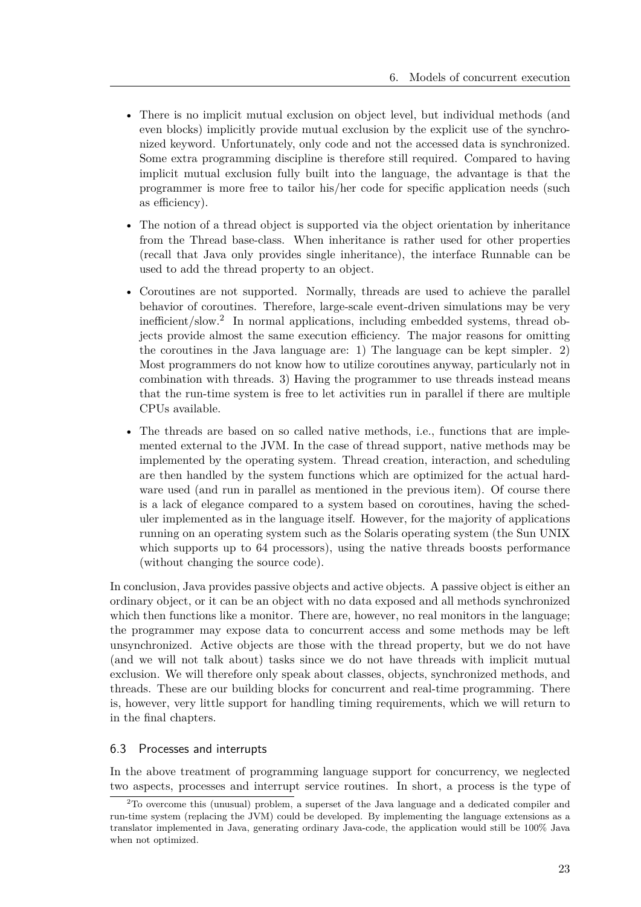- There is no implicit mutual exclusion on object level, but individual methods (and even blocks) implicitly provide mutual exclusion by the explicit use of the synchronized keyword. Unfortunately, only code and not the accessed data is synchronized. Some extra programming discipline is therefore still required. Compared to having implicit mutual exclusion fully built into the language, the advantage is that the programmer is more free to tailor his/her code for specific application needs (such as efficiency).
- The notion of a thread object is supported via the object orientation by inheritance from the Thread base-class. When inheritance is rather used for other properties (recall that Java only provides single inheritance), the interface Runnable can be used to add the thread property to an object.
- Coroutines are not supported. Normally, threads are used to achieve the parallel behavior of coroutines. Therefore, large-scale event-driven simulations may be very inefficient/slow.[2] In normal applications, including embedded systems, thread objects provide almost the same execution efficiency. The major reasons for omitting the coroutines in the Java language are: 1) The language can be kept simpler. 2) Most programmers do not know how to utilize coroutines anyway, particularly not in combination with threads. 3) Having the programmer to use threads instead means that the run-time system is free to let activities run in parallel if there are multiple CPUs available.
- The threads are based on so called native methods, i.e., functions that are implemented external to the JVM. In the case of thread support, native methods may be implemented by the operating system. Thread creation, interaction, and scheduling are then handled by the system functions which are optimized for the actual hardware used (and run in parallel as mentioned in the previous item). Of course there is a lack of elegance compared to a system based on coroutines, having the scheduler implemented as in the language itself. However, for the majority of applications running on an operating system such as the Solaris operating system (the Sun UNIX which supports up to 64 processors), using the native threads boosts performance (without changing the source code).

In conclusion, Java provides passive objects and active objects. A passive object is either an ordinary object, or it can be an object with no data exposed and all methods synchronized which then functions like a monitor. There are, however, no real monitors in the language; the programmer may expose data to concurrent access and some methods may be left unsynchronized. Active objects are those with the thread property, but we do not have (and we will not talk about) tasks since we do not have threads with implicit mutual exclusion. We will therefore only speak about classes, objects, synchronized methods, and threads. These are our building blocks for concurrent and real-time programming. There is, however, very little support for handling timing requirements, which we will return to in the final chapters.

## 6.3 Processes and interrupts

In the above treatment of programming language support for concurrency, we neglected two aspects, processes and interrupt service routines. In short, a process is the type of

[2] To overcome this (unusual) problem, a superset of the Java language and a dedicated compiler and run-time system (replacing the JVM) could be developed. By implementing the language extensions as a translator implemented in Java, generating ordinary Java-code, the application would still be 100% Java when not optimized.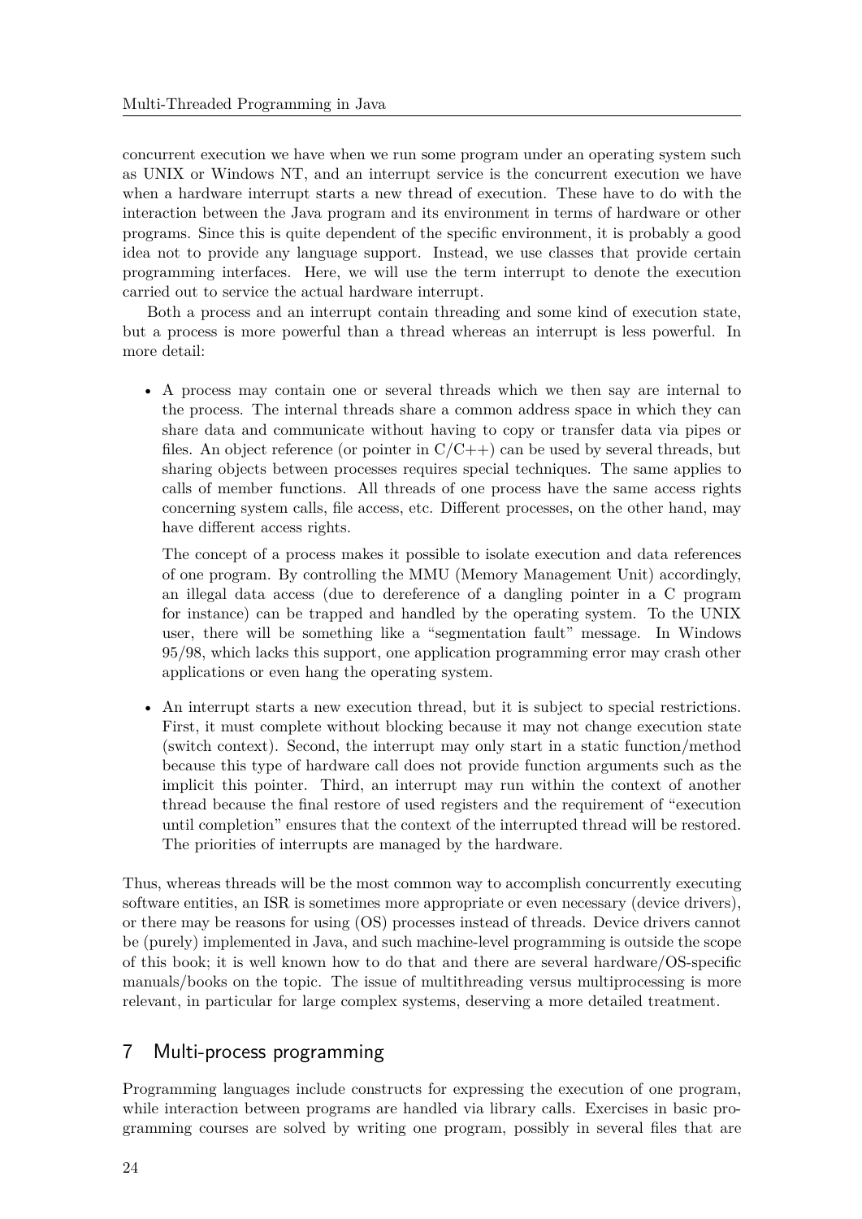concurrent execution we have when we run some program under an operating system such as UNIX or Windows NT, and an interrupt service is the concurrent execution we have when a hardware interrupt starts a new thread of execution. These have to do with the interaction between the Java program and its environment in terms of hardware or other programs. Since this is quite dependent of the specific environment, it is probably a good idea not to provide any language support. Instead, we use classes that provide certain programming interfaces. Here, we will use the term interrupt to denote the execution carried out to service the actual hardware interrupt.

Both a process and an interrupt contain threading and some kind of execution state, but a process is more powerful than a thread whereas an interrupt is less powerful. In more detail:

- A process may contain one or several threads which we then say are internal to the process. The internal threads share a common address space in which they can share data and communicate without having to copy or transfer data via pipes or files. An object reference (or pointer in C/C++) can be used by several threads, but sharing objects between processes requires special techniques. The same applies to calls of member functions. All threads of one process have the same access rights concerning system calls, file access, etc. Different processes, on the other hand, may have different access rights.

  The concept of a process makes it possible to isolate execution and data references of one program. By controlling the MMU (Memory Management Unit) accordingly, an illegal data access (due to dereference of a dangling pointer in a C program for instance) can be trapped and handled by the operating system. To the UNIX user, there will be something like a "segmentation fault" message. In Windows 95/98, which lacks this support, one application programming error may crash other applications or even hang the operating system.

- An interrupt starts a new execution thread, but it is subject to special restrictions. First, it must complete without blocking because it may not change execution state (switch context). Second, the interrupt may only start in a static function/method because this type of hardware call does not provide function arguments such as the implicit this pointer. Third, an interrupt may run within the context of another thread because the final restore of used registers and the requirement of "execution until completion" ensures that the context of the interrupted thread will be restored. The priorities of interrupts are managed by the hardware.

Thus, whereas threads will be the most common way to accomplish concurrently executing software entities, an ISR is sometimes more appropriate or even necessary (device drivers), or there may be reasons for using (OS) processes instead of threads. Device drivers cannot be (purely) implemented in Java, and such machine-level programming is outside the scope of this book; it is well known how to do that and there are several hardware/OS-specific manuals/books on the topic. The issue of multithreading versus multiprocessing is more relevant, in particular for large complex systems, deserving a more detailed treatment.

## 7 Multi-process programming

Programming languages include constructs for expressing the execution of one program, while interaction between programs are handled via library calls. Exercises in basic programming courses are solved by writing one program, possibly in several files that are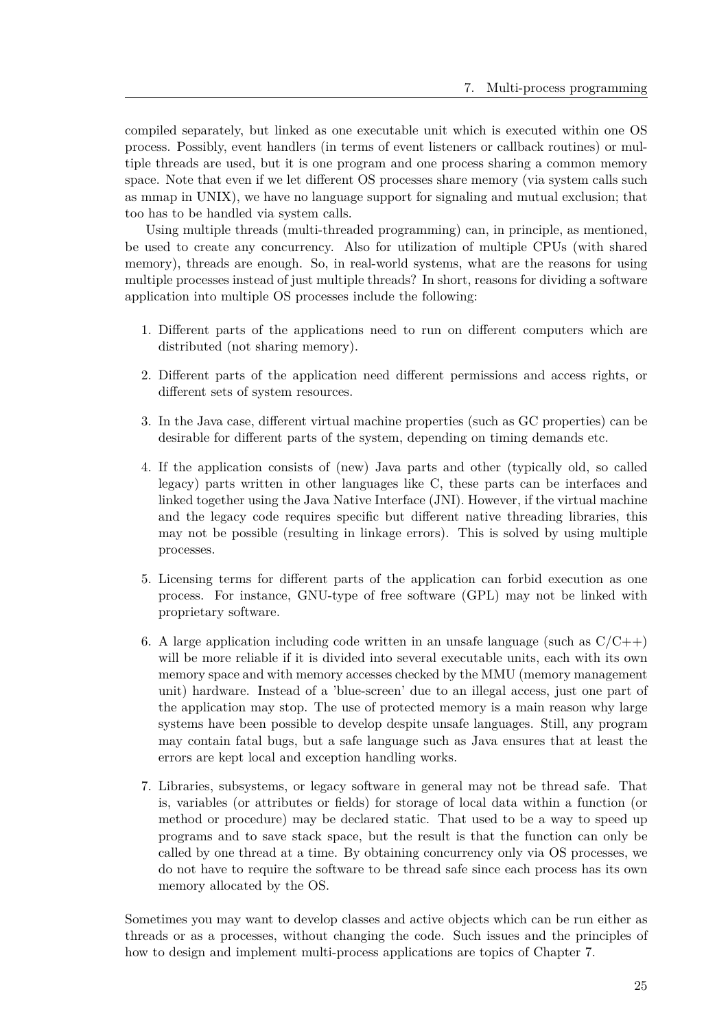compiled separately, but linked as one executable unit which is executed within one OS process. Possibly, event handlers (in terms of event listeners or callback routines) or multiple threads are used, but it is one program and one process sharing a common memory space. Note that even if we let different OS processes share memory (via system calls such as mmap in UNIX), we have no language support for signaling and mutual exclusion; that too has to be handled via system calls.

Using multiple threads (multi-threaded programming) can, in principle, as mentioned, be used to create any concurrency. Also for utilization of multiple CPUs (with shared memory), threads are enough. So, in real-world systems, what are the reasons for using multiple processes instead of just multiple threads? In short, reasons for dividing a software application into multiple OS processes include the following:

1. Different parts of the applications need to run on different computers which are distributed (not sharing memory).
2. Different parts of the application need different permissions and access rights, or different sets of system resources.
3. In the Java case, different virtual machine properties (such as GC properties) can be desirable for different parts of the system, depending on timing demands etc.
4. If the application consists of (new) Java parts and other (typically old, so called legacy) parts written in other languages like C, these parts can be interfaces and linked together using the Java Native Interface (JNI). However, if the virtual machine and the legacy code requires specific but different native threading libraries, this may not be possible (resulting in linkage errors). This is solved by using multiple processes.
5. Licensing terms for different parts of the application can forbid execution as one process. For instance, GNU-type of free software (GPL) may not be linked with proprietary software.
6. A large application including code written in an unsafe language (such as C/C++) will be more reliable if it is divided into several executable units, each with its own memory space and with memory accesses checked by the MMU (memory management unit) hardware. Instead of a 'blue-screen' due to an illegal access, just one part of the application may stop. The use of protected memory is a main reason why large systems have been possible to develop despite unsafe languages. Still, any program may contain fatal bugs, but a safe language such as Java ensures that at least the errors are kept local and exception handling works.
7. Libraries, subsystems, or legacy software in general may not be thread safe. That is, variables (or attributes or fields) for storage of local data within a function (or method or procedure) may be declared static. That used to be a way to speed up programs and to save stack space, but the result is that the function can only be called by one thread at a time. By obtaining concurrency only via OS processes, we do not have to require the software to be thread safe since each process has its own memory allocated by the OS.

Sometimes you may want to develop classes and active objects which can be run either as threads or as a processes, without changing the code. Such issues and the principles of how to design and implement multi-process applications are topics of Chapter 7.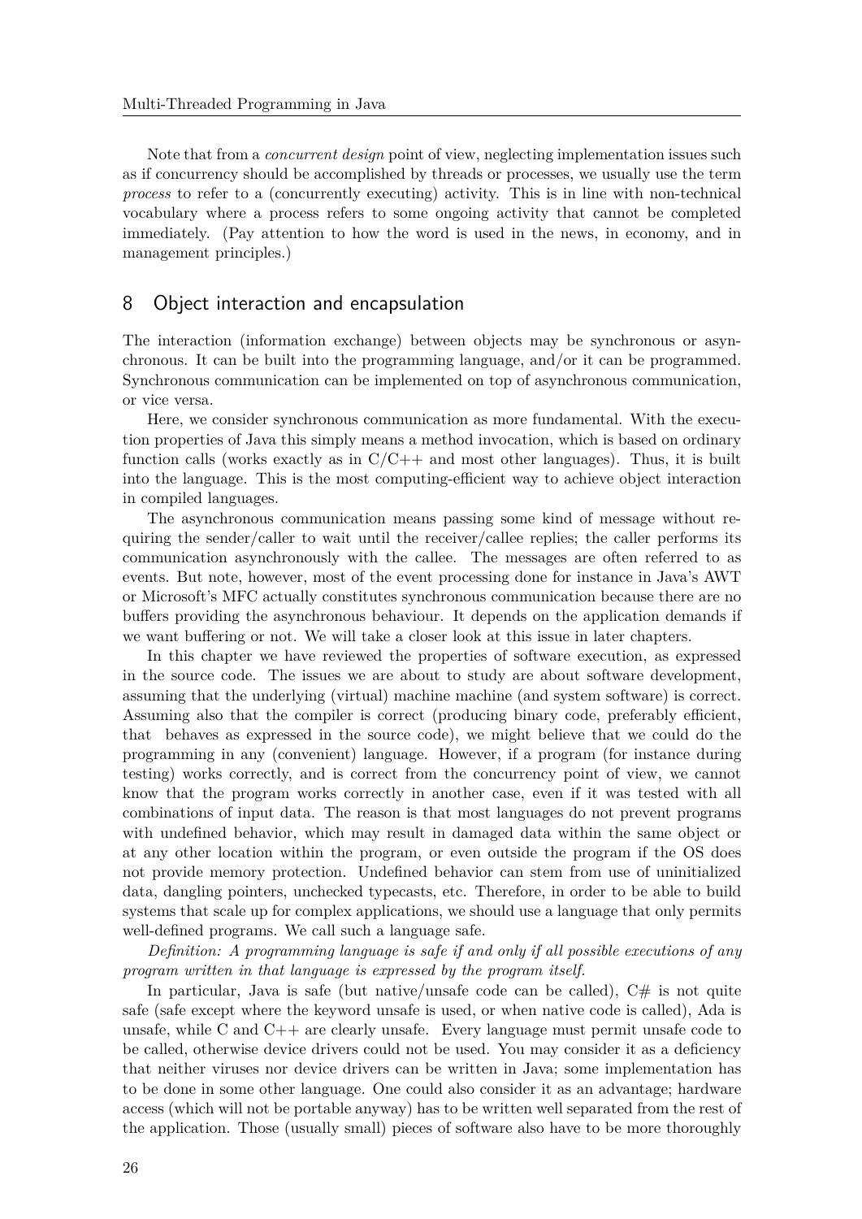Note that from a *concurrent design* point of view, neglecting implementation issues such as if concurrency should be accomplished by threads or processes, we usually use the term *process* to refer to a (concurrently executing) activity. This is in line with non-technical vocabulary where a process refers to some ongoing activity that cannot be completed immediately. (Pay attention to how the word is used in the news, in economy, and in management principles.)

## 8 Object interaction and encapsulation

The interaction (information exchange) between objects may be synchronous or asynchronous. It can be built into the programming language, and/or it can be programmed. Synchronous communication can be implemented on top of asynchronous communication, or vice versa.

Here, we consider synchronous communication as more fundamental. With the execution properties of Java this simply means a method invocation, which is based on ordinary function calls (works exactly as in C/C++ and most other languages). Thus, it is built into the language. This is the most computing-efficient way to achieve object interaction in compiled languages.

The asynchronous communication means passing some kind of message without requiring the sender/caller to wait until the receiver/callee replies; the caller performs its communication asynchronously with the callee. The messages are often referred to as events. But note, however, most of the event processing done for instance in Java's AWT or Microsoft's MFC actually constitutes synchronous communication because there are no buffers providing the asynchronous behaviour. It depends on the application demands if we want buffering or not. We will take a closer look at this issue in later chapters.

In this chapter we have reviewed the properties of software execution, as expressed in the source code. The issues we are about to study are about software development, assuming that the underlying (virtual) machine machine (and system software) is correct. Assuming also that the compiler is correct (producing binary code, preferably efficient, that behaves as expressed in the source code), we might believe that we could do the programming in any (convenient) language. However, if a program (for instance during testing) works correctly, and is correct from the concurrency point of view, we cannot know that the program works correctly in another case, even if it was tested with all combinations of input data. The reason is that most languages do not prevent programs with undefined behavior, which may result in damaged data within the same object or at any other location within the program, or even outside the program if the OS does not provide memory protection. Undefined behavior can stem from use of uninitialized data, dangling pointers, unchecked typecasts, etc. Therefore, in order to be able to build systems that scale up for complex applications, we should use a language that only permits well-defined programs. We call such a language safe.

*Definition: A programming language is safe if and only if all possible executions of any program written in that language is expressed by the program itself.*

In particular, Java is safe (but native/unsafe code can be called), C# is not quite safe (safe except where the keyword unsafe is used, or when native code is called), Ada is unsafe, while C and C++ are clearly unsafe. Every language must permit unsafe code to be called, otherwise device drivers could not be used. You may consider it as a deficiency that neither viruses nor device drivers can be written in Java; some implementation has to be done in some other language. One could also consider it as an advantage; hardware access (which will not be portable anyway) has to be written well separated from the rest of the application. Those (usually small) pieces of software also have to be more thoroughly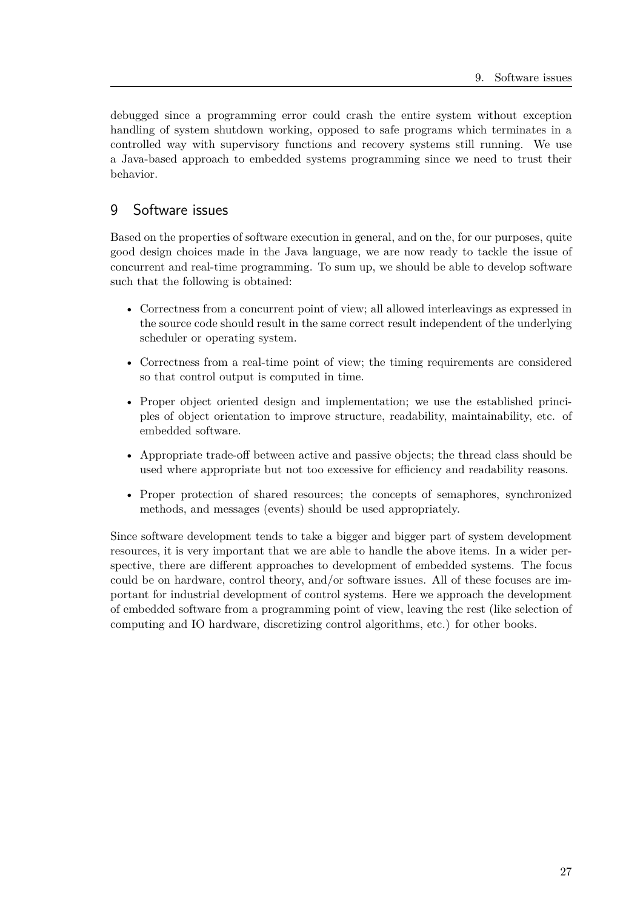debugged since a programming error could crash the entire system without exception handling of system shutdown working, opposed to safe programs which terminates in a controlled way with supervisory functions and recovery systems still running. We use a Java-based approach to embedded systems programming since we need to trust their behavior.

# 9 Software issues

Based on the properties of software execution in general, and on the, for our purposes, quite good design choices made in the Java language, we are now ready to tackle the issue of concurrent and real-time programming. To sum up, we should be able to develop software such that the following is obtained:

- Correctness from a concurrent point of view; all allowed interleavings as expressed in the source code should result in the same correct result independent of the underlying scheduler or operating system.
- Correctness from a real-time point of view; the timing requirements are considered so that control output is computed in time.
- Proper object oriented design and implementation; we use the established principles of object orientation to improve structure, readability, maintainability, etc. of embedded software.
- Appropriate trade-off between active and passive objects; the thread class should be used where appropriate but not too excessive for efficiency and readability reasons.
- Proper protection of shared resources; the concepts of semaphores, synchronized methods, and messages (events) should be used appropriately.

Since software development tends to take a bigger and bigger part of system development resources, it is very important that we are able to handle the above items. In a wider perspective, there are different approaches to development of embedded systems. The focus could be on hardware, control theory, and/or software issues. All of these focuses are important for industrial development of control systems. Here we approach the development of embedded software from a programming point of view, leaving the rest (like selection of computing and IO hardware, discretizing control algorithms, etc.) for other books.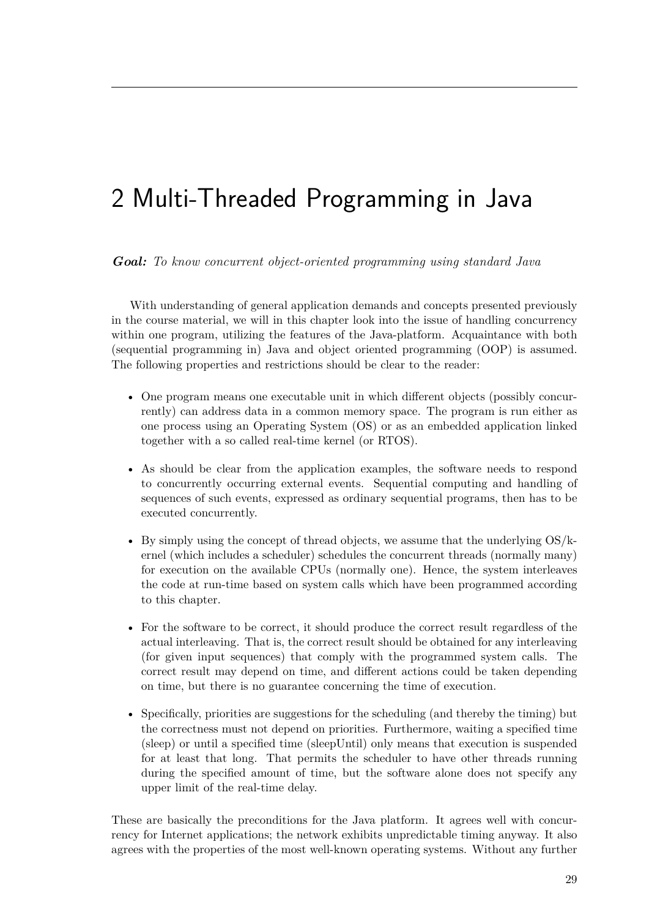# 2 Multi-Threaded Programming in Java

***Goal:*** *To know concurrent object-oriented programming using standard Java*

With understanding of general application demands and concepts presented previously in the course material, we will in this chapter look into the issue of handling concurrency within one program, utilizing the features of the Java-platform. Acquaintance with both (sequential programming in) Java and object oriented programming (OOP) is assumed. The following properties and restrictions should be clear to the reader:

- One program means one executable unit in which different objects (possibly concurrently) can address data in a common memory space. The program is run either as one process using an Operating System (OS) or as an embedded application linked together with a so called real-time kernel (or RTOS).
- As should be clear from the application examples, the software needs to respond to concurrently occurring external events. Sequential computing and handling of sequences of such events, expressed as ordinary sequential programs, then has to be executed concurrently.
- By simply using the concept of thread objects, we assume that the underlying OS/kernel (which includes a scheduler) schedules the concurrent threads (normally many) for execution on the available CPUs (normally one). Hence, the system interleaves the code at run-time based on system calls which have been programmed according to this chapter.
- For the software to be correct, it should produce the correct result regardless of the actual interleaving. That is, the correct result should be obtained for any interleaving (for given input sequences) that comply with the programmed system calls. The correct result may depend on time, and different actions could be taken depending on time, but there is no guarantee concerning the time of execution.
- Specifically, priorities are suggestions for the scheduling (and thereby the timing) but the correctness must not depend on priorities. Furthermore, waiting a specified time (sleep) or until a specified time (sleepUntil) only means that execution is suspended for at least that long. That permits the scheduler to have other threads running during the specified amount of time, but the software alone does not specify any upper limit of the real-time delay.

These are basically the preconditions for the Java platform. It agrees well with concurrency for Internet applications; the network exhibits unpredictable timing anyway. It also agrees with the properties of the most well-known operating systems. Without any further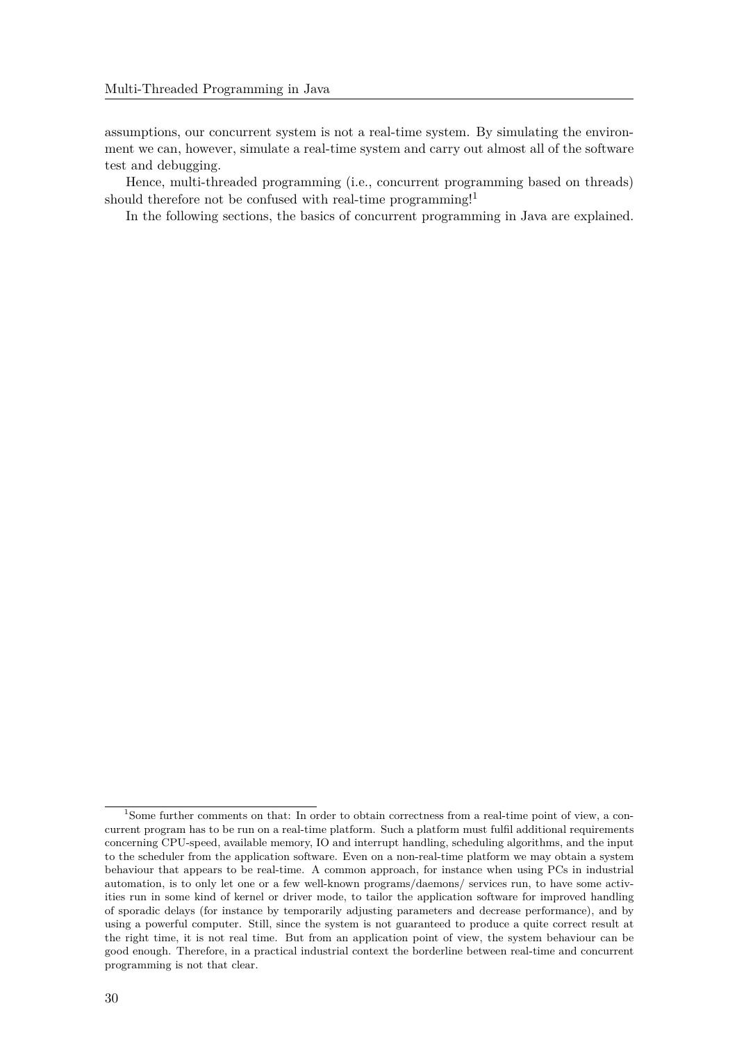assumptions, our concurrent system is not a real-time system. By simulating the environment we can, however, simulate a real-time system and carry out almost all of the software test and debugging.

Hence, multi-threaded programming (i.e., concurrent programming based on threads) should therefore not be confused with real-time programming![1]

In the following sections, the basics of concurrent programming in Java are explained.

---

[1] Some further comments on that: In order to obtain correctness from a real-time point of view, a concurrent program has to be run on a real-time platform. Such a platform must fulfil additional requirements concerning CPU-speed, available memory, IO and interrupt handling, scheduling algorithms, and the input to the scheduler from the application software. Even on a non-real-time platform we may obtain a system behaviour that appears to be real-time. A common approach, for instance when using PCs in industrial automation, is to only let one or a few well-known programs/daemons/ services run, to have some activities run in some kind of kernel or driver mode, to tailor the application software for improved handling of sporadic delays (for instance by temporarily adjusting parameters and decrease performance), and by using a powerful computer. Still, since the system is not guaranteed to produce a quite correct result at the right time, it is not real time. But from an application point of view, the system behaviour can be good enough. Therefore, in a practical industrial context the borderline between real-time and concurrent programming is not that clear.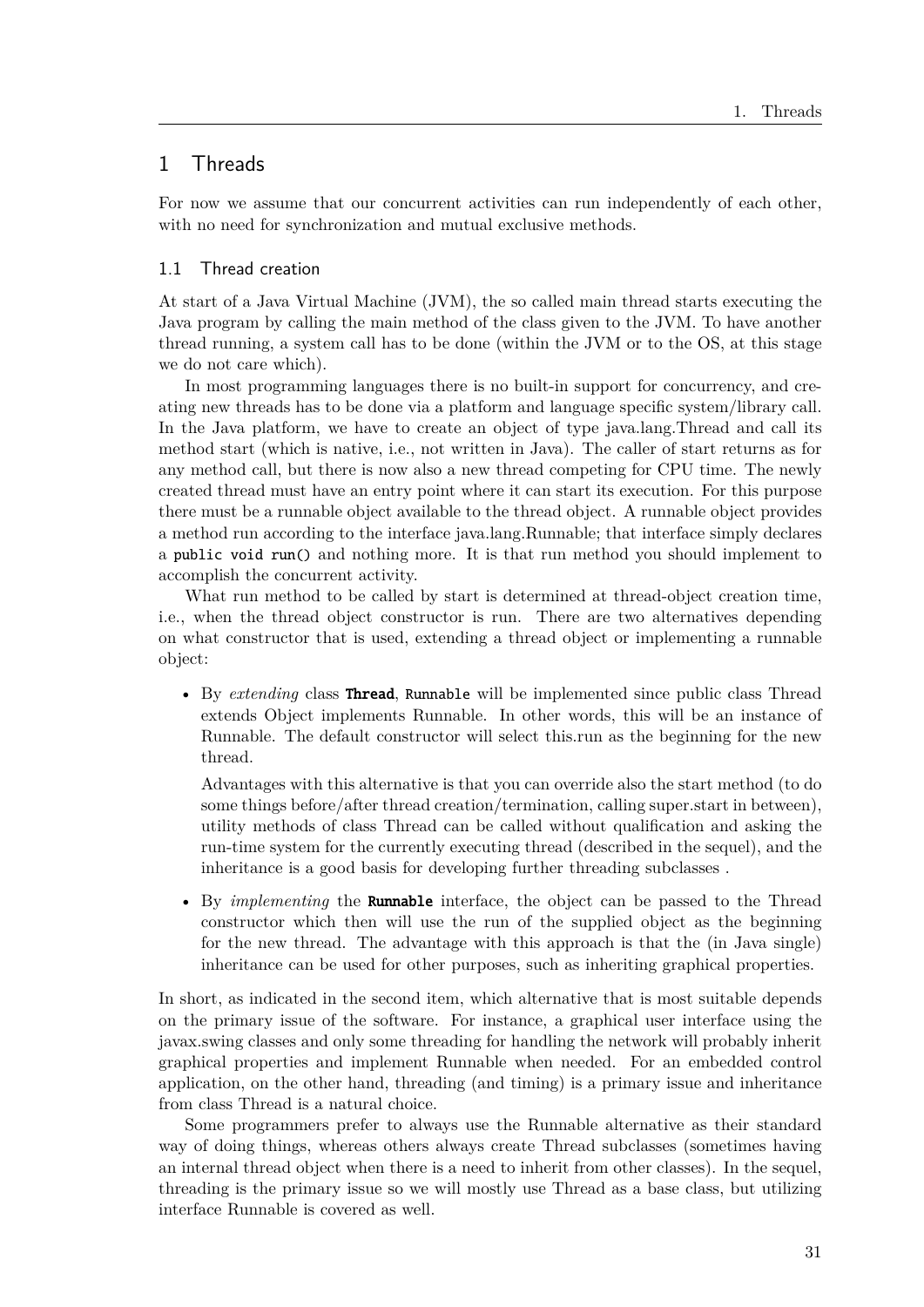# 1 Threads

For now we assume that our concurrent activities can run independently of each other, with no need for synchronization and mutual exclusive methods.

## 1.1 Thread creation

At start of a Java Virtual Machine (JVM), the so called main thread starts executing the Java program by calling the main method of the class given to the JVM. To have another thread running, a system call has to be done (within the JVM or to the OS, at this stage we do not care which).

In most programming languages there is no built-in support for concurrency, and creating new threads has to be done via a platform and language specific system/library call. In the Java platform, we have to create an object of type java.lang.Thread and call its method start (which is native, i.e., not written in Java). The caller of start returns as for any method call, but there is now also a new thread competing for CPU time. The newly created thread must have an entry point where it can start its execution. For this purpose there must be a runnable object available to the thread object. A runnable object provides a method run according to the interface java.lang.Runnable; that interface simply declares a `public void run()` and nothing more. It is that run method you should implement to accomplish the concurrent activity.

What run method to be called by start is determined at thread-object creation time, i.e., when the thread object constructor is run. There are two alternatives depending on what constructor that is used, extending a thread object or implementing a runnable object:

- By *extending* class **`Thread`**, `Runnable` will be implemented since public class Thread extends Object implements Runnable. In other words, this will be an instance of Runnable. The default constructor will select this.run as the beginning for the new thread.

  Advantages with this alternative is that you can override also the start method (to do some things before/after thread creation/termination, calling super.start in between), utility methods of class Thread can be called without qualification and asking the run-time system for the currently executing thread (described in the sequel), and the inheritance is a good basis for developing further threading subclasses .

- By *implementing* the **`Runnable`** interface, the object can be passed to the Thread constructor which then will use the run of the supplied object as the beginning for the new thread. The advantage with this approach is that the (in Java single) inheritance can be used for other purposes, such as inheriting graphical properties.

In short, as indicated in the second item, which alternative that is most suitable depends on the primary issue of the software. For instance, a graphical user interface using the javax.swing classes and only some threading for handling the network will probably inherit graphical properties and implement Runnable when needed. For an embedded control application, on the other hand, threading (and timing) is a primary issue and inheritance from class Thread is a natural choice.

Some programmers prefer to always use the Runnable alternative as their standard way of doing things, whereas others always create Thread subclasses (sometimes having an internal thread object when there is a need to inherit from other classes). In the sequel, threading is the primary issue so we will mostly use Thread as a base class, but utilizing interface Runnable is covered as well.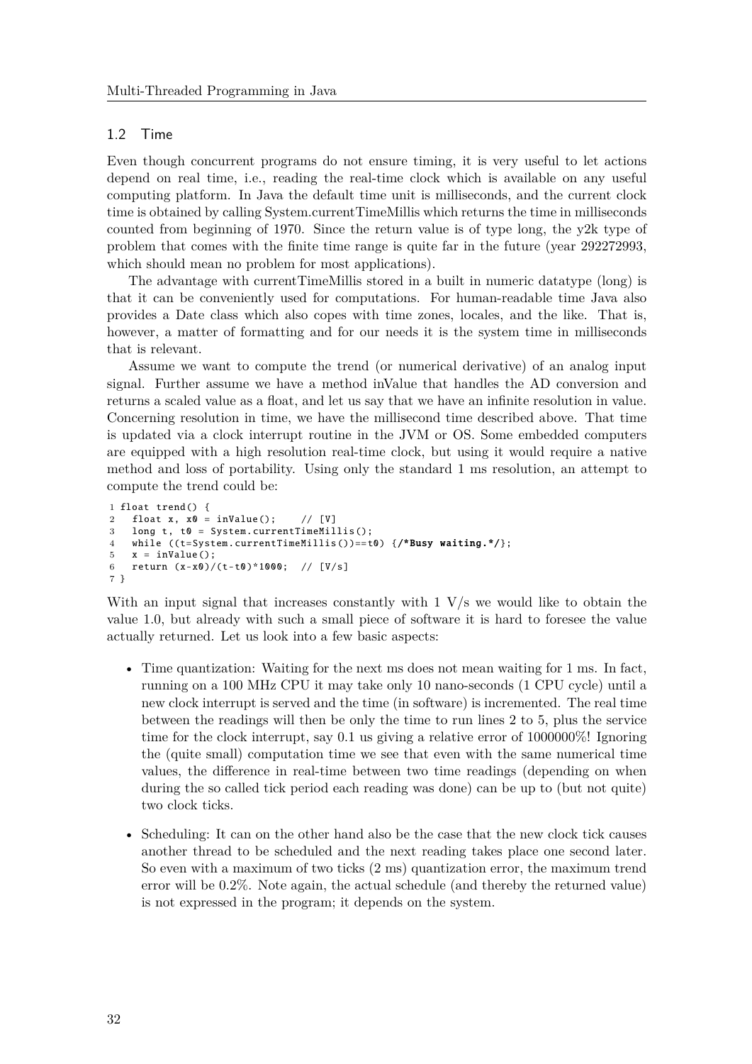## 1.2 Time

Even though concurrent programs do not ensure timing, it is very useful to let actions depend on real time, i.e., reading the real-time clock which is available on any useful computing platform. In Java the default time unit is milliseconds, and the current clock time is obtained by calling System.currentTimeMillis which returns the time in milliseconds counted from beginning of 1970. Since the return value is of type long, the y2k type of problem that comes with the finite time range is quite far in the future (year 292272993, which should mean no problem for most applications).

The advantage with currentTimeMillis stored in a built in numeric datatype (long) is that it can be conveniently used for computations. For human-readable time Java also provides a Date class which also copes with time zones, locales, and the like. That is, however, a matter of formatting and for our needs it is the system time in milliseconds that is relevant.

Assume we want to compute the trend (or numerical derivative) of an analog input signal. Further assume we have a method inValue that handles the AD conversion and returns a scaled value as a float, and let us say that we have an infinite resolution in value. Concerning resolution in time, we have the millisecond time described above. That time is updated via a clock interrupt routine in the JVM or OS. Some embedded computers are equipped with a high resolution real-time clock, but using it would require a native method and loss of portability. Using only the standard 1 ms resolution, an attempt to compute the trend could be:

```
1 float trend() {
2   float x, x0 = inValue();    // [V]
3   long t, t0 = System.currentTimeMillis();
4   while ((t=System.currentTimeMillis())==t0) {/*Busy waiting.*/};
5   x = inValue();
6   return (x-x0)/(t-t0)*1000;  // [V/s]
7 }
```

With an input signal that increases constantly with 1 V/s we would like to obtain the value 1.0, but already with such a small piece of software it is hard to foresee the value actually returned. Let us look into a few basic aspects:

- Time quantization: Waiting for the next ms does not mean waiting for 1 ms. In fact, running on a 100 MHz CPU it may take only 10 nano-seconds (1 CPU cycle) until a new clock interrupt is served and the time (in software) is incremented. The real time between the readings will then be only the time to run lines 2 to 5, plus the service time for the clock interrupt, say 0.1 us giving a relative error of 1000000%! Ignoring the (quite small) computation time we see that even with the same numerical time values, the difference in real-time between two time readings (depending on when during the so called tick period each reading was done) can be up to (but not quite) two clock ticks.
- Scheduling: It can on the other hand also be the case that the new clock tick causes another thread to be scheduled and the next reading takes place one second later. So even with a maximum of two ticks (2 ms) quantization error, the maximum trend error will be 0.2%. Note again, the actual schedule (and thereby the returned value) is not expressed in the program; it depends on the system.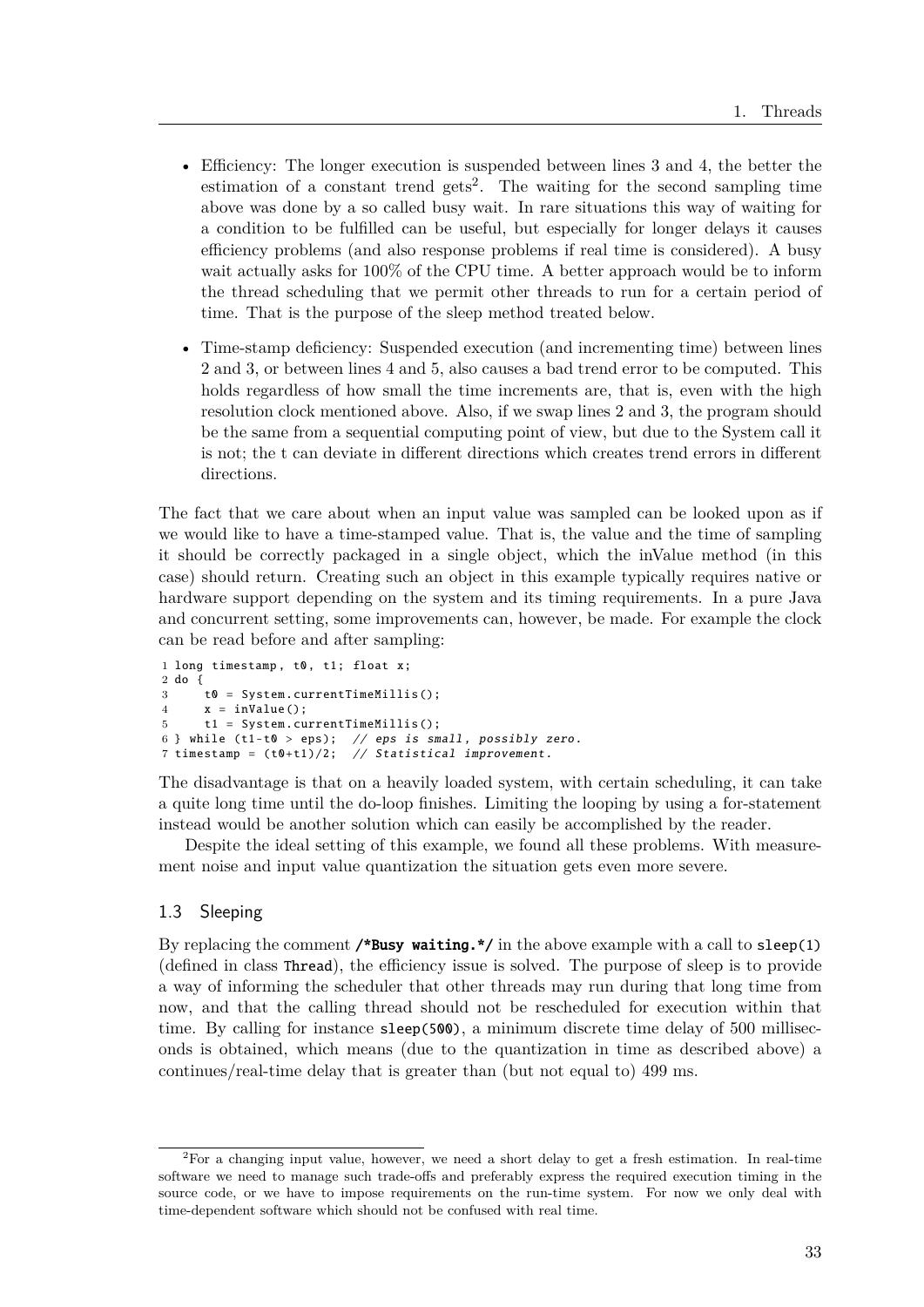- Efficiency: The longer execution is suspended between lines 3 and 4, the better the estimation of a constant trend gets[2]. The waiting for the second sampling time above was done by a so called busy wait. In rare situations this way of waiting for a condition to be fulfilled can be useful, but especially for longer delays it causes efficiency problems (and also response problems if real time is considered). A busy wait actually asks for 100% of the CPU time. A better approach would be to inform the thread scheduling that we permit other threads to run for a certain period of time. That is the purpose of the sleep method treated below.
- Time-stamp deficiency: Suspended execution (and incrementing time) between lines 2 and 3, or between lines 4 and 5, also causes a bad trend error to be computed. This holds regardless of how small the time increments are, that is, even with the high resolution clock mentioned above. Also, if we swap lines 2 and 3, the program should be the same from a sequential computing point of view, but due to the System call it is not; the t can deviate in different directions which creates trend errors in different directions.

The fact that we care about when an input value was sampled can be looked upon as if we would like to have a time-stamped value. That is, the value and the time of sampling it should be correctly packaged in a single object, which the inValue method (in this case) should return. Creating such an object in this example typically requires native or hardware support depending on the system and its timing requirements. In a pure Java and concurrent setting, some improvements can, however, be made. For example the clock can be read before and after sampling:

```
1 long timestamp, t0, t1; float x;
2 do {
3     t0 = System.currentTimeMillis();
4     x = inValue();
5     t1 = System.currentTimeMillis();
6 } while (t1-t0 > eps);  // eps is small, possibly zero.
7 timestamp = (t0+t1)/2;  // Statistical improvement.
```

The disadvantage is that on a heavily loaded system, with certain scheduling, it can take a quite long time until the do-loop finishes. Limiting the looping by using a for-statement instead would be another solution which can easily be accomplished by the reader.

Despite the ideal setting of this example, we found all these problems. With measurement noise and input value quantization the situation gets even more severe.

### 1.3 Sleeping

By replacing the comment **`/*Busy waiting.*/`** in the above example with a call to `sleep(1)` (defined in class `Thread`), the efficiency issue is solved. The purpose of sleep is to provide a way of informing the scheduler that other threads may run during that long time from now, and that the calling thread should not be rescheduled for execution within that time. By calling for instance `sleep(500)`, a minimum discrete time delay of 500 milliseconds is obtained, which means (due to the quantization in time as described above) a continues/real-time delay that is greater than (but not equal to) 499 ms.

[2]For a changing input value, however, we need a short delay to get a fresh estimation. In real-time software we need to manage such trade-offs and preferably express the required execution timing in the source code, or we have to impose requirements on the run-time system. For now we only deal with time-dependent software which should not be confused with real time.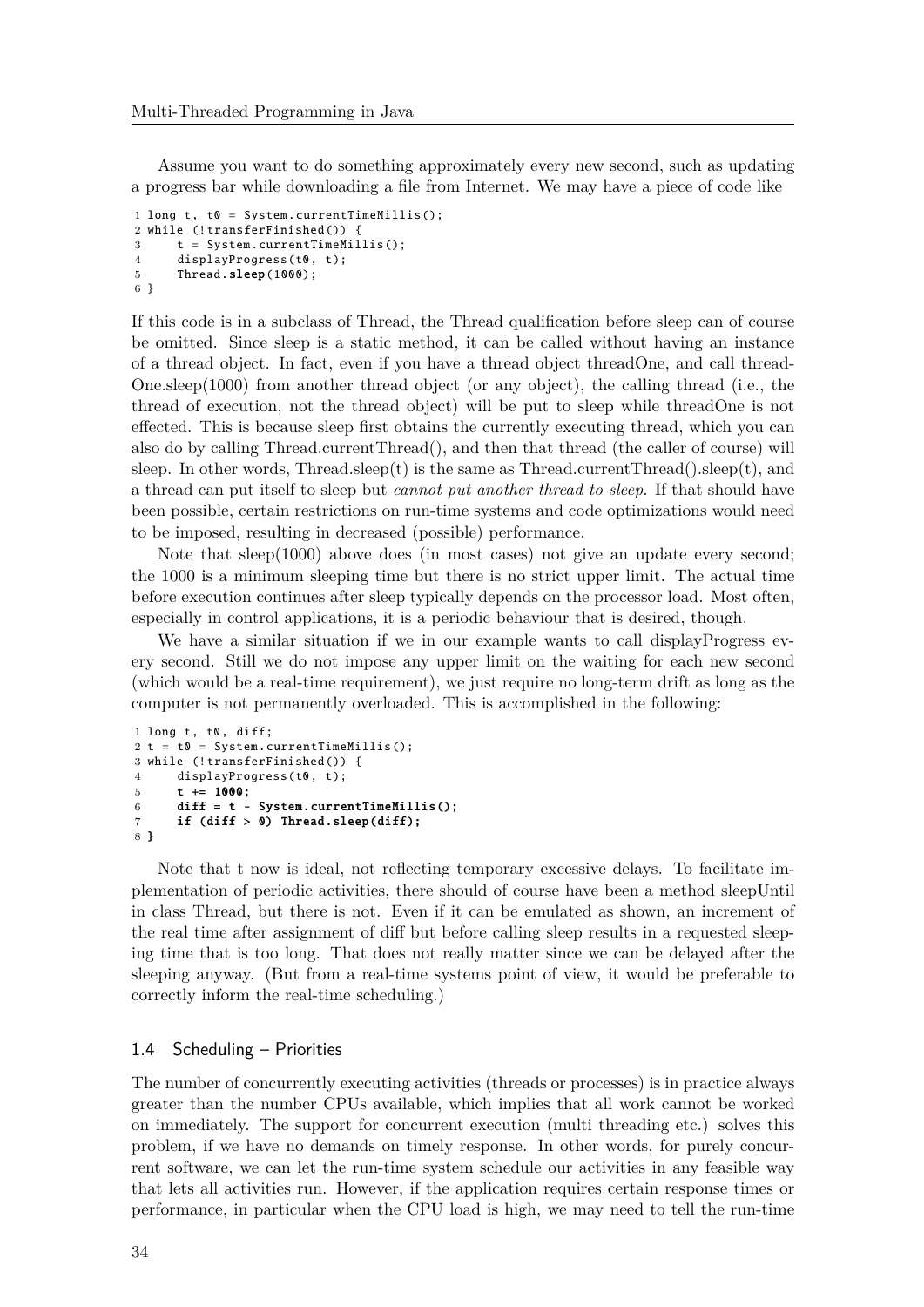Assume you want to do something approximately every new second, such as updating a progress bar while downloading a file from Internet. We may have a piece of code like

```
1 long t, t0 = System.currentTimeMillis();
2 while (!transferFinished()) {
3     t = System.currentTimeMillis();
4     displayProgress(t0, t);
5     Thread.sleep(1000);
6 }
```

If this code is in a subclass of Thread, the Thread qualification before sleep can of course be omitted. Since sleep is a static method, it can be called without having an instance of a thread object. In fact, even if you have a thread object threadOne, and call threadOne.sleep(1000) from another thread object (or any object), the calling thread (i.e., the thread of execution, not the thread object) will be put to sleep while threadOne is not effected. This is because sleep first obtains the currently executing thread, which you can also do by calling Thread.currentThread(), and then that thread (the caller of course) will sleep. In other words, Thread.sleep(t) is the same as Thread.currentThread().sleep(t), and a thread can put itself to sleep but *cannot put another thread to sleep*. If that should have been possible, certain restrictions on run-time systems and code optimizations would need to be imposed, resulting in decreased (possible) performance.

Note that sleep(1000) above does (in most cases) not give an update every second; the 1000 is a minimum sleeping time but there is no strict upper limit. The actual time before execution continues after sleep typically depends on the processor load. Most often, especially in control applications, it is a periodic behaviour that is desired, though.

We have a similar situation if we in our example wants to call displayProgress every second. Still we do not impose any upper limit on the waiting for each new second (which would be a real-time requirement), we just require no long-term drift as long as the computer is not permanently overloaded. This is accomplished in the following:

```
1 long t, t0, diff;
2 t = t0 = System.currentTimeMillis();
3 while (!transferFinished()) {
4     displayProgress(t0, t);
5     t += 1000;
6     diff = t - System.currentTimeMillis();
7     if (diff > 0) Thread.sleep(diff);
8 }
```

Note that t now is ideal, not reflecting temporary excessive delays. To facilitate implementation of periodic activities, there should of course have been a method sleepUntil in class Thread, but there is not. Even if it can be emulated as shown, an increment of the real time after assignment of diff but before calling sleep results in a requested sleeping time that is too long. That does not really matter since we can be delayed after the sleeping anyway. (But from a real-time systems point of view, it would be preferable to correctly inform the real-time scheduling.)

### 1.4 Scheduling – Priorities

The number of concurrently executing activities (threads or processes) is in practice always greater than the number CPUs available, which implies that all work cannot be worked on immediately. The support for concurrent execution (multi threading etc.) solves this problem, if we have no demands on timely response. In other words, for purely concurrent software, we can let the run-time system schedule our activities in any feasible way that lets all activities run. However, if the application requires certain response times or performance, in particular when the CPU load is high, we may need to tell the run-time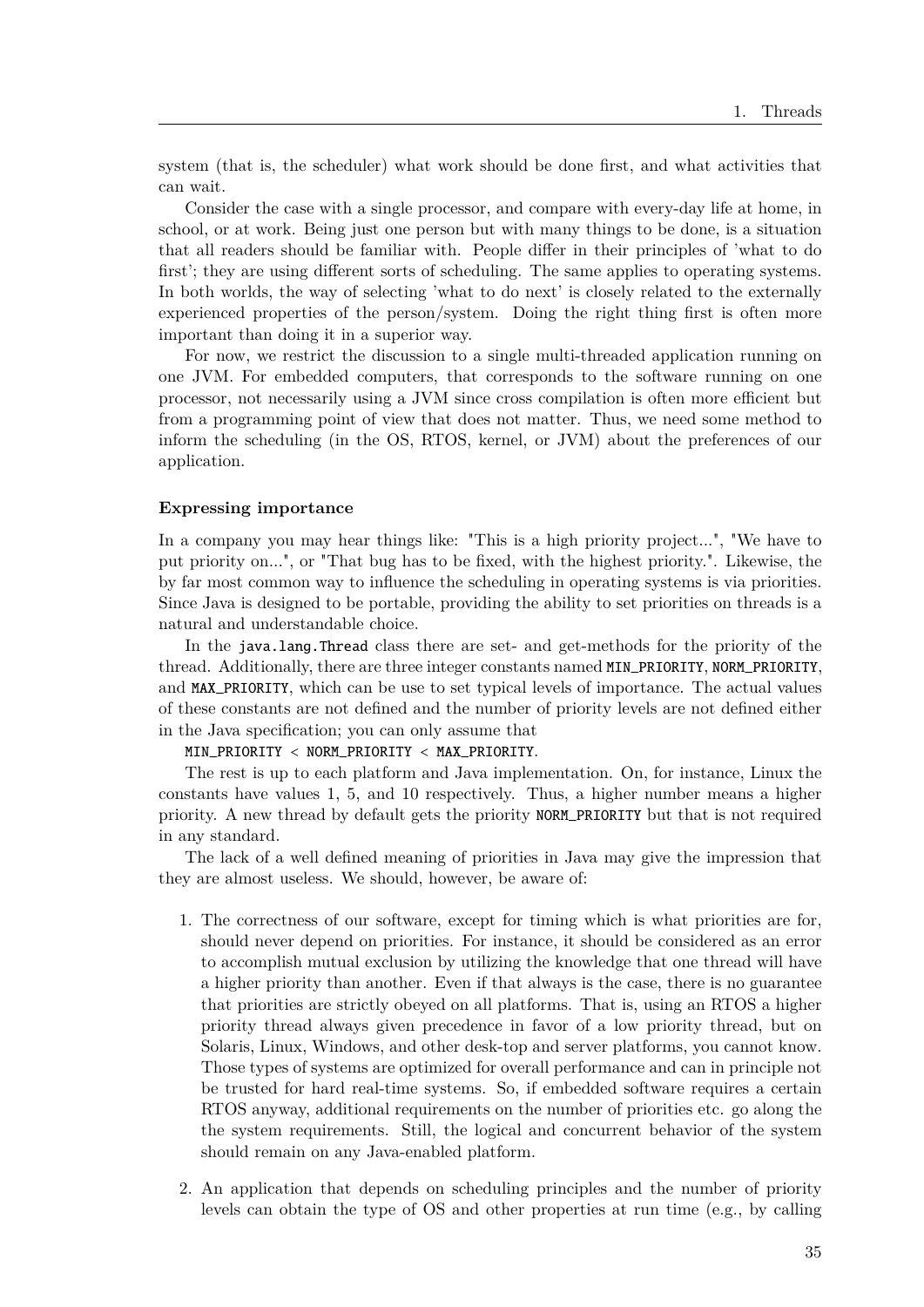system (that is, the scheduler) what work should be done first, and what activities that can wait.

Consider the case with a single processor, and compare with every-day life at home, in school, or at work. Being just one person but with many things to be done, is a situation that all readers should be familiar with. People differ in their principles of 'what to do first'; they are using different sorts of scheduling. The same applies to operating systems. In both worlds, the way of selecting 'what to do next' is closely related to the externally experienced properties of the person/system. Doing the right thing first is often more important than doing it in a superior way.

For now, we restrict the discussion to a single multi-threaded application running on one JVM. For embedded computers, that corresponds to the software running on one processor, not necessarily using a JVM since cross compilation is often more efficient but from a programming point of view that does not matter. Thus, we need some method to inform the scheduling (in the OS, RTOS, kernel, or JVM) about the preferences of our application.

**Expressing importance**

In a company you may hear things like: "This is a high priority project...", "We have to put priority on...", or "That bug has to be fixed, with the highest priority.". Likewise, the by far most common way to influence the scheduling in operating systems is via priorities. Since Java is designed to be portable, providing the ability to set priorities on threads is a natural and understandable choice.

In the `java.lang.Thread` class there are set- and get-methods for the priority of the thread. Additionally, there are three integer constants named `MIN_PRIORITY`, `NORM_PRIORITY`, and `MAX_PRIORITY`, which can be use to set typical levels of importance. The actual values of these constants are not defined and the number of priority levels are not defined either in the Java specification; you can only assume that

`MIN_PRIORITY < NORM_PRIORITY < MAX_PRIORITY`.

The rest is up to each platform and Java implementation. On, for instance, Linux the constants have values 1, 5, and 10 respectively. Thus, a higher number means a higher priority. A new thread by default gets the priority `NORM_PRIORITY` but that is not required in any standard.

The lack of a well defined meaning of priorities in Java may give the impression that they are almost useless. We should, however, be aware of:

1. The correctness of our software, except for timing which is what priorities are for, should never depend on priorities. For instance, it should be considered as an error to accomplish mutual exclusion by utilizing the knowledge that one thread will have a higher priority than another. Even if that always is the case, there is no guarantee that priorities are strictly obeyed on all platforms. That is, using an RTOS a higher priority thread always given precedence in favor of a low priority thread, but on Solaris, Linux, Windows, and other desk-top and server platforms, you cannot know. Those types of systems are optimized for overall performance and can in principle not be trusted for hard real-time systems. So, if embedded software requires a certain RTOS anyway, additional requirements on the number of priorities etc. go along the the system requirements. Still, the logical and concurrent behavior of the system should remain on any Java-enabled platform.

2. An application that depends on scheduling principles and the number of priority levels can obtain the type of OS and other properties at run time (e.g., by calling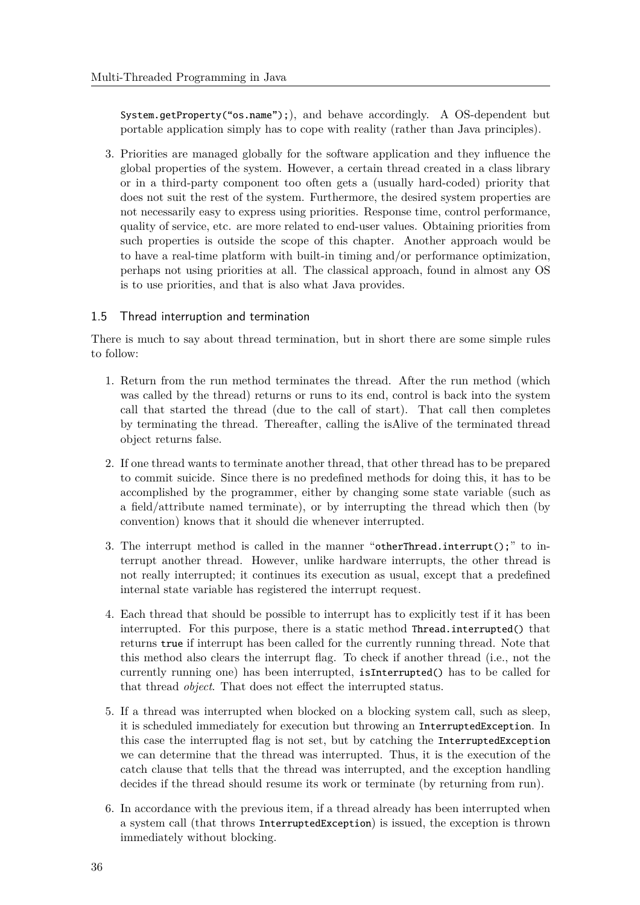`System.getProperty("os.name");`), and behave accordingly. A OS-dependent but portable application simply has to cope with reality (rather than Java principles).

3. Priorities are managed globally for the software application and they influence the global properties of the system. However, a certain thread created in a class library or in a third-party component too often gets a (usually hard-coded) priority that does not suit the rest of the system. Furthermore, the desired system properties are not necessarily easy to express using priorities. Response time, control performance, quality of service, etc. are more related to end-user values. Obtaining priorities from such properties is outside the scope of this chapter. Another approach would be to have a real-time platform with built-in timing and/or performance optimization, perhaps not using priorities at all. The classical approach, found in almost any OS is to use priorities, and that is also what Java provides.

## 1.5 Thread interruption and termination

There is much to say about thread termination, but in short there are some simple rules to follow:

1. Return from the run method terminates the thread. After the run method (which was called by the thread) returns or runs to its end, control is back into the system call that started the thread (due to the call of start). That call then completes by terminating the thread. Thereafter, calling the isAlive of the terminated thread object returns false.

2. If one thread wants to terminate another thread, that other thread has to be prepared to commit suicide. Since there is no predefined methods for doing this, it has to be accomplished by the programmer, either by changing some state variable (such as a field/attribute named terminate), or by interrupting the thread which then (by convention) knows that it should die whenever interrupted.

3. The interrupt method is called in the manner "`otherThread.interrupt();`" to interrupt another thread. However, unlike hardware interrupts, the other thread is not really interrupted; it continues its execution as usual, except that a predefined internal state variable has registered the interrupt request.

4. Each thread that should be possible to interrupt has to explicitly test if it has been interrupted. For this purpose, there is a static method `Thread.interrupted()` that returns `true` if interrupt has been called for the currently running thread. Note that this method also clears the interrupt flag. To check if another thread (i.e., not the currently running one) has been interrupted, `isInterrupted()` has to be called for that thread *object*. That does not effect the interrupted status.

5. If a thread was interrupted when blocked on a blocking system call, such as sleep, it is scheduled immediately for execution but throwing an `InterruptedException`. In this case the interrupted flag is not set, but by catching the `InterruptedException` we can determine that the thread was interrupted. Thus, it is the execution of the catch clause that tells that the thread was interrupted, and the exception handling decides if the thread should resume its work or terminate (by returning from run).

6. In accordance with the previous item, if a thread already has been interrupted when a system call (that throws `InterruptedException`) is issued, the exception is thrown immediately without blocking.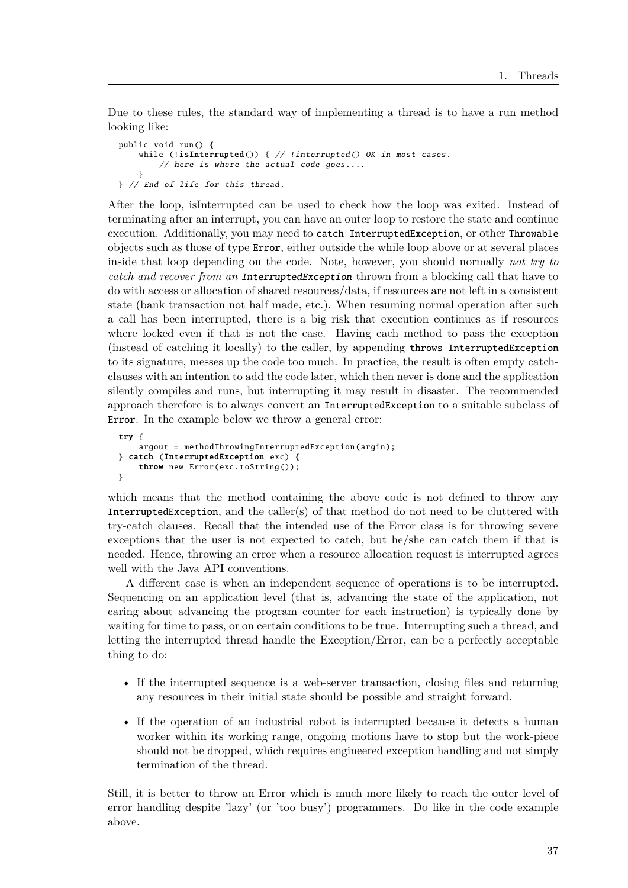Due to these rules, the standard way of implementing a thread is to have a run method looking like:

```
public void run() {
    while (!isInterrupted()) { // !interrupted() OK in most cases.
        // here is where the actual code goes....
    }
} // End of life for this thread.
```

After the loop, isInterrupted can be used to check how the loop was exited. Instead of terminating after an interrupt, you can have an outer loop to restore the state and continue execution. Additionally, you may need to `catch InterruptedException`, or other `Throwable` objects such as those of type `Error`, either outside the while loop above or at several places inside that loop depending on the code. Note, however, you should normally *not try to catch and recover from an* `InterruptedException` thrown from a blocking call that have to do with access or allocation of shared resources/data, if resources are not left in a consistent state (bank transaction not half made, etc.). When resuming normal operation after such a call has been interrupted, there is a big risk that execution continues as if resources where locked even if that is not the case. Having each method to pass the exception (instead of catching it locally) to the caller, by appending `throws InterruptedException` to its signature, messes up the code too much. In practice, the result is often empty catch-clauses with an intention to add the code later, which then never is done and the application silently compiles and runs, but interrupting it may result in disaster. The recommended approach therefore is to always convert an `InterruptedException` to a suitable subclass of `Error`. In the example below we throw a general error:

```
try {
    argout = methodThrowingInterruptedException(argin);
} catch (InterruptedException exc) {
    throw new Error(exc.toString());
}
```

which means that the method containing the above code is not defined to throw any `InterruptedException`, and the caller(s) of that method do not need to be cluttered with try-catch clauses. Recall that the intended use of the Error class is for throwing severe exceptions that the user is not expected to catch, but he/she can catch them if that is needed. Hence, throwing an error when a resource allocation request is interrupted agrees well with the Java API conventions.

A different case is when an independent sequence of operations is to be interrupted. Sequencing on an application level (that is, advancing the state of the application, not caring about advancing the program counter for each instruction) is typically done by waiting for time to pass, or on certain conditions to be true. Interrupting such a thread, and letting the interrupted thread handle the Exception/Error, can be a perfectly acceptable thing to do:

- If the interrupted sequence is a web-server transaction, closing files and returning any resources in their initial state should be possible and straight forward.
- If the operation of an industrial robot is interrupted because it detects a human worker within its working range, ongoing motions have to stop but the work-piece should not be dropped, which requires engineered exception handling and not simply termination of the thread.

Still, it is better to throw an Error which is much more likely to reach the outer level of error handling despite 'lazy' (or 'too busy') programmers. Do like in the code example above.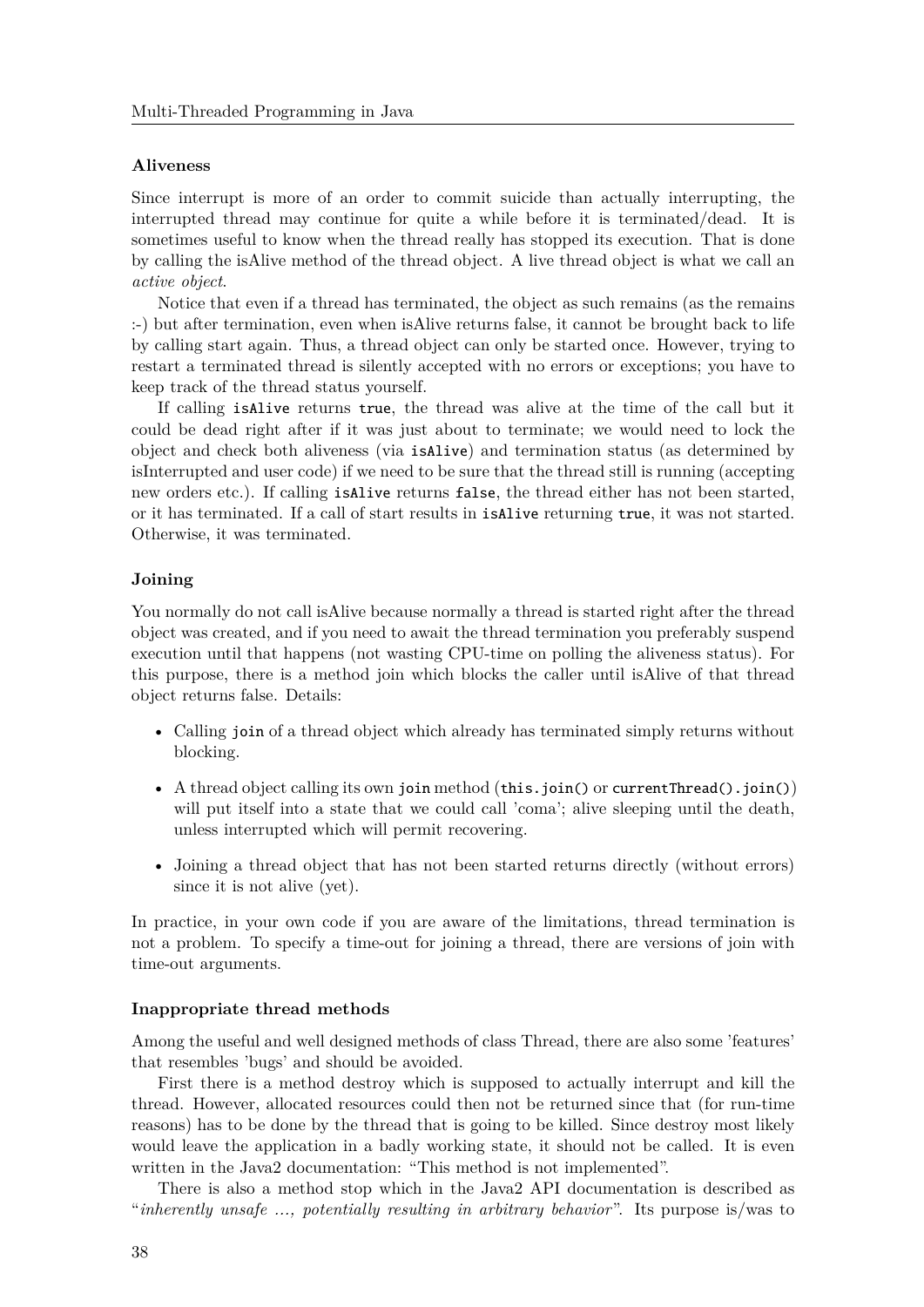#### Aliveness

Since interrupt is more of an order to commit suicide than actually interrupting, the interrupted thread may continue for quite a while before it is terminated/dead. It is sometimes useful to know when the thread really has stopped its execution. That is done by calling the isAlive method of the thread object. A live thread object is what we call an *active object*.

Notice that even if a thread has terminated, the object as such remains (as the remains :-) but after termination, even when isAlive returns false, it cannot be brought back to life by calling start again. Thus, a thread object can only be started once. However, trying to restart a terminated thread is silently accepted with no errors or exceptions; you have to keep track of the thread status yourself.

If calling `isAlive` returns `true`, the thread was alive at the time of the call but it could be dead right after if it was just about to terminate; we would need to lock the object and check both aliveness (via `isAlive`) and termination status (as determined by isInterrupted and user code) if we need to be sure that the thread still is running (accepting new orders etc.). If calling `isAlive` returns `false`, the thread either has not been started, or it has terminated. If a call of start results in `isAlive` returning `true`, it was not started. Otherwise, it was terminated.

#### Joining

You normally do not call isAlive because normally a thread is started right after the thread object was created, and if you need to await the thread termination you preferably suspend execution until that happens (not wasting CPU-time on polling the aliveness status). For this purpose, there is a method join which blocks the caller until isAlive of that thread object returns false. Details:

- Calling `join` of a thread object which already has terminated simply returns without blocking.
- A thread object calling its own `join` method (`this.join()` or `currentThread().join()`) will put itself into a state that we could call 'coma'; alive sleeping until the death, unless interrupted which will permit recovering.
- Joining a thread object that has not been started returns directly (without errors) since it is not alive (yet).

In practice, in your own code if you are aware of the limitations, thread termination is not a problem. To specify a time-out for joining a thread, there are versions of join with time-out arguments.

#### Inappropriate thread methods

Among the useful and well designed methods of class Thread, there are also some 'features' that resembles 'bugs' and should be avoided.

First there is a method destroy which is supposed to actually interrupt and kill the thread. However, allocated resources could then not be returned since that (for run-time reasons) has to be done by the thread that is going to be killed. Since destroy most likely would leave the application in a badly working state, it should not be called. It is even written in the Java2 documentation: "This method is not implemented".

There is also a method stop which in the Java2 API documentation is described as "*inherently unsafe ..., potentially resulting in arbitrary behavior*". Its purpose is/was to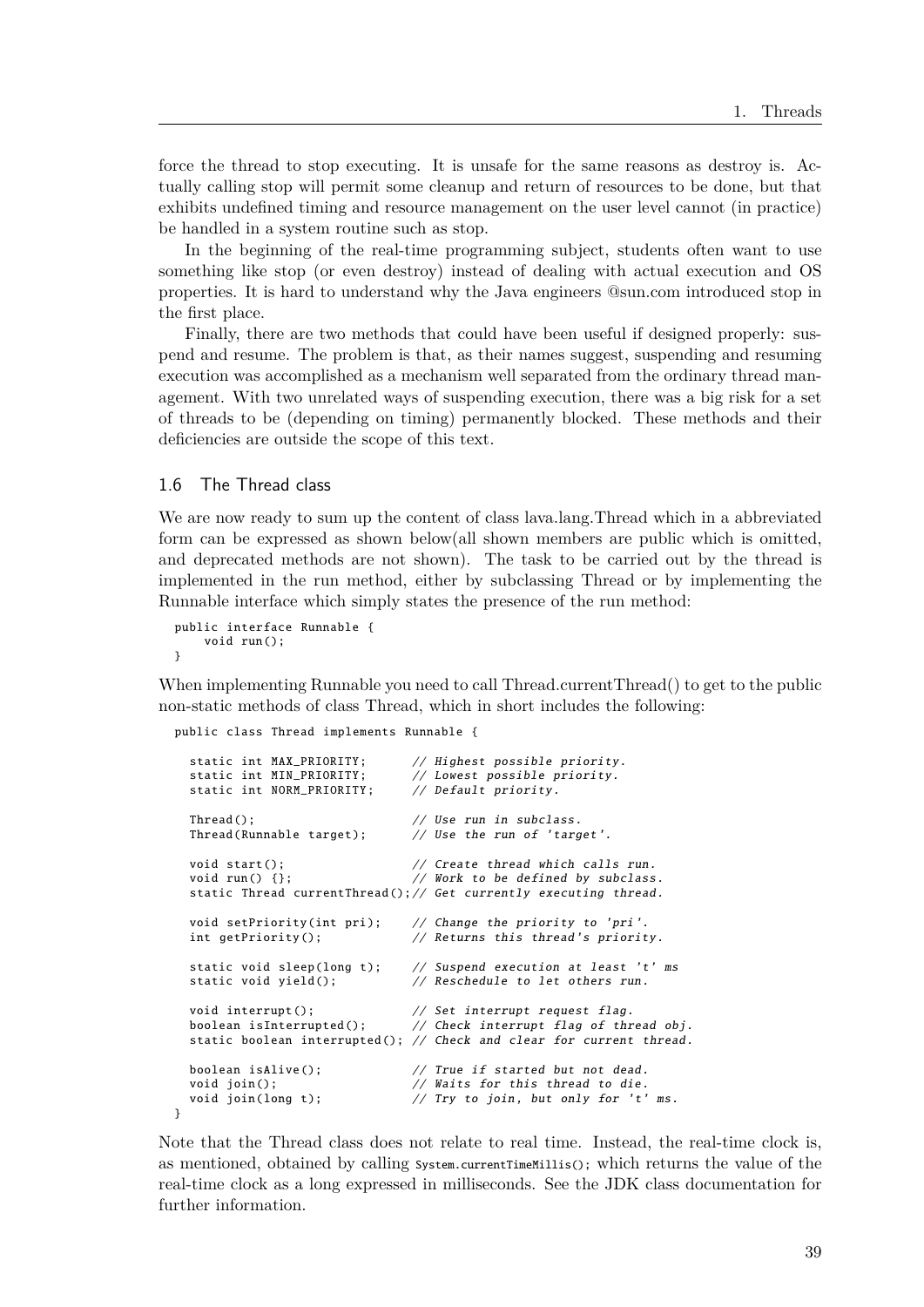force the thread to stop executing. It is unsafe for the same reasons as destroy is. Actually calling stop will permit some cleanup and return of resources to be done, but that exhibits undefined timing and resource management on the user level cannot (in practice) be handled in a system routine such as stop.

In the beginning of the real-time programming subject, students often want to use something like stop (or even destroy) instead of dealing with actual execution and OS properties. It is hard to understand why the Java engineers @sun.com introduced stop in the first place.

Finally, there are two methods that could have been useful if designed properly: suspend and resume. The problem is that, as their names suggest, suspending and resuming execution was accomplished as a mechanism well separated from the ordinary thread management. With two unrelated ways of suspending execution, there was a big risk for a set of threads to be (depending on timing) permanently blocked. These methods and their deficiencies are outside the scope of this text.

## 1.6 The Thread class

We are now ready to sum up the content of class lava.lang.Thread which in a abbreviated form can be expressed as shown below(all shown members are public which is omitted, and deprecated methods are not shown). The task to be carried out by the thread is implemented in the run method, either by subclassing Thread or by implementing the Runnable interface which simply states the presence of the run method:

```
public interface Runnable {
    void run();
}
```

When implementing Runnable you need to call Thread.currentThread() to get to the public non-static methods of class Thread, which in short includes the following:

```
public class Thread implements Runnable {

  static int MAX_PRIORITY;      // Highest possible priority.
  static int MIN_PRIORITY;      // Lowest possible priority.
  static int NORM_PRIORITY;     // Default priority.

  Thread();                     // Use run in subclass.
  Thread(Runnable target);      // Use the run of 'target'.

  void start();                 // Create thread which calls run.
  void run() {};                // Work to be defined by subclass.
  static Thread currentThread();// Get currently executing thread.

  void setPriority(int pri);    // Change the priority to 'pri'.
  int getPriority();            // Returns this thread's priority.

  static void sleep(long t);    // Suspend execution at least 't' ms
  static void yield();          // Reschedule to let others run.

  void interrupt();             // Set interrupt request flag.
  boolean isInterrupted();      // Check interrupt flag of thread obj.
  static boolean interrupted(); // Check and clear for current thread.

  boolean isAlive();            // True if started but not dead.
  void join();                  // Waits for this thread to die.
  void join(long t);            // Try to join, but only for 't' ms.
}
```

Note that the Thread class does not relate to real time. Instead, the real-time clock is, as mentioned, obtained by calling `System.currentTimeMillis();` which returns the value of the real-time clock as a long expressed in milliseconds. See the JDK class documentation for further information.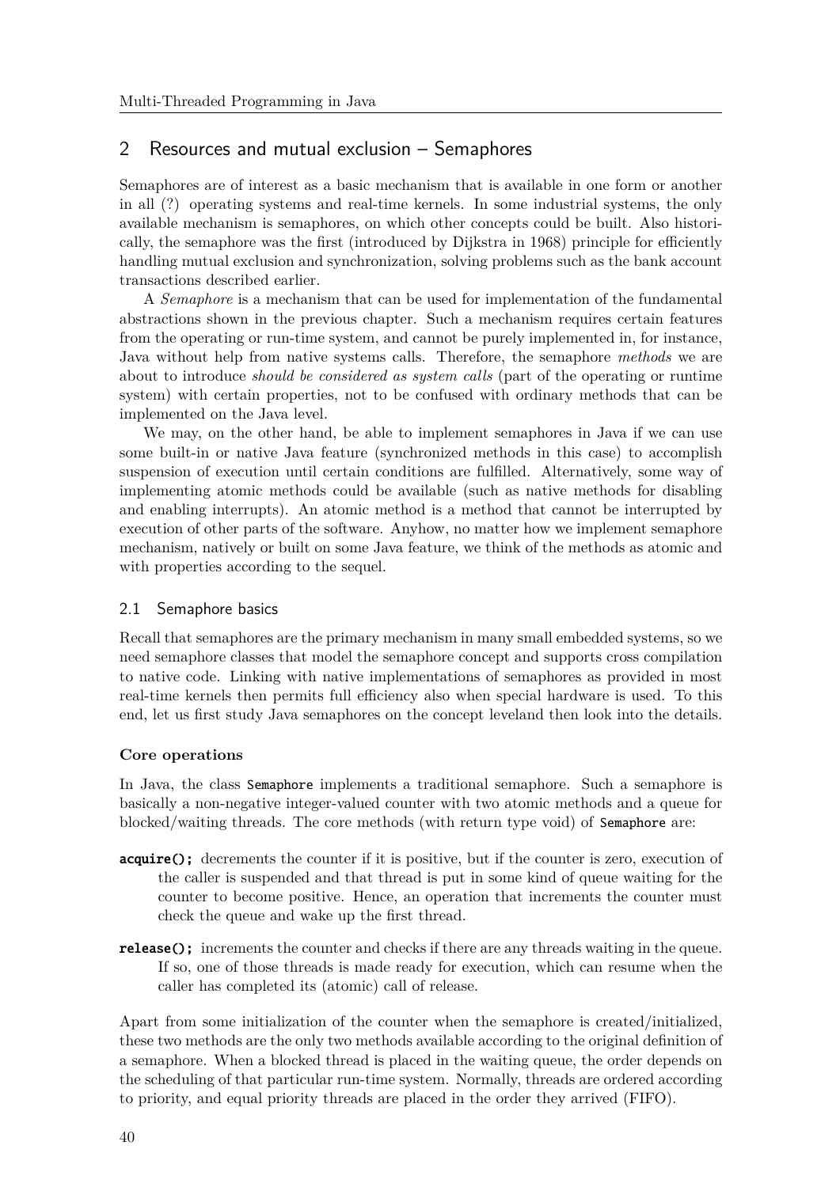## 2 Resources and mutual exclusion – Semaphores

Semaphores are of interest as a basic mechanism that is available in one form or another in all (?) operating systems and real-time kernels. In some industrial systems, the only available mechanism is semaphores, on which other concepts could be built. Also historically, the semaphore was the first (introduced by Dijkstra in 1968) principle for efficiently handling mutual exclusion and synchronization, solving problems such as the bank account transactions described earlier.

A *Semaphore* is a mechanism that can be used for implementation of the fundamental abstractions shown in the previous chapter. Such a mechanism requires certain features from the operating or run-time system, and cannot be purely implemented in, for instance, Java without help from native systems calls. Therefore, the semaphore *methods* we are about to introduce *should be considered as system calls* (part of the operating or runtime system) with certain properties, not to be confused with ordinary methods that can be implemented on the Java level.

We may, on the other hand, be able to implement semaphores in Java if we can use some built-in or native Java feature (synchronized methods in this case) to accomplish suspension of execution until certain conditions are fulfilled. Alternatively, some way of implementing atomic methods could be available (such as native methods for disabling and enabling interrupts). An atomic method is a method that cannot be interrupted by execution of other parts of the software. Anyhow, no matter how we implement semaphore mechanism, natively or built on some Java feature, we think of the methods as atomic and with properties according to the sequel.

### 2.1 Semaphore basics

Recall that semaphores are the primary mechanism in many small embedded systems, so we need semaphore classes that model the semaphore concept and supports cross compilation to native code. Linking with native implementations of semaphores as provided in most real-time kernels then permits full efficiency also when special hardware is used. To this end, let us first study Java semaphores on the concept leveland then look into the details.

#### Core operations

In Java, the class `Semaphore` implements a traditional semaphore. Such a semaphore is basically a non-negative integer-valued counter with two atomic methods and a queue for blocked/waiting threads. The core methods (with return type void) of `Semaphore` are:

**`acquire();`** decrements the counter if it is positive, but if the counter is zero, execution of the caller is suspended and that thread is put in some kind of queue waiting for the counter to become positive. Hence, an operation that increments the counter must check the queue and wake up the first thread.

**`release();`** increments the counter and checks if there are any threads waiting in the queue. If so, one of those threads is made ready for execution, which can resume when the caller has completed its (atomic) call of release.

Apart from some initialization of the counter when the semaphore is created/initialized, these two methods are the only two methods available according to the original definition of a semaphore. When a blocked thread is placed in the waiting queue, the order depends on the scheduling of that particular run-time system. Normally, threads are ordered according to priority, and equal priority threads are placed in the order they arrived (FIFO).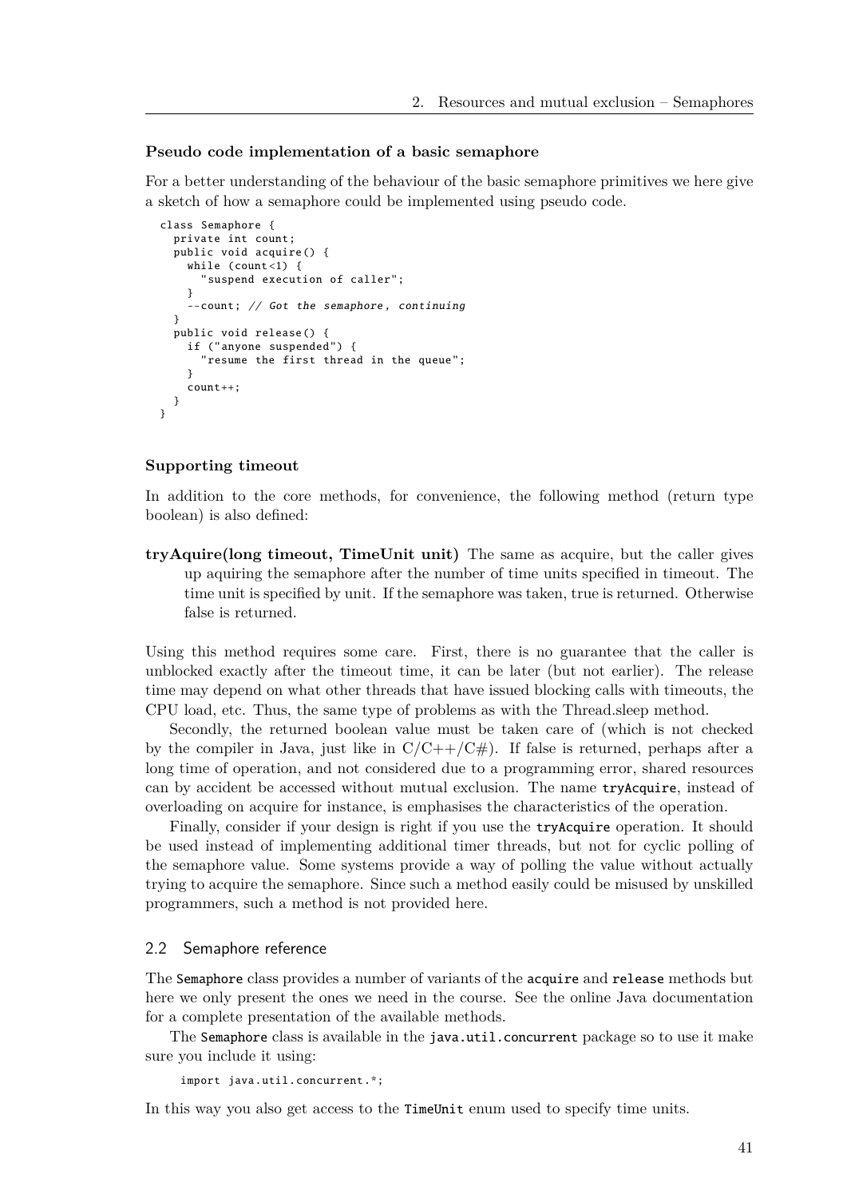### Pseudo code implementation of a basic semaphore

For a better understanding of the behaviour of the basic semaphore primitives we here give a sketch of how a semaphore could be implemented using pseudo code.

```
class Semaphore {
  private int count;
  public void acquire() {
    while (count<1) {
      "suspend execution of caller";
    }
    --count; // Got the semaphore, continuing
  }
  public void release() {
    if ("anyone suspended") {
      "resume the first thread in the queue";
    }
    count++;
  }
}
```

### Supporting timeout

In addition to the core methods, for convenience, the following method (return type boolean) is also defined:

**tryAquire(long timeout, TimeUnit unit)** The same as acquire, but the caller gives up aquiring the semaphore after the number of time units specified in timeout. The time unit is specified by unit. If the semaphore was taken, true is returned. Otherwise false is returned.

Using this method requires some care. First, there is no guarantee that the caller is unblocked exactly after the timeout time, it can be later (but not earlier). The release time may depend on what other threads that have issued blocking calls with timeouts, the CPU load, etc. Thus, the same type of problems as with the Thread.sleep method.

Secondly, the returned boolean value must be taken care of (which is not checked by the compiler in Java, just like in C/C++/C#). If false is returned, perhaps after a long time of operation, and not considered due to a programming error, shared resources can by accident be accessed without mutual exclusion. The name `tryAcquire`, instead of overloading on acquire for instance, is emphasises the characteristics of the operation.

Finally, consider if your design is right if you use the `tryAcquire` operation. It should be used instead of implementing additional timer threads, but not for cyclic polling of the semaphore value. Some systems provide a way of polling the value without actually trying to acquire the semaphore. Since such a method easily could be misused by unskilled programmers, such a method is not provided here.

## 2.2 Semaphore reference

The `Semaphore` class provides a number of variants of the `acquire` and `release` methods but here we only present the ones we need in the course. See the online Java documentation for a complete presentation of the available methods.

The `Semaphore` class is available in the `java.util.concurrent` package so to use it make sure you include it using:

```
import java.util.concurrent.*;
```

In this way you also get access to the `TimeUnit` enum used to specify time units.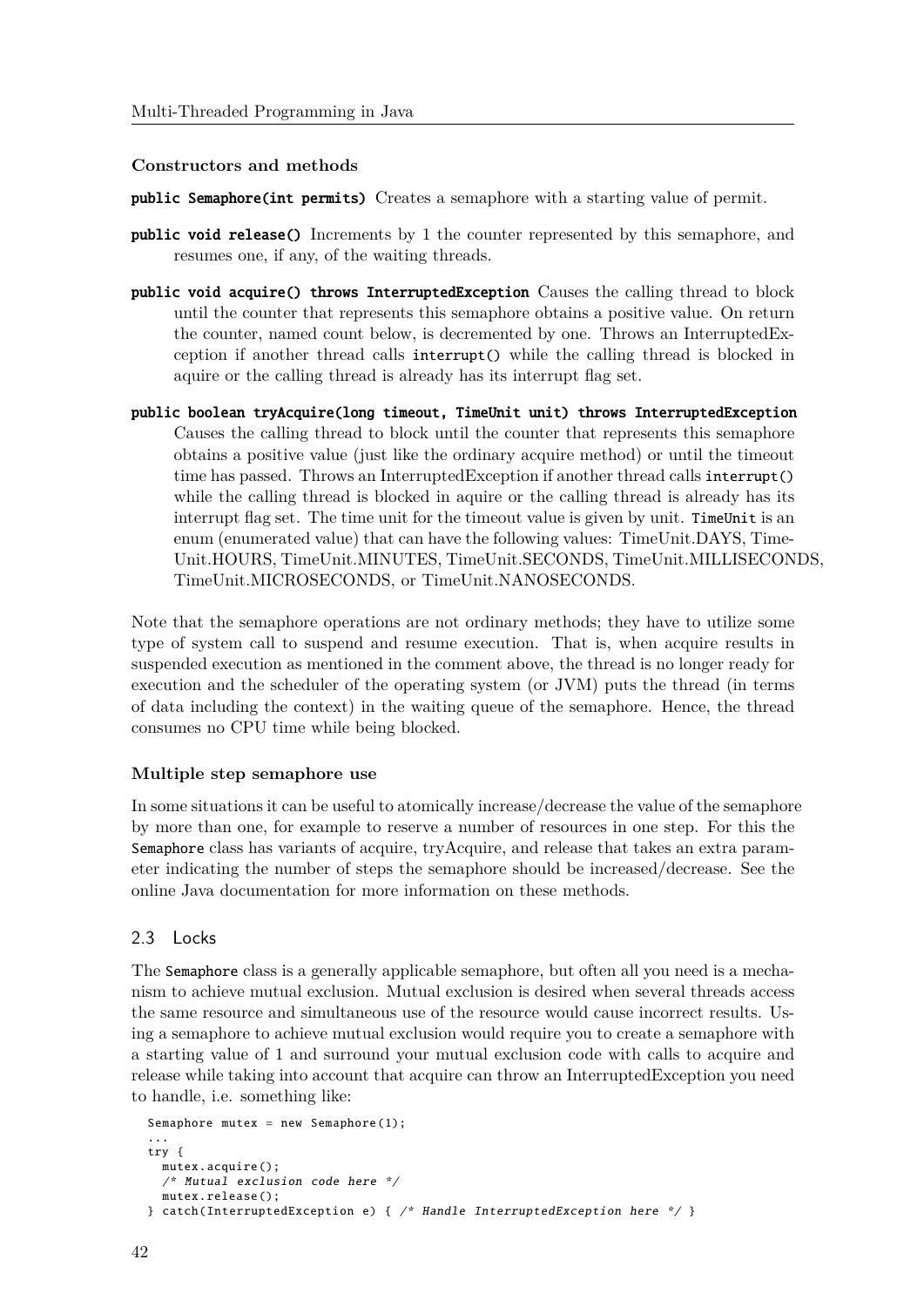#### Constructors and methods

**public Semaphore(int permits)** Creates a semaphore with a starting value of permit.

**public void release()** Increments by 1 the counter represented by this semaphore, and resumes one, if any, of the waiting threads.

**public void acquire() throws InterruptedException** Causes the calling thread to block until the counter that represents this semaphore obtains a positive value. On return the counter, named count below, is decremented by one. Throws an InterruptedException if another thread calls `interrupt()` while the calling thread is blocked in aquire or the calling thread is already has its interrupt flag set.

**public boolean tryAcquire(long timeout, TimeUnit unit) throws InterruptedException** Causes the calling thread to block until the counter that represents this semaphore obtains a positive value (just like the ordinary acquire method) or until the timeout time has passed. Throws an InterruptedException if another thread calls `interrupt()` while the calling thread is blocked in aquire or the calling thread is already has its interrupt flag set. The time unit for the timeout value is given by unit. `TimeUnit` is an enum (enumerated value) that can have the following values: TimeUnit.DAYS, TimeUnit.HOURS, TimeUnit.MINUTES, TimeUnit.SECONDS, TimeUnit.MILLISECONDS, TimeUnit.MICROSECONDS, or TimeUnit.NANOSECONDS.

Note that the semaphore operations are not ordinary methods; they have to utilize some type of system call to suspend and resume execution. That is, when acquire results in suspended execution as mentioned in the comment above, the thread is no longer ready for execution and the scheduler of the operating system (or JVM) puts the thread (in terms of data including the context) in the waiting queue of the semaphore. Hence, the thread consumes no CPU time while being blocked.

#### Multiple step semaphore use

In some situations it can be useful to atomically increase/decrease the value of the semaphore by more than one, for example to reserve a number of resources in one step. For this the `Semaphore` class has variants of acquire, tryAcquire, and release that takes an extra parameter indicating the number of steps the semaphore should be increased/decrease. See the online Java documentation for more information on these methods.

### 2.3 Locks

The `Semaphore` class is a generally applicable semaphore, but often all you need is a mechanism to achieve mutual exclusion. Mutual exclusion is desired when several threads access the same resource and simultaneous use of the resource would cause incorrect results. Using a semaphore to achieve mutual exclusion would require you to create a semaphore with a starting value of 1 and surround your mutual exclusion code with calls to acquire and release while taking into account that acquire can throw an InterruptedException you need to handle, i.e. something like:

```
Semaphore mutex = new Semaphore(1);
...
try {
  mutex.acquire();
  /* Mutual exclusion code here */
  mutex.release();
} catch(InterruptedException e) { /* Handle InterruptedException here */ }
```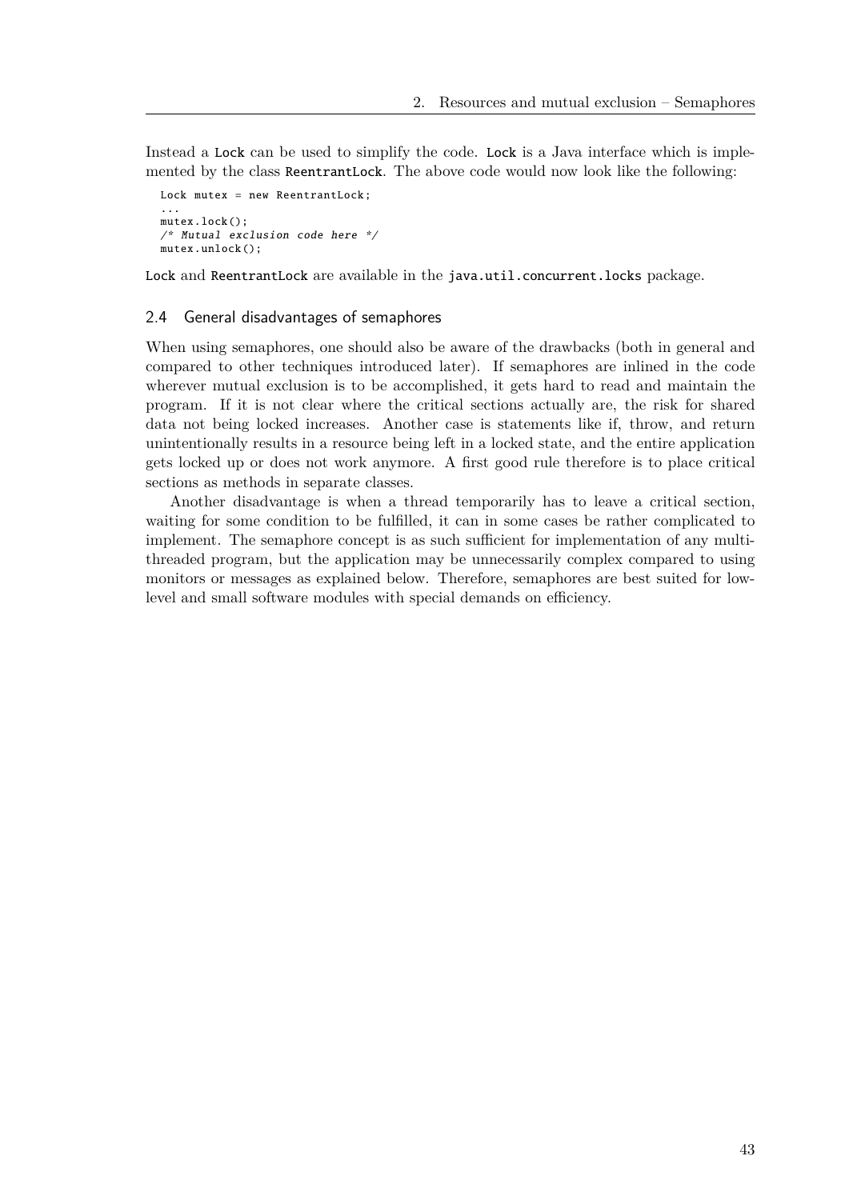Instead a `Lock` can be used to simplify the code. `Lock` is a Java interface which is implemented by the class `ReentrantLock`. The above code would now look like the following:

```
Lock mutex = new ReentrantLock;
...
mutex.lock();
/* Mutual exclusion code here */
mutex.unlock();
```

`Lock` and `ReentrantLock` are available in the `java.util.concurrent.locks` package.

## 2.4 General disadvantages of semaphores

When using semaphores, one should also be aware of the drawbacks (both in general and compared to other techniques introduced later). If semaphores are inlined in the code wherever mutual exclusion is to be accomplished, it gets hard to read and maintain the program. If it is not clear where the critical sections actually are, the risk for shared data not being locked increases. Another case is statements like if, throw, and return unintentionally results in a resource being left in a locked state, and the entire application gets locked up or does not work anymore. A first good rule therefore is to place critical sections as methods in separate classes.

Another disadvantage is when a thread temporarily has to leave a critical section, waiting for some condition to be fulfilled, it can in some cases be rather complicated to implement. The semaphore concept is as such sufficient for implementation of any multi-threaded program, but the application may be unnecessarily complex compared to using monitors or messages as explained below. Therefore, semaphores are best suited for low-level and small software modules with special demands on efficiency.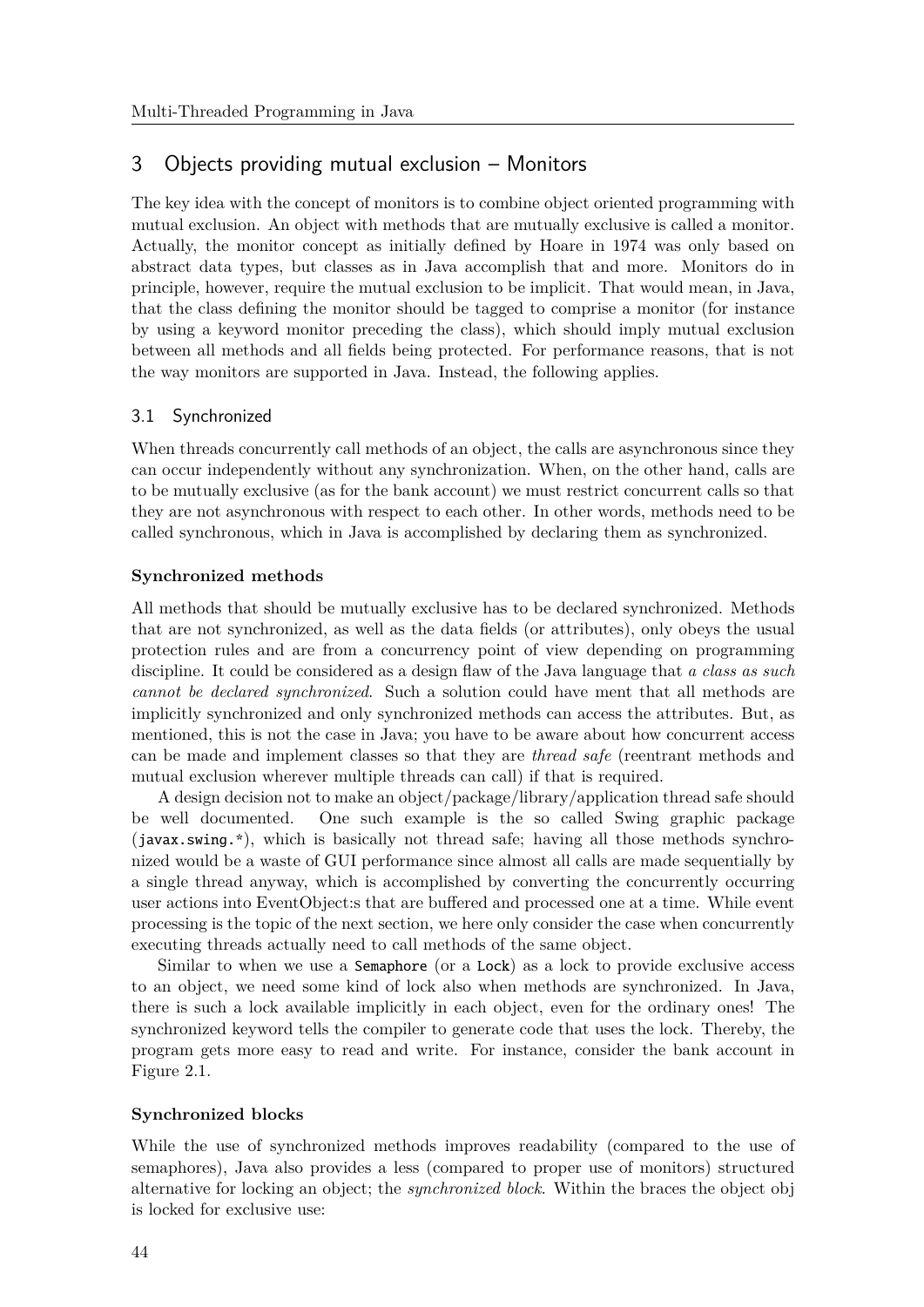# 3 Objects providing mutual exclusion – Monitors

The key idea with the concept of monitors is to combine object oriented programming with mutual exclusion. An object with methods that are mutually exclusive is called a monitor. Actually, the monitor concept as initially defined by Hoare in 1974 was only based on abstract data types, but classes as in Java accomplish that and more. Monitors do in principle, however, require the mutual exclusion to be implicit. That would mean, in Java, that the class defining the monitor should be tagged to comprise a monitor (for instance by using a keyword monitor preceding the class), which should imply mutual exclusion between all methods and all fields being protected. For performance reasons, that is not the way monitors are supported in Java. Instead, the following applies.

## 3.1 Synchronized

When threads concurrently call methods of an object, the calls are asynchronous since they can occur independently without any synchronization. When, on the other hand, calls are to be mutually exclusive (as for the bank account) we must restrict concurrent calls so that they are not asynchronous with respect to each other. In other words, methods need to be called synchronous, which in Java is accomplished by declaring them as synchronized.

### Synchronized methods

All methods that should be mutually exclusive has to be declared synchronized. Methods that are not synchronized, as well as the data fields (or attributes), only obeys the usual protection rules and are from a concurrency point of view depending on programming discipline. It could be considered as a design flaw of the Java language that *a class as such cannot be declared synchronized*. Such a solution could have ment that all methods are implicitly synchronized and only synchronized methods can access the attributes. But, as mentioned, this is not the case in Java; you have to be aware about how concurrent access can be made and implement classes so that they are *thread safe* (reentrant methods and mutual exclusion wherever multiple threads can call) if that is required.

A design decision not to make an object/package/library/application thread safe should be well documented. One such example is the so called Swing graphic package (`javax.swing.*`), which is basically not thread safe; having all those methods synchronized would be a waste of GUI performance since almost all calls are made sequentially by a single thread anyway, which is accomplished by converting the concurrently occurring user actions into EventObject:s that are buffered and processed one at a time. While event processing is the topic of the next section, we here only consider the case when concurrently executing threads actually need to call methods of the same object.

Similar to when we use a `Semaphore` (or a `Lock`) as a lock to provide exclusive access to an object, we need some kind of lock also when methods are synchronized. In Java, there is such a lock available implicitly in each object, even for the ordinary ones! The synchronized keyword tells the compiler to generate code that uses the lock. Thereby, the program gets more easy to read and write. For instance, consider the bank account in Figure 2.1.

### Synchronized blocks

While the use of synchronized methods improves readability (compared to the use of semaphores), Java also provides a less (compared to proper use of monitors) structured alternative for locking an object; the *synchronized block*. Within the braces the object obj is locked for exclusive use: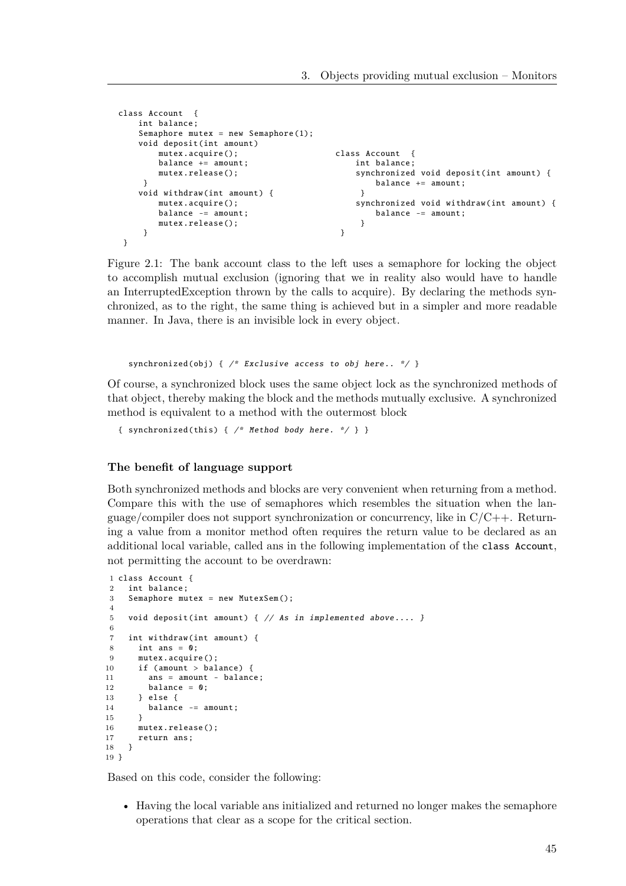```
class Account  {
    int balance;
    Semaphore mutex = new Semaphore(1);
    void deposit(int amount)
        mutex.acquire();
        balance += amount;
        mutex.release();
     }
    void withdraw(int amount) {
        mutex.acquire();
        balance -= amount;
        mutex.release();
     }
 }
```

```
class Account  {
    int balance;
    synchronized void deposit(int amount) {
        balance += amount;
     }
    synchronized void withdraw(int amount) {
        balance -= amount;
     }
 }
```

Figure 2.1: The bank account class to the left uses a semaphore for locking the object to accomplish mutual exclusion (ignoring that we in reality also would have to handle an InterruptedException thrown by the calls to acquire). By declaring the methods synchronized, as to the right, the same thing is achieved but in a simpler and more readable manner. In Java, there is an invisible lock in every object.

```
synchronized(obj) { /* Exclusive access to obj here.. */ }
```

Of course, a synchronized block uses the same object lock as the synchronized methods of that object, thereby making the block and the methods mutually exclusive. A synchronized method is equivalent to a method with the outermost block

```
{ synchronized(this) { /* Method body here. */ } }
```

#### The benefit of language support

Both synchronized methods and blocks are very convenient when returning from a method. Compare this with the use of semaphores which resembles the situation when the language/compiler does not support synchronization or concurrency, like in C/C++. Returning a value from a monitor method often requires the return value to be declared as an additional local variable, called ans in the following implementation of the `class Account`, not permitting the account to be overdrawn:

```
1 class Account {
2   int balance;
3   Semaphore mutex = new MutexSem();
4
5   void deposit(int amount) { // As in implemented above.... }
6
7   int withdraw(int amount) {
8     int ans = 0;
9     mutex.acquire();
10    if (amount > balance) {
11      ans = amount - balance;
12      balance = 0;
13    } else {
14      balance -= amount;
15    }
16    mutex.release();
17    return ans;
18  }
19 }
```

Based on this code, consider the following:

- Having the local variable ans initialized and returned no longer makes the semaphore operations that clear as a scope for the critical section.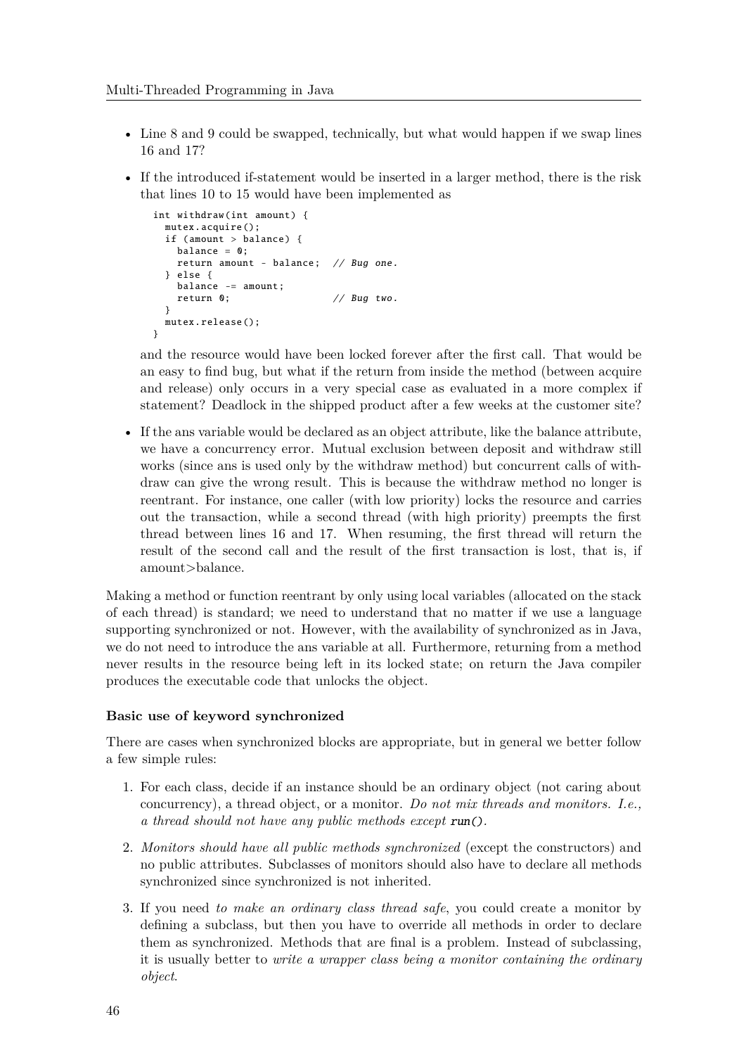- Line 8 and 9 could be swapped, technically, but what would happen if we swap lines 16 and 17?
- If the introduced if-statement would be inserted in a larger method, there is the risk that lines 10 to 15 would have been implemented as

  ```
  int withdraw(int amount) {
    mutex.acquire();
    if (amount > balance) {
      balance = 0;
      return amount - balance;  // Bug one.
    } else {
      balance -= amount;
      return 0;                 // Bug two.
    }
    mutex.release();
  }
  ```

  and the resource would have been locked forever after the first call. That would be an easy to find bug, but what if the return from inside the method (between acquire and release) only occurs in a very special case as evaluated in a more complex if statement? Deadlock in the shipped product after a few weeks at the customer site?

- If the ans variable would be declared as an object attribute, like the balance attribute, we have a concurrency error. Mutual exclusion between deposit and withdraw still works (since ans is used only by the withdraw method) but concurrent calls of withdraw can give the wrong result. This is because the withdraw method no longer is reentrant. For instance, one caller (with low priority) locks the resource and carries out the transaction, while a second thread (with high priority) preempts the first thread between lines 16 and 17. When resuming, the first thread will return the result of the second call and the result of the first transaction is lost, that is, if amount>balance.

Making a method or function reentrant by only using local variables (allocated on the stack of each thread) is standard; we need to understand that no matter if we use a language supporting synchronized or not. However, with the availability of synchronized as in Java, we do not need to introduce the ans variable at all. Furthermore, returning from a method never results in the resource being left in its locked state; on return the Java compiler produces the executable code that unlocks the object.

#### Basic use of keyword synchronized

There are cases when synchronized blocks are appropriate, but in general we better follow a few simple rules:

1. For each class, decide if an instance should be an ordinary object (not caring about concurrency), a thread object, or a monitor. *Do not mix threads and monitors. I.e., a thread should not have any public methods except* `run()`.
2. *Monitors should have all public methods synchronized* (except the constructors) and no public attributes. Subclasses of monitors should also have to declare all methods synchronized since synchronized is not inherited.
3. If you need *to make an ordinary class thread safe*, you could create a monitor by defining a subclass, but then you have to override all methods in order to declare them as synchronized. Methods that are final is a problem. Instead of subclassing, it is usually better to *write a wrapper class being a monitor containing the ordinary object*.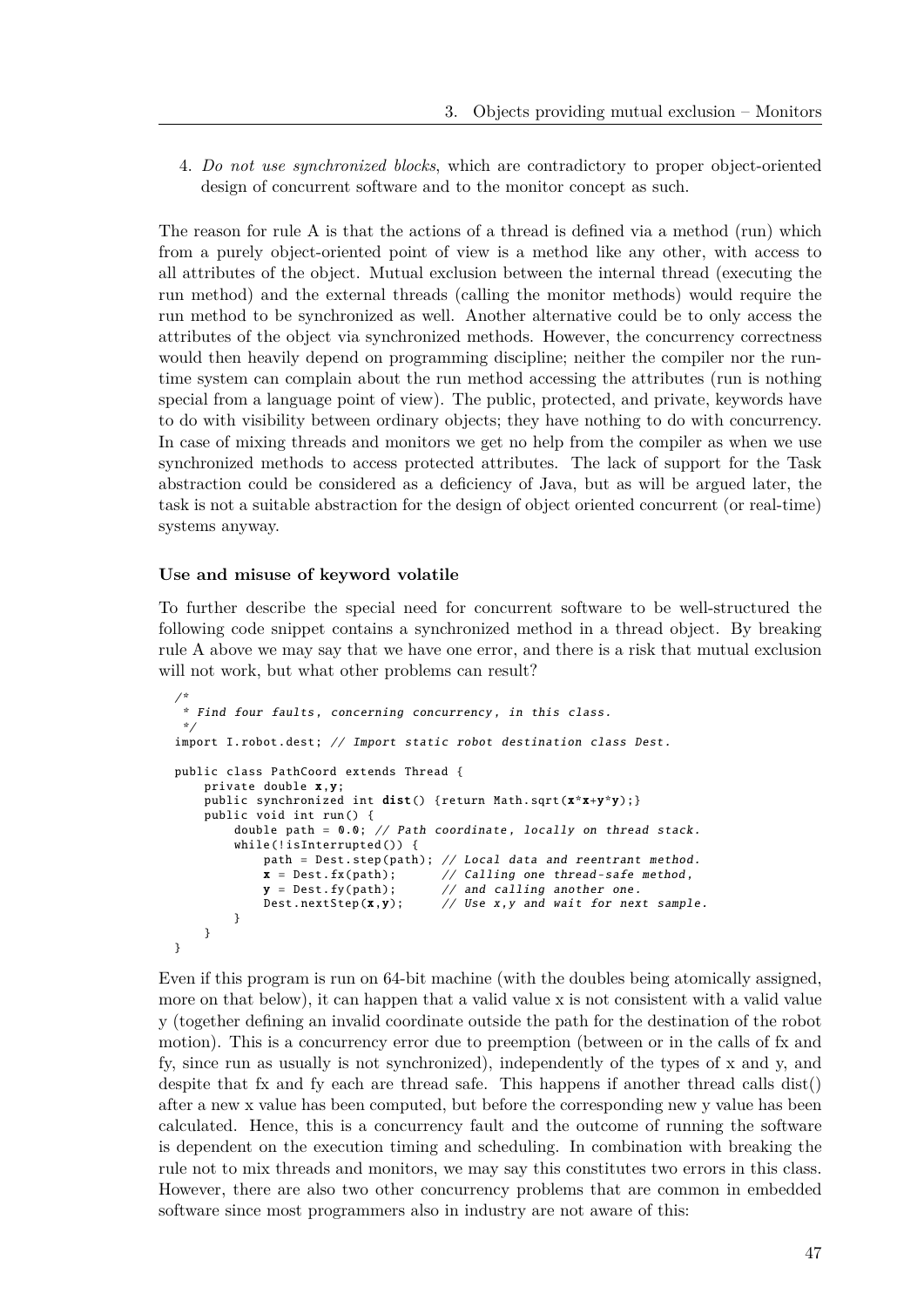4. *Do not use synchronized blocks*, which are contradictory to proper object-oriented design of concurrent software and to the monitor concept as such.

The reason for rule A is that the actions of a thread is defined via a method (run) which from a purely object-oriented point of view is a method like any other, with access to all attributes of the object. Mutual exclusion between the internal thread (executing the run method) and the external threads (calling the monitor methods) would require the run method to be synchronized as well. Another alternative could be to only access the attributes of the object via synchronized methods. However, the concurrency correctness would then heavily depend on programming discipline; neither the compiler nor the run-time system can complain about the run method accessing the attributes (run is nothing special from a language point of view). The public, protected, and private, keywords have to do with visibility between ordinary objects; they have nothing to do with concurrency. In case of mixing threads and monitors we get no help from the compiler as when we use synchronized methods to access protected attributes. The lack of support for the Task abstraction could be considered as a deficiency of Java, but as will be argued later, the task is not a suitable abstraction for the design of object oriented concurrent (or real-time) systems anyway.

#### Use and misuse of keyword volatile

To further describe the special need for concurrent software to be well-structured the following code snippet contains a synchronized method in a thread object. By breaking rule A above we may say that we have one error, and there is a risk that mutual exclusion will not work, but what other problems can result?

```
/*
 * Find four faults, concerning concurrency, in this class.
 */
import I.robot.dest; // Import static robot destination class Dest.

public class PathCoord extends Thread {
    private double x,y;
    public synchronized int dist() {return Math.sqrt(x*x+y*y);}
    public void int run() {
        double path = 0.0; // Path coordinate, locally on thread stack.
        while(!isInterrupted()) {
            path = Dest.step(path); // Local data and reentrant method.
            x = Dest.fx(path);      // Calling one thread-safe method,
            y = Dest.fy(path);      // and calling another one.
            Dest.nextStep(x,y);     // Use x,y and wait for next sample.
        }
    }
}
```

Even if this program is run on 64-bit machine (with the doubles being atomically assigned, more on that below), it can happen that a valid value x is not consistent with a valid value y (together defining an invalid coordinate outside the path for the destination of the robot motion). This is a concurrency error due to preemption (between or in the calls of fx and fy, since run as usually is not synchronized), independently of the types of x and y, and despite that fx and fy each are thread safe. This happens if another thread calls dist() after a new x value has been computed, but before the corresponding new y value has been calculated. Hence, this is a concurrency fault and the outcome of running the software is dependent on the execution timing and scheduling. In combination with breaking the rule not to mix threads and monitors, we may say this constitutes two errors in this class. However, there are also two other concurrency problems that are common in embedded software since most programmers also in industry are not aware of this: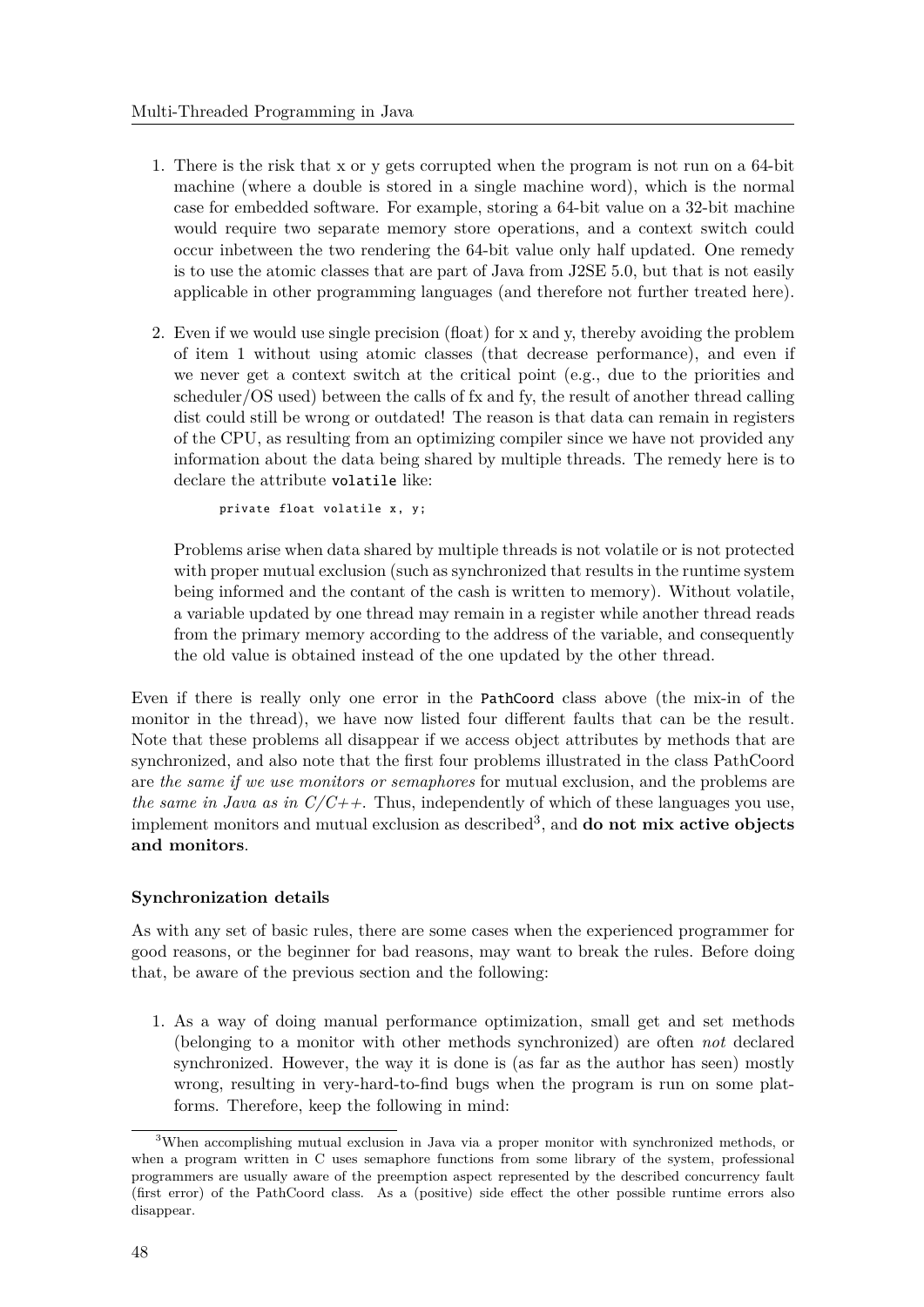1. There is the risk that x or y gets corrupted when the program is not run on a 64-bit machine (where a double is stored in a single machine word), which is the normal case for embedded software. For example, storing a 64-bit value on a 32-bit machine would require two separate memory store operations, and a context switch could occur inbetween the two rendering the 64-bit value only half updated. One remedy is to use the atomic classes that are part of Java from J2SE 5.0, but that is not easily applicable in other programming languages (and therefore not further treated here).

2. Even if we would use single precision (float) for x and y, thereby avoiding the problem of item 1 without using atomic classes (that decrease performance), and even if we never get a context switch at the critical point (e.g., due to the priorities and scheduler/OS used) between the calls of fx and fy, the result of another thread calling dist could still be wrong or outdated! The reason is that data can remain in registers of the CPU, as resulting from an optimizing compiler since we have not provided any information about the data being shared by multiple threads. The remedy here is to declare the attribute `volatile` like:

   ```
   private float volatile x, y;
   ```

   Problems arise when data shared by multiple threads is not volatile or is not protected with proper mutual exclusion (such as synchronized that results in the runtime system being informed and the contant of the cash is written to memory). Without volatile, a variable updated by one thread may remain in a register while another thread reads from the primary memory according to the address of the variable, and consequently the old value is obtained instead of the one updated by the other thread.

Even if there is really only one error in the `PathCoord` class above (the mix-in of the monitor in the thread), we have now listed four different faults that can be the result. Note that these problems all disappear if we access object attributes by methods that are synchronized, and also note that the first four problems illustrated in the class PathCoord are *the same if we use monitors or semaphores* for mutual exclusion, and the problems are *the same in Java as in C/C++*. Thus, independently of which of these languages you use, implement monitors and mutual exclusion as described[3], and **do not mix active objects and monitors**.

**Synchronization details**

As with any set of basic rules, there are some cases when the experienced programmer for good reasons, or the beginner for bad reasons, may want to break the rules. Before doing that, be aware of the previous section and the following:

1. As a way of doing manual performance optimization, small get and set methods (belonging to a monitor with other methods synchronized) are often *not* declared synchronized. However, the way it is done is (as far as the author has seen) mostly wrong, resulting in very-hard-to-find bugs when the program is run on some platforms. Therefore, keep the following in mind:

[3]When accomplishing mutual exclusion in Java via a proper monitor with synchronized methods, or when a program written in C uses semaphore functions from some library of the system, professional programmers are usually aware of the preemption aspect represented by the described concurrency fault (first error) of the PathCoord class. As a (positive) side effect the other possible runtime errors also disappear.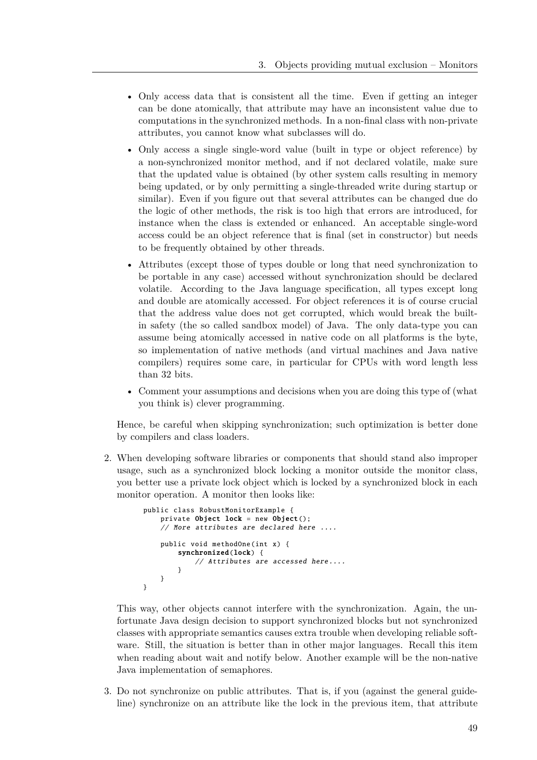- Only access data that is consistent all the time. Even if getting an integer can be done atomically, that attribute may have an inconsistent value due to computations in the synchronized methods. In a non-final class with non-private attributes, you cannot know what subclasses will do.
- Only access a single single-word value (built in type or object reference) by a non-synchronized monitor method, and if not declared volatile, make sure that the updated value is obtained (by other system calls resulting in memory being updated, or by only permitting a single-threaded write during startup or similar). Even if you figure out that several attributes can be changed due do the logic of other methods, the risk is too high that errors are introduced, for instance when the class is extended or enhanced. An acceptable single-word access could be an object reference that is final (set in constructor) but needs to be frequently obtained by other threads.
- Attributes (except those of types double or long that need synchronization to be portable in any case) accessed without synchronization should be declared volatile. According to the Java language specification, all types except long and double are atomically accessed. For object references it is of course crucial that the address value does not get corrupted, which would break the built-in safety (the so called sandbox model) of Java. The only data-type you can assume being atomically accessed in native code on all platforms is the byte, so implementation of native methods (and virtual machines and Java native compilers) requires some care, in particular for CPUs with word length less than 32 bits.
- Comment your assumptions and decisions when you are doing this type of (what you think is) clever programming.

Hence, be careful when skipping synchronization; such optimization is better done by compilers and class loaders.

2. When developing software libraries or components that should stand also improper usage, such as a synchronized block locking a monitor outside the monitor class, you better use a private lock object which is locked by a synchronized block in each monitor operation. A monitor then looks like:

```
public class RobustMonitorExample {
    private Object lock = new Object();
    // More attributes are declared here ....

    public void methodOne(int x) {
        synchronized(lock) {
            // Attributes are accessed here....
        }
    }
}
```

This way, other objects cannot interfere with the synchronization. Again, the unfortunate Java design decision to support synchronized blocks but not synchronized classes with appropriate semantics causes extra trouble when developing reliable software. Still, the situation is better than in other major languages. Recall this item when reading about wait and notify below. Another example will be the non-native Java implementation of semaphores.

3. Do not synchronize on public attributes. That is, if you (against the general guideline) synchronize on an attribute like the lock in the previous item, that attribute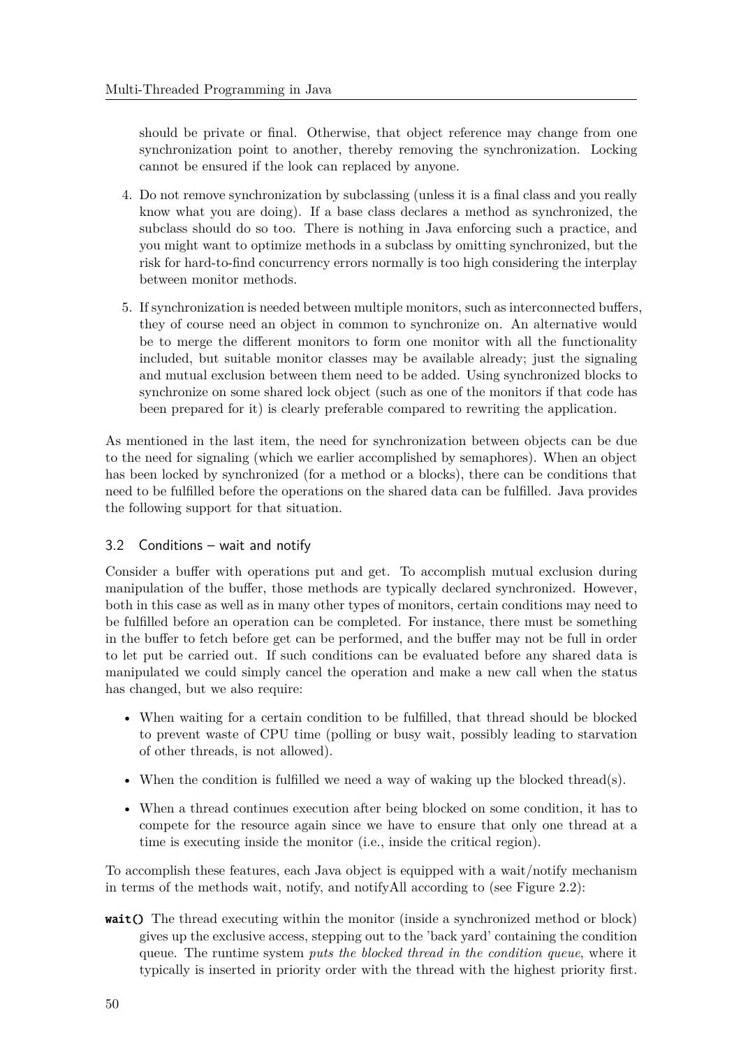should be private or final. Otherwise, that object reference may change from one synchronization point to another, thereby removing the synchronization. Locking cannot be ensured if the look can replaced by anyone.

4. Do not remove synchronization by subclassing (unless it is a final class and you really know what you are doing). If a base class declares a method as synchronized, the subclass should do so too. There is nothing in Java enforcing such a practice, and you might want to optimize methods in a subclass by omitting synchronized, but the risk for hard-to-find concurrency errors normally is too high considering the interplay between monitor methods.

5. If synchronization is needed between multiple monitors, such as interconnected buffers, they of course need an object in common to synchronize on. An alternative would be to merge the different monitors to form one monitor with all the functionality included, but suitable monitor classes may be available already; just the signaling and mutual exclusion between them need to be added. Using synchronized blocks to synchronize on some shared lock object (such as one of the monitors if that code has been prepared for it) is clearly preferable compared to rewriting the application.

As mentioned in the last item, the need for synchronization between objects can be due to the need for signaling (which we earlier accomplished by semaphores). When an object has been locked by synchronized (for a method or a blocks), there can be conditions that need to be fulfilled before the operations on the shared data can be fulfilled. Java provides the following support for that situation.

### 3.2 Conditions – wait and notify

Consider a buffer with operations put and get. To accomplish mutual exclusion during manipulation of the buffer, those methods are typically declared synchronized. However, both in this case as well as in many other types of monitors, certain conditions may need to be fulfilled before an operation can be completed. For instance, there must be something in the buffer to fetch before get can be performed, and the buffer may not be full in order to let put be carried out. If such conditions can be evaluated before any shared data is manipulated we could simply cancel the operation and make a new call when the status has changed, but we also require:

- When waiting for a certain condition to be fulfilled, that thread should be blocked to prevent waste of CPU time (polling or busy wait, possibly leading to starvation of other threads, is not allowed).
- When the condition is fulfilled we need a way of waking up the blocked thread(s).
- When a thread continues execution after being blocked on some condition, it has to compete for the resource again since we have to ensure that only one thread at a time is executing inside the monitor (i.e., inside the critical region).

To accomplish these features, each Java object is equipped with a wait/notify mechanism in terms of the methods wait, notify, and notifyAll according to (see Figure 2.2):

**`wait()`** The thread executing within the monitor (inside a synchronized method or block) gives up the exclusive access, stepping out to the 'back yard' containing the condition queue. The runtime system *puts the blocked thread in the condition queue*, where it typically is inserted in priority order with the thread with the highest priority first.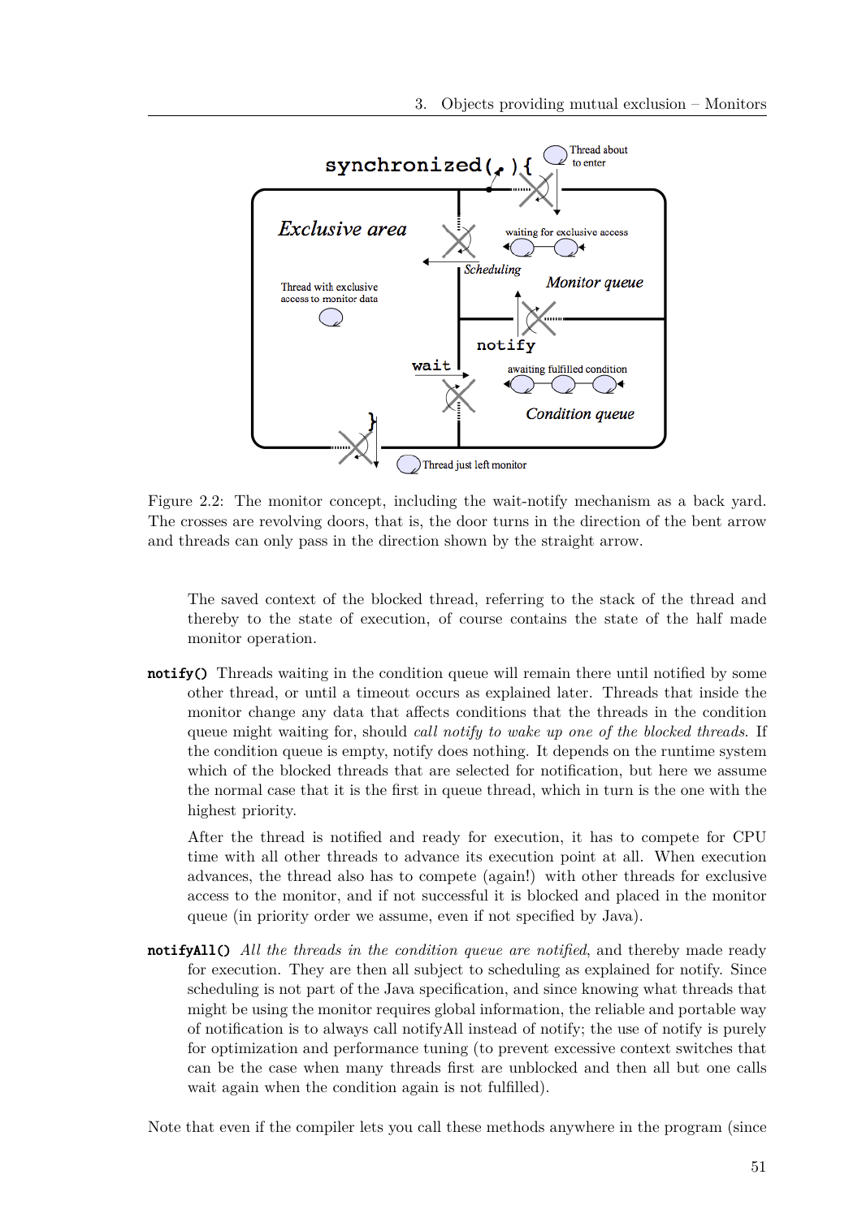Figure 2.2: The monitor concept, including the wait-notify mechanism as a back yard. The crosses are revolving doors, that is, the door turns in the direction of the bent arrow and threads can only pass in the direction shown by the straight arrow.

The saved context of the blocked thread, referring to the stack of the thread and thereby to the state of execution, of course contains the state of the half made monitor operation.

**notify()** Threads waiting in the condition queue will remain there until notified by some other thread, or until a timeout occurs as explained later. Threads that inside the monitor change any data that affects conditions that the threads in the condition queue might waiting for, should *call notify to wake up one of the blocked threads*. If the condition queue is empty, notify does nothing. It depends on the runtime system which of the blocked threads that are selected for notification, but here we assume the normal case that it is the first in queue thread, which in turn is the one with the highest priority.

After the thread is notified and ready for execution, it has to compete for CPU time with all other threads to advance its execution point at all. When execution advances, the thread also has to compete (again!) with other threads for exclusive access to the monitor, and if not successful it is blocked and placed in the monitor queue (in priority order we assume, even if not specified by Java).

**notifyAll()** *All the threads in the condition queue are notified*, and thereby made ready for execution. They are then all subject to scheduling as explained for notify. Since scheduling is not part of the Java specification, and since knowing what threads that might be using the monitor requires global information, the reliable and portable way of notification is to always call notifyAll instead of notify; the use of notify is purely for optimization and performance tuning (to prevent excessive context switches that can be the case when many threads first are unblocked and then all but one calls wait again when the condition again is not fulfilled).

Note that even if the compiler lets you call these methods anywhere in the program (since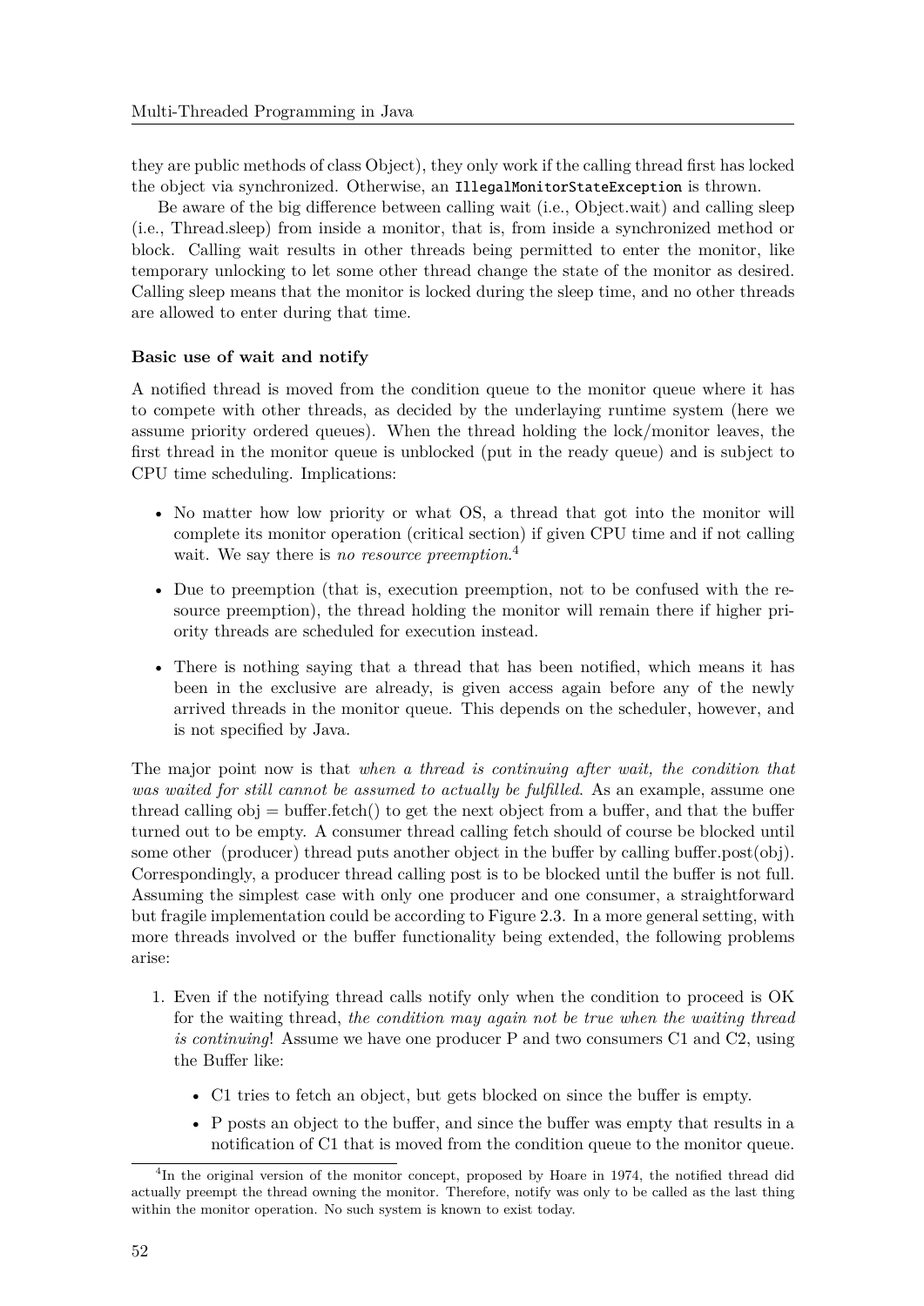they are public methods of class Object), they only work if the calling thread first has locked the object via synchronized. Otherwise, an `IllegalMonitorStateException` is thrown.

Be aware of the big difference between calling wait (i.e., Object.wait) and calling sleep (i.e., Thread.sleep) from inside a monitor, that is, from inside a synchronized method or block. Calling wait results in other threads being permitted to enter the monitor, like temporary unlocking to let some other thread change the state of the monitor as desired. Calling sleep means that the monitor is locked during the sleep time, and no other threads are allowed to enter during that time.

#### Basic use of wait and notify

A notified thread is moved from the condition queue to the monitor queue where it has to compete with other threads, as decided by the underlaying runtime system (here we assume priority ordered queues). When the thread holding the lock/monitor leaves, the first thread in the monitor queue is unblocked (put in the ready queue) and is subject to CPU time scheduling. Implications:

- No matter how low priority or what OS, a thread that got into the monitor will complete its monitor operation (critical section) if given CPU time and if not calling wait. We say there is *no resource preemption*.[4]
- Due to preemption (that is, execution preemption, not to be confused with the resource preemption), the thread holding the monitor will remain there if higher priority threads are scheduled for execution instead.
- There is nothing saying that a thread that has been notified, which means it has been in the exclusive are already, is given access again before any of the newly arrived threads in the monitor queue. This depends on the scheduler, however, and is not specified by Java.

The major point now is that *when a thread is continuing after wait, the condition that was waited for still cannot be assumed to actually be fulfilled*. As an example, assume one thread calling obj = buffer.fetch() to get the next object from a buffer, and that the buffer turned out to be empty. A consumer thread calling fetch should of course be blocked until some other (producer) thread puts another object in the buffer by calling buffer.post(obj). Correspondingly, a producer thread calling post is to be blocked until the buffer is not full. Assuming the simplest case with only one producer and one consumer, a straightforward but fragile implementation could be according to Figure 2.3. In a more general setting, with more threads involved or the buffer functionality being extended, the following problems arise:

1. Even if the notifying thread calls notify only when the condition to proceed is OK for the waiting thread, *the condition may again not be true when the waiting thread is continuing*! Assume we have one producer P and two consumers C1 and C2, using the Buffer like:
   - C1 tries to fetch an object, but gets blocked on since the buffer is empty.
   - P posts an object to the buffer, and since the buffer was empty that results in a notification of C1 that is moved from the condition queue to the monitor queue.

[4] In the original version of the monitor concept, proposed by Hoare in 1974, the notified thread did actually preempt the thread owning the monitor. Therefore, notify was only to be called as the last thing within the monitor operation. No such system is known to exist today.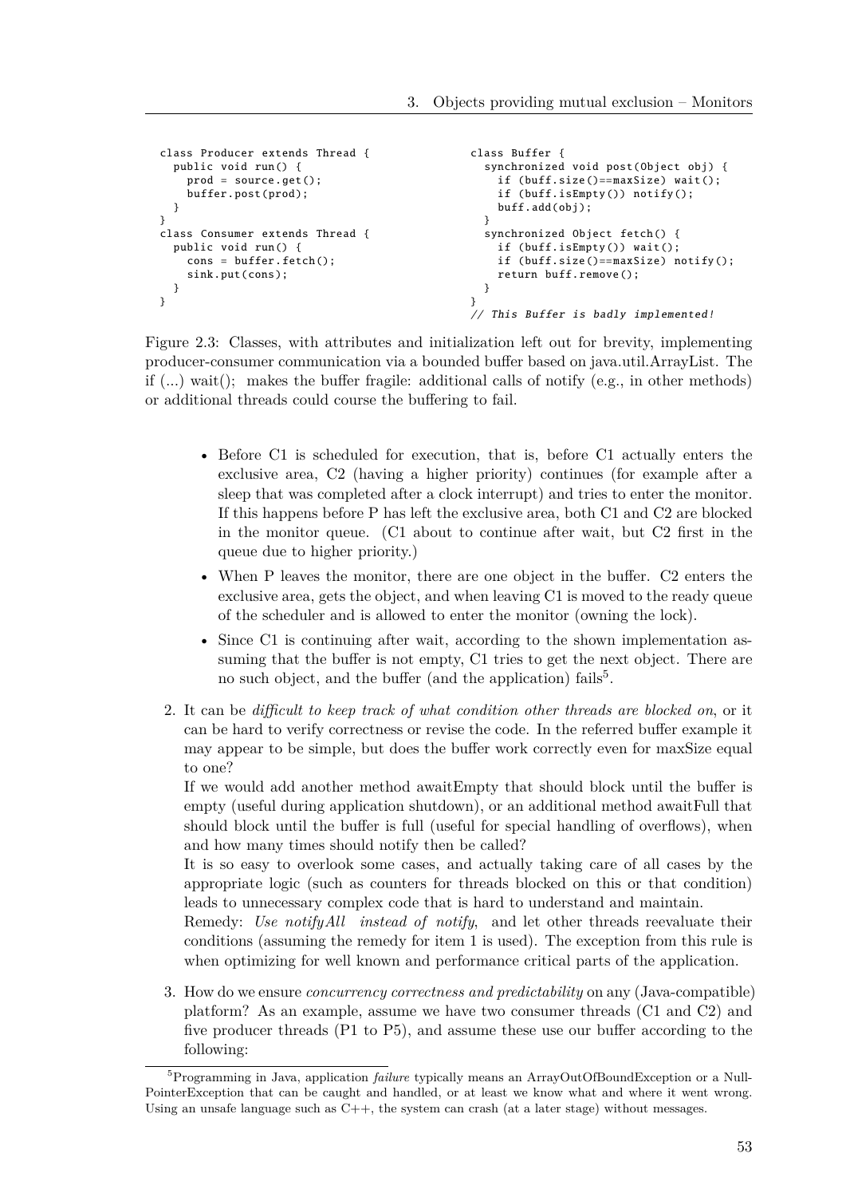```
class Producer extends Thread {
  public void run() {
    prod = source.get();
    buffer.post(prod);
  }
}
class Consumer extends Thread {
  public void run() {
    cons = buffer.fetch();
    sink.put(cons);
  }
}
```

```
class Buffer {
  synchronized void post(Object obj) {
    if (buff.size()==maxSize) wait();
    if (buff.isEmpty()) notify();
    buff.add(obj);
  }
  synchronized Object fetch() {
    if (buff.isEmpty()) wait();
    if (buff.size()==maxSize) notify();
    return buff.remove();
  }
}
// This Buffer is badly implemented!
```

Figure 2.3: Classes, with attributes and initialization left out for brevity, implementing producer-consumer communication via a bounded buffer based on java.util.ArrayList. The if (...) wait(); makes the buffer fragile: additional calls of notify (e.g., in other methods) or additional threads could course the buffering to fail.

- Before C1 is scheduled for execution, that is, before C1 actually enters the exclusive area, C2 (having a higher priority) continues (for example after a sleep that was completed after a clock interrupt) and tries to enter the monitor. If this happens before P has left the exclusive area, both C1 and C2 are blocked in the monitor queue. (C1 about to continue after wait, but C2 first in the queue due to higher priority.)
- When P leaves the monitor, there are one object in the buffer. C2 enters the exclusive area, gets the object, and when leaving C1 is moved to the ready queue of the scheduler and is allowed to enter the monitor (owning the lock).
- Since C1 is continuing after wait, according to the shown implementation assuming that the buffer is not empty, C1 tries to get the next object. There are no such object, and the buffer (and the application) fails[5].

2. It can be *difficult to keep track of what condition other threads are blocked on*, or it can be hard to verify correctness or revise the code. In the referred buffer example it may appear to be simple, but does the buffer work correctly even for maxSize equal to one?

   If we would add another method awaitEmpty that should block until the buffer is empty (useful during application shutdown), or an additional method awaitFull that should block until the buffer is full (useful for special handling of overflows), when and how many times should notify then be called?

   It is so easy to overlook some cases, and actually taking care of all cases by the appropriate logic (such as counters for threads blocked on this or that condition) leads to unnecessary complex code that is hard to understand and maintain.

   Remedy: *Use notifyAll instead of notify*, and let other threads reevaluate their conditions (assuming the remedy for item 1 is used). The exception from this rule is when optimizing for well known and performance critical parts of the application.

3. How do we ensure *concurrency correctness and predictability* on any (Java-compatible) platform? As an example, assume we have two consumer threads (C1 and C2) and five producer threads (P1 to P5), and assume these use our buffer according to the following:

[5] Programming in Java, application *failure* typically means an ArrayOutOfBoundException or a NullPointerException that can be caught and handled, or at least we know what and where it went wrong. Using an unsafe language such as C++, the system can crash (at a later stage) without messages.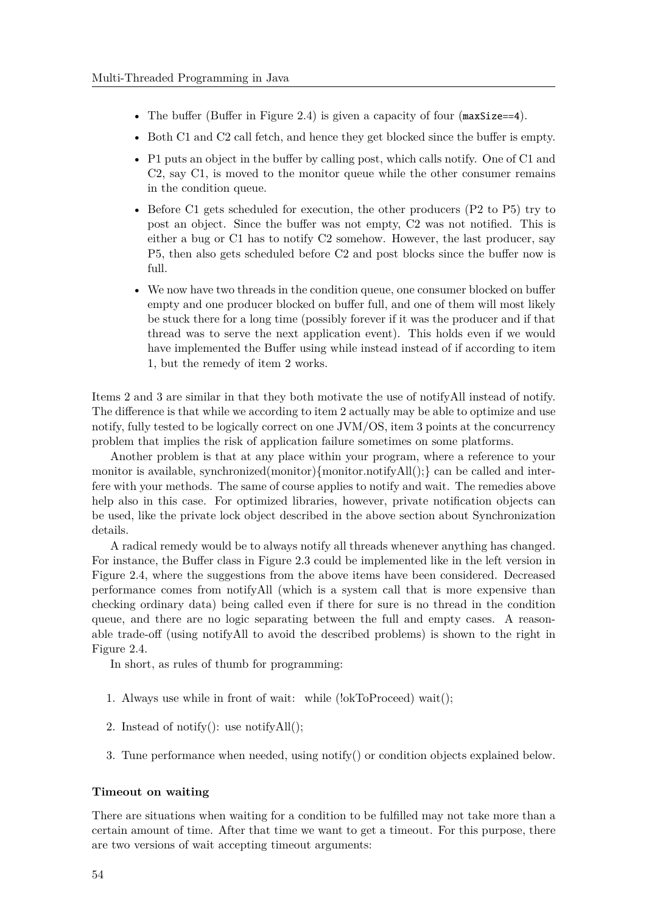- The buffer (Buffer in Figure 2.4) is given a capacity of four (`maxSize==4`).
- Both C1 and C2 call fetch, and hence they get blocked since the buffer is empty.
- P1 puts an object in the buffer by calling post, which calls notify. One of C1 and C2, say C1, is moved to the monitor queue while the other consumer remains in the condition queue.
- Before C1 gets scheduled for execution, the other producers (P2 to P5) try to post an object. Since the buffer was not empty, C2 was not notified. This is either a bug or C1 has to notify C2 somehow. However, the last producer, say P5, then also gets scheduled before C2 and post blocks since the buffer now is full.
- We now have two threads in the condition queue, one consumer blocked on buffer empty and one producer blocked on buffer full, and one of them will most likely be stuck there for a long time (possibly forever if it was the producer and if that thread was to serve the next application event). This holds even if we would have implemented the Buffer using while instead instead of if according to item 1, but the remedy of item 2 works.

Items 2 and 3 are similar in that they both motivate the use of notifyAll instead of notify. The difference is that while we according to item 2 actually may be able to optimize and use notify, fully tested to be logically correct on one JVM/OS, item 3 points at the concurrency problem that implies the risk of application failure sometimes on some platforms.

Another problem is that at any place within your program, where a reference to your monitor is available, synchronized(monitor){monitor.notifyAll();} can be called and interfere with your methods. The same of course applies to notify and wait. The remedies above help also in this case. For optimized libraries, however, private notification objects can be used, like the private lock object described in the above section about Synchronization details.

A radical remedy would be to always notify all threads whenever anything has changed. For instance, the Buffer class in Figure 2.3 could be implemented like in the left version in Figure 2.4, where the suggestions from the above items have been considered. Decreased performance comes from notifyAll (which is a system call that is more expensive than checking ordinary data) being called even if there for sure is no thread in the condition queue, and there are no logic separating between the full and empty cases. A reasonable trade-off (using notifyAll to avoid the described problems) is shown to the right in Figure 2.4.

In short, as rules of thumb for programming:

1. Always use while in front of wait: while (!okToProceed) wait();
2. Instead of notify(): use notifyAll();
3. Tune performance when needed, using notify() or condition objects explained below.

#### Timeout on waiting

There are situations when waiting for a condition to be fulfilled may not take more than a certain amount of time. After that time we want to get a timeout. For this purpose, there are two versions of wait accepting timeout arguments: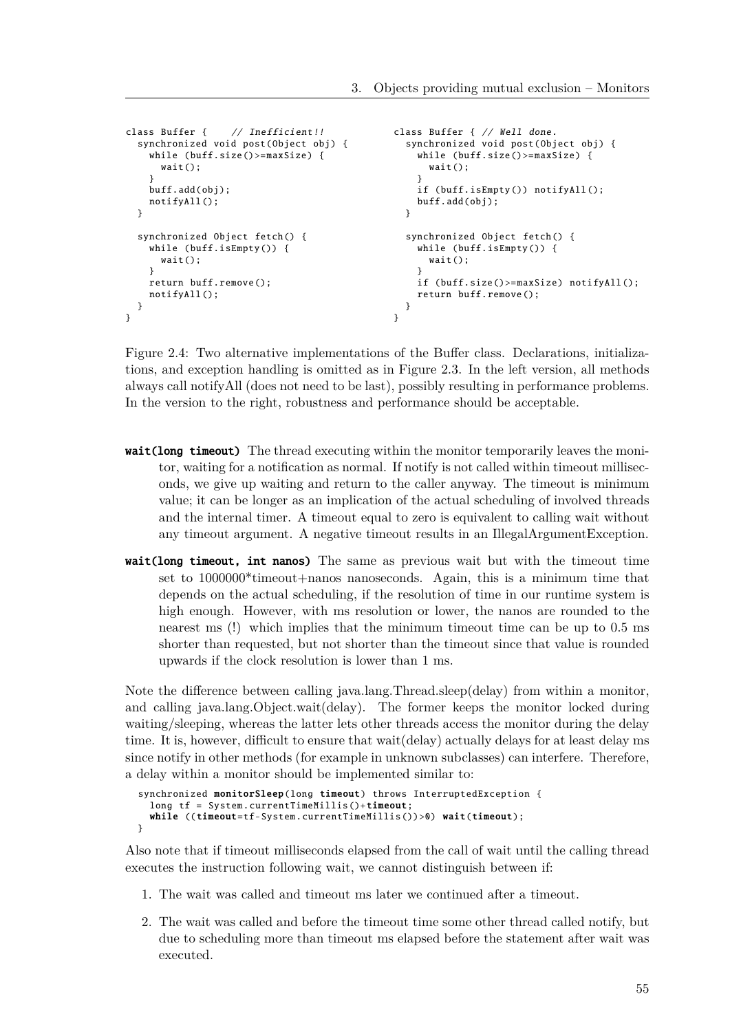```java
class Buffer {    // Inefficient!!
  synchronized void post(Object obj) {
    while (buff.size()>=maxSize) {
      wait();
    }
    buff.add(obj);
    notifyAll();
  }

  synchronized Object fetch() {
    while (buff.isEmpty()) {
      wait();
    }
    return buff.remove();
    notifyAll();
  }
}
```

```java
class Buffer { // Well done.
  synchronized void post(Object obj) {
    while (buff.size()>=maxSize) {
      wait();
    }
    if (buff.isEmpty()) notifyAll();
    buff.add(obj);
  }

  synchronized Object fetch() {
    while (buff.isEmpty()) {
      wait();
    }
    if (buff.size()>=maxSize) notifyAll();
    return buff.remove();
  }
}
```

Figure 2.4: Two alternative implementations of the Buffer class. Declarations, initializations, and exception handling is omitted as in Figure 2.3. In the left version, all methods always call notifyAll (does not need to be last), possibly resulting in performance problems. In the version to the right, robustness and performance should be acceptable.

**wait(long timeout)** The thread executing within the monitor temporarily leaves the monitor, waiting for a notification as normal. If notify is not called within timeout milliseconds, we give up waiting and return to the caller anyway. The timeout is minimum value; it can be longer as an implication of the actual scheduling of involved threads and the internal timer. A timeout equal to zero is equivalent to calling wait without any timeout argument. A negative timeout results in an IllegalArgumentException.

**wait(long timeout, int nanos)** The same as previous wait but with the timeout time set to 1000000*timeout+nanos nanoseconds. Again, this is a minimum time that depends on the actual scheduling, if the resolution of time in our runtime system is high enough. However, with ms resolution or lower, the nanos are rounded to the nearest ms (!) which implies that the minimum timeout time can be up to 0.5 ms shorter than requested, but not shorter than the timeout since that value is rounded upwards if the clock resolution is lower than 1 ms.

Note the difference between calling java.lang.Thread.sleep(delay) from within a monitor, and calling java.lang.Object.wait(delay). The former keeps the monitor locked during waiting/sleeping, whereas the latter lets other threads access the monitor during the delay time. It is, however, difficult to ensure that wait(delay) actually delays for at least delay ms since notify in other methods (for example in unknown subclasses) can interfere. Therefore, a delay within a monitor should be implemented similar to:

```java
synchronized monitorSleep(long timeout) throws InterruptedException {
  long tf = System.currentTimeMillis()+timeout;
  while ((timeout=tf-System.currentTimeMillis())>0) wait(timeout);
}
```

Also note that if timeout milliseconds elapsed from the call of wait until the calling thread executes the instruction following wait, we cannot distinguish between if:

1. The wait was called and timeout ms later we continued after a timeout.
2. The wait was called and before the timeout time some other thread called notify, but due to scheduling more than timeout ms elapsed before the statement after wait was executed.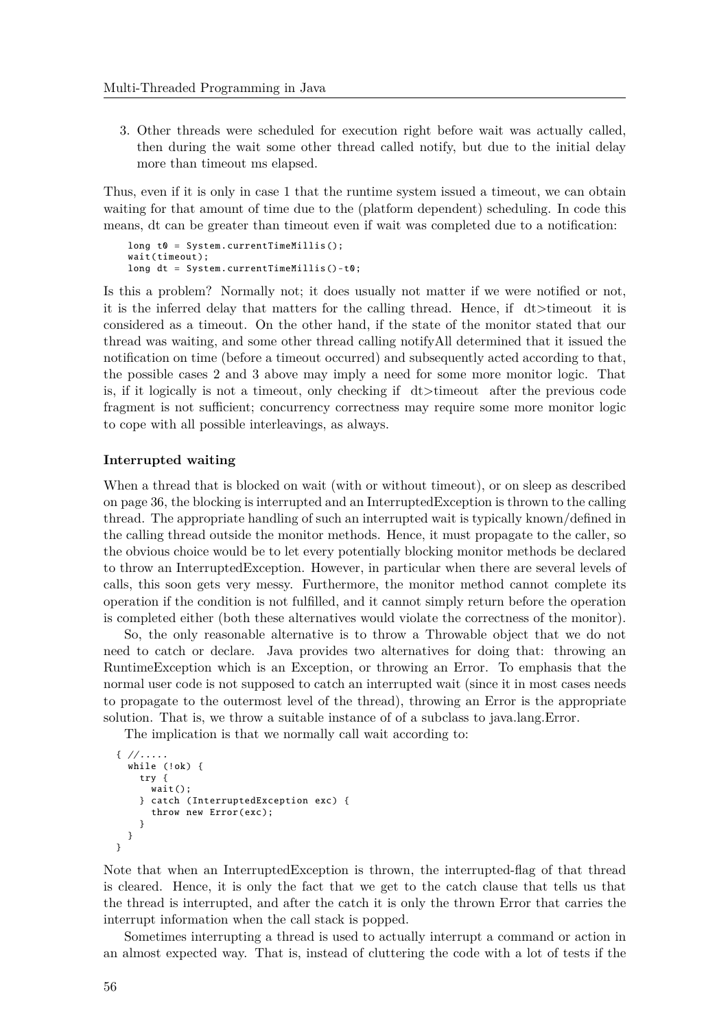3. Other threads were scheduled for execution right before wait was actually called, then during the wait some other thread called notify, but due to the initial delay more than timeout ms elapsed.

Thus, even if it is only in case 1 that the runtime system issued a timeout, we can obtain waiting for that amount of time due to the (platform dependent) scheduling. In code this means, dt can be greater than timeout even if wait was completed due to a notification:

```
long t0 = System.currentTimeMillis();
wait(timeout);
long dt = System.currentTimeMillis()-t0;
```

Is this a problem? Normally not; it does usually not matter if we were notified or not, it is the inferred delay that matters for the calling thread. Hence, if dt>timeout it is considered as a timeout. On the other hand, if the state of the monitor stated that our thread was waiting, and some other thread calling notifyAll determined that it issued the notification on time (before a timeout occurred) and subsequently acted according to that, the possible cases 2 and 3 above may imply a need for some more monitor logic. That is, if it logically is not a timeout, only checking if dt>timeout after the previous code fragment is not sufficient; concurrency correctness may require some more monitor logic to cope with all possible interleavings, as always.

**Interrupted waiting**

When a thread that is blocked on wait (with or without timeout), or on sleep as described on page 36, the blocking is interrupted and an InterruptedException is thrown to the calling thread. The appropriate handling of such an interrupted wait is typically known/defined in the calling thread outside the monitor methods. Hence, it must propagate to the caller, so the obvious choice would be to let every potentially blocking monitor methods be declared to throw an InterruptedException. However, in particular when there are several levels of calls, this soon gets very messy. Furthermore, the monitor method cannot complete its operation if the condition is not fulfilled, and it cannot simply return before the operation is completed either (both these alternatives would violate the correctness of the monitor).

So, the only reasonable alternative is to throw a Throwable object that we do not need to catch or declare. Java provides two alternatives for doing that: throwing an RuntimeException which is an Exception, or throwing an Error. To emphasis that the normal user code is not supposed to catch an interrupted wait (since it in most cases needs to propagate to the outermost level of the thread), throwing an Error is the appropriate solution. That is, we throw a suitable instance of of a subclass to java.lang.Error.

The implication is that we normally call wait according to:

```
{ //.....
  while (!ok) {
    try {
      wait();
    } catch (InterruptedException exc) {
      throw new Error(exc);
    }
  }
}
```

Note that when an InterruptedException is thrown, the interrupted-flag of that thread is cleared. Hence, it is only the fact that we get to the catch clause that tells us that the thread is interrupted, and after the catch it is only the thrown Error that carries the interrupt information when the call stack is popped.

Sometimes interrupting a thread is used to actually interrupt a command or action in an almost expected way. That is, instead of cluttering the code with a lot of tests if the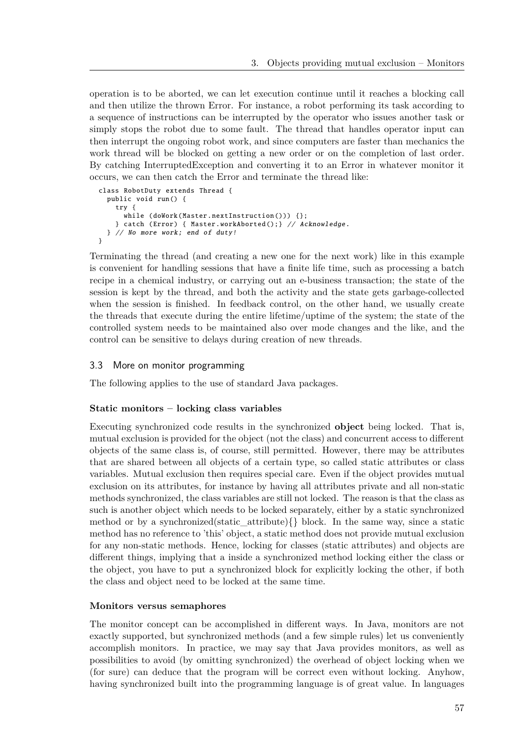operation is to be aborted, we can let execution continue until it reaches a blocking call and then utilize the thrown Error. For instance, a robot performing its task according to a sequence of instructions can be interrupted by the operator who issues another task or simply stops the robot due to some fault. The thread that handles operator input can then interrupt the ongoing robot work, and since computers are faster than mechanics the work thread will be blocked on getting a new order or on the completion of last order. By catching InterruptedException and converting it to an Error in whatever monitor it occurs, we can then catch the Error and terminate the thread like:

```
class RobotDuty extends Thread {
  public void run() {
    try {
      while (doWork(Master.nextInstruction())) {};
    } catch (Error) { Master.workAborted();} // Acknowledge.
  } // No more work; end of duty!
}
```

Terminating the thread (and creating a new one for the next work) like in this example is convenient for handling sessions that have a finite life time, such as processing a batch recipe in a chemical industry, or carrying out an e-business transaction; the state of the session is kept by the thread, and both the activity and the state gets garbage-collected when the session is finished. In feedback control, on the other hand, we usually create the threads that execute during the entire lifetime/uptime of the system; the state of the controlled system needs to be maintained also over mode changes and the like, and the control can be sensitive to delays during creation of new threads.

## 3.3 More on monitor programming

The following applies to the use of standard Java packages.

### Static monitors – locking class variables

Executing synchronized code results in the synchronized **object** being locked. That is, mutual exclusion is provided for the object (not the class) and concurrent access to different objects of the same class is, of course, still permitted. However, there may be attributes that are shared between all objects of a certain type, so called static attributes or class variables. Mutual exclusion then requires special care. Even if the object provides mutual exclusion on its attributes, for instance by having all attributes private and all non-static methods synchronized, the class variables are still not locked. The reason is that the class as such is another object which needs to be locked separately, either by a static synchronized method or by a synchronized(static_attribute){} block. In the same way, since a static method has no reference to 'this' object, a static method does not provide mutual exclusion for any non-static methods. Hence, locking for classes (static attributes) and objects are different things, implying that a inside a synchronized method locking either the class or the object, you have to put a synchronized block for explicitly locking the other, if both the class and object need to be locked at the same time.

### Monitors versus semaphores

The monitor concept can be accomplished in different ways. In Java, monitors are not exactly supported, but synchronized methods (and a few simple rules) let us conveniently accomplish monitors. In practice, we may say that Java provides monitors, as well as possibilities to avoid (by omitting synchronized) the overhead of object locking when we (for sure) can deduce that the program will be correct even without locking. Anyhow, having synchronized built into the programming language is of great value. In languages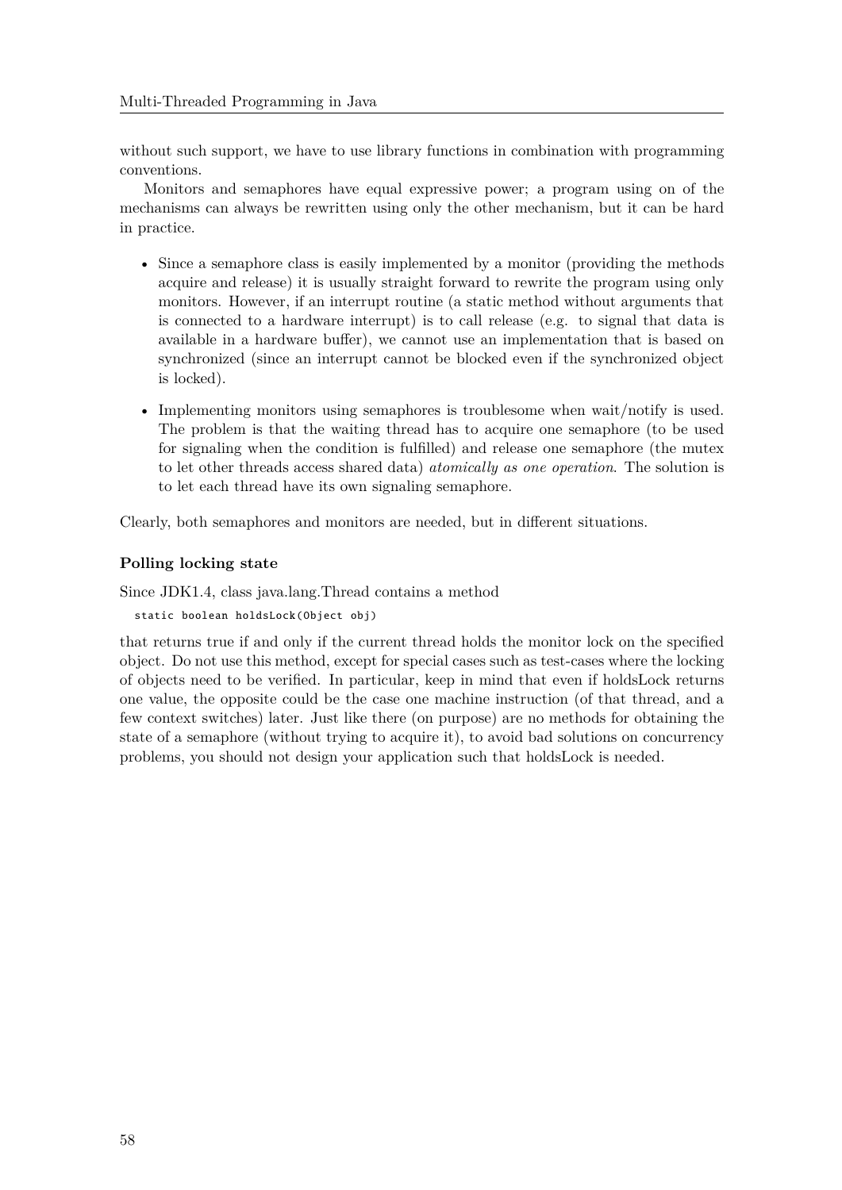without such support, we have to use library functions in combination with programming conventions.

Monitors and semaphores have equal expressive power; a program using on of the mechanisms can always be rewritten using only the other mechanism, but it can be hard in practice.

- Since a semaphore class is easily implemented by a monitor (providing the methods acquire and release) it is usually straight forward to rewrite the program using only monitors. However, if an interrupt routine (a static method without arguments that is connected to a hardware interrupt) is to call release (e.g. to signal that data is available in a hardware buffer), we cannot use an implementation that is based on synchronized (since an interrupt cannot be blocked even if the synchronized object is locked).
- Implementing monitors using semaphores is troublesome when wait/notify is used. The problem is that the waiting thread has to acquire one semaphore (to be used for signaling when the condition is fulfilled) and release one semaphore (the mutex to let other threads access shared data) *atomically as one operation*. The solution is to let each thread have its own signaling semaphore.

Clearly, both semaphores and monitors are needed, but in different situations.

#### Polling locking state

Since JDK1.4, class java.lang.Thread contains a method

```
static boolean holdsLock(Object obj)
```

that returns true if and only if the current thread holds the monitor lock on the specified object. Do not use this method, except for special cases such as test-cases where the locking of objects need to be verified. In particular, keep in mind that even if holdsLock returns one value, the opposite could be the case one machine instruction (of that thread, and a few context switches) later. Just like there (on purpose) are no methods for obtaining the state of a semaphore (without trying to acquire it), to avoid bad solutions on concurrency problems, you should not design your application such that holdsLock is needed.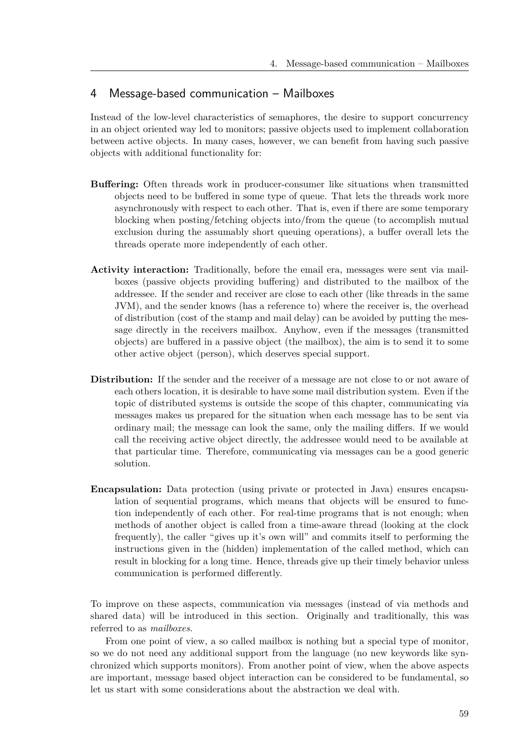# 4 Message-based communication – Mailboxes

Instead of the low-level characteristics of semaphores, the desire to support concurrency in an object oriented way led to monitors; passive objects used to implement collaboration between active objects. In many cases, however, we can benefit from having such passive objects with additional functionality for:

**Buffering:** Often threads work in producer-consumer like situations when transmitted objects need to be buffered in some type of queue. That lets the threads work more asynchronously with respect to each other. That is, even if there are some temporary blocking when posting/fetching objects into/from the queue (to accomplish mutual exclusion during the assumably short queuing operations), a buffer overall lets the threads operate more independently of each other.

**Activity interaction:** Traditionally, before the email era, messages were sent via mailboxes (passive objects providing buffering) and distributed to the mailbox of the addressee. If the sender and receiver are close to each other (like threads in the same JVM), and the sender knows (has a reference to) where the receiver is, the overhead of distribution (cost of the stamp and mail delay) can be avoided by putting the message directly in the receivers mailbox. Anyhow, even if the messages (transmitted objects) are buffered in a passive object (the mailbox), the aim is to send it to some other active object (person), which deserves special support.

**Distribution:** If the sender and the receiver of a message are not close to or not aware of each others location, it is desirable to have some mail distribution system. Even if the topic of distributed systems is outside the scope of this chapter, communicating via messages makes us prepared for the situation when each message has to be sent via ordinary mail; the message can look the same, only the mailing differs. If we would call the receiving active object directly, the addressee would need to be available at that particular time. Therefore, communicating via messages can be a good generic solution.

**Encapsulation:** Data protection (using private or protected in Java) ensures encapsulation of sequential programs, which means that objects will be ensured to function independently of each other. For real-time programs that is not enough; when methods of another object is called from a time-aware thread (looking at the clock frequently), the caller "gives up it's own will" and commits itself to performing the instructions given in the (hidden) implementation of the called method, which can result in blocking for a long time. Hence, threads give up their timely behavior unless communication is performed differently.

To improve on these aspects, communication via messages (instead of via methods and shared data) will be introduced in this section. Originally and traditionally, this was referred to as *mailboxes*.

From one point of view, a so called mailbox is nothing but a special type of monitor, so we do not need any additional support from the language (no new keywords like synchronized which supports monitors). From another point of view, when the above aspects are important, message based object interaction can be considered to be fundamental, so let us start with some considerations about the abstraction we deal with.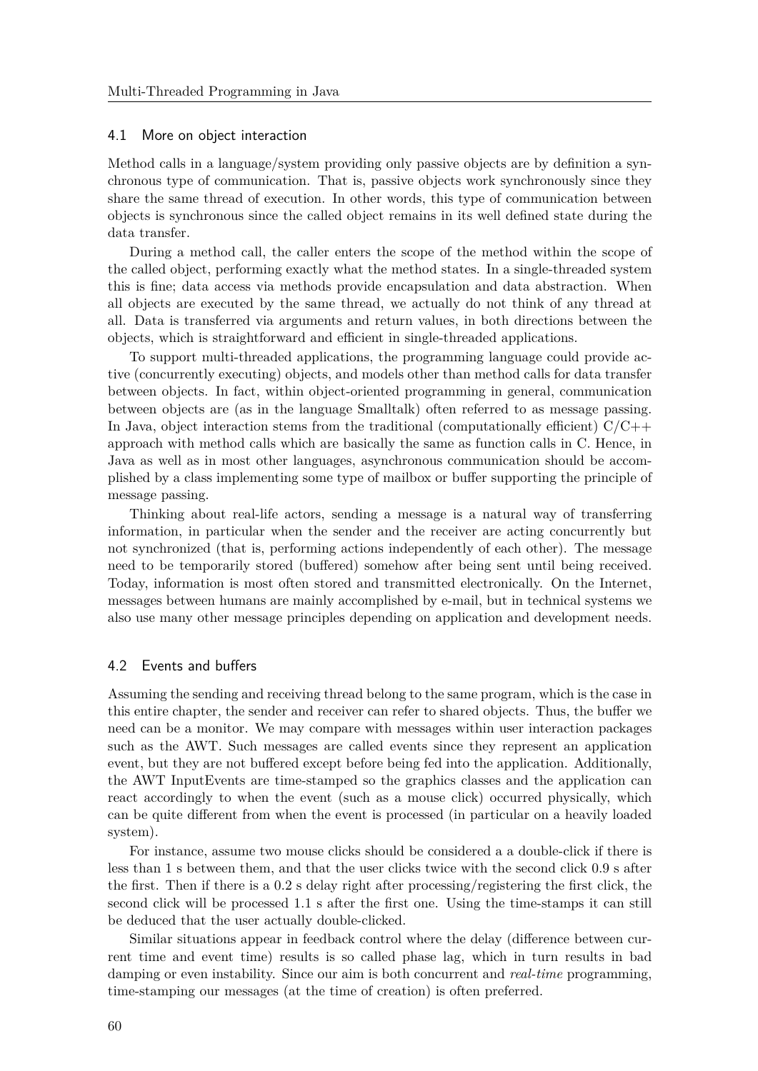## 4.1 More on object interaction

Method calls in a language/system providing only passive objects are by definition a synchronous type of communication. That is, passive objects work synchronously since they share the same thread of execution. In other words, this type of communication between objects is synchronous since the called object remains in its well defined state during the data transfer.

During a method call, the caller enters the scope of the method within the scope of the called object, performing exactly what the method states. In a single-threaded system this is fine; data access via methods provide encapsulation and data abstraction. When all objects are executed by the same thread, we actually do not think of any thread at all. Data is transferred via arguments and return values, in both directions between the objects, which is straightforward and efficient in single-threaded applications.

To support multi-threaded applications, the programming language could provide active (concurrently executing) objects, and models other than method calls for data transfer between objects. In fact, within object-oriented programming in general, communication between objects are (as in the language Smalltalk) often referred to as message passing. In Java, object interaction stems from the traditional (computationally efficient) C/C++ approach with method calls which are basically the same as function calls in C. Hence, in Java as well as in most other languages, asynchronous communication should be accomplished by a class implementing some type of mailbox or buffer supporting the principle of message passing.

Thinking about real-life actors, sending a message is a natural way of transferring information, in particular when the sender and the receiver are acting concurrently but not synchronized (that is, performing actions independently of each other). The message need to be temporarily stored (buffered) somehow after being sent until being received. Today, information is most often stored and transmitted electronically. On the Internet, messages between humans are mainly accomplished by e-mail, but in technical systems we also use many other message principles depending on application and development needs.

## 4.2 Events and buffers

Assuming the sending and receiving thread belong to the same program, which is the case in this entire chapter, the sender and receiver can refer to shared objects. Thus, the buffer we need can be a monitor. We may compare with messages within user interaction packages such as the AWT. Such messages are called events since they represent an application event, but they are not buffered except before being fed into the application. Additionally, the AWT InputEvents are time-stamped so the graphics classes and the application can react accordingly to when the event (such as a mouse click) occurred physically, which can be quite different from when the event is processed (in particular on a heavily loaded system).

For instance, assume two mouse clicks should be considered a a double-click if there is less than 1 s between them, and that the user clicks twice with the second click 0.9 s after the first. Then if there is a 0.2 s delay right after processing/registering the first click, the second click will be processed 1.1 s after the first one. Using the time-stamps it can still be deduced that the user actually double-clicked.

Similar situations appear in feedback control where the delay (difference between current time and event time) results is so called phase lag, which in turn results in bad damping or even instability. Since our aim is both concurrent and *real-time* programming, time-stamping our messages (at the time of creation) is often preferred.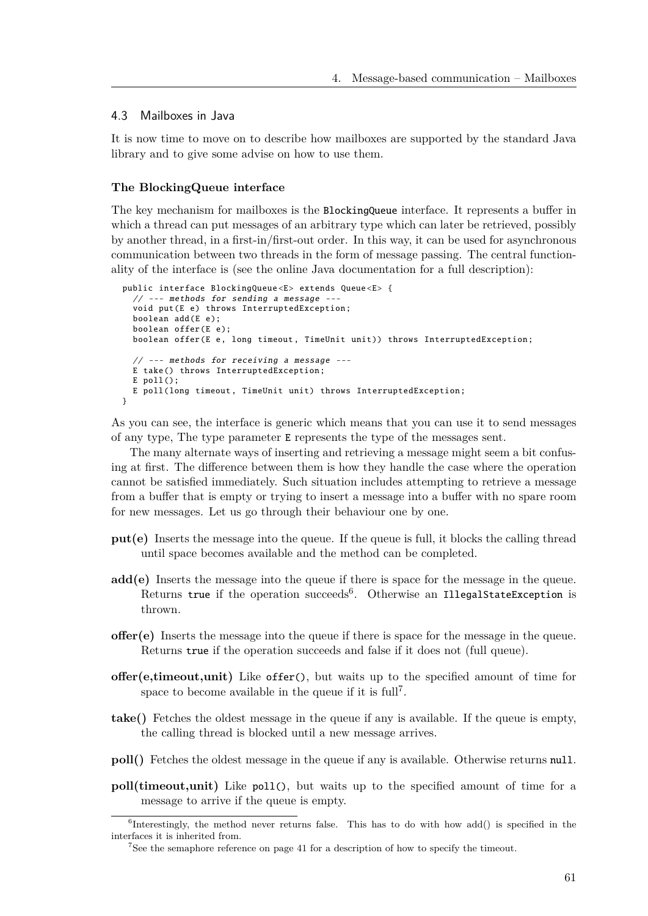## 4.3 Mailboxes in Java

It is now time to move on to describe how mailboxes are supported by the standard Java library and to give some advise on how to use them.

### The BlockingQueue interface

The key mechanism for mailboxes is the `BlockingQueue` interface. It represents a buffer in which a thread can put messages of an arbitrary type which can later be retrieved, possibly by another thread, in a first-in/first-out order. In this way, it can be used for asynchronous communication between two threads in the form of message passing. The central functionality of the interface is (see the online Java documentation for a full description):

```
public interface BlockingQueue<E> extends Queue<E> {
  // --- methods for sending a message ---
  void put(E e) throws InterruptedException;
  boolean add(E e);
  boolean offer(E e);
  boolean offer(E e, long timeout, TimeUnit unit)) throws InterruptedException;

  // --- methods for receiving a message ---
  E take() throws InterruptedException;
  E poll();
  E poll(long timeout, TimeUnit unit) throws InterruptedException;
}
```

As you can see, the interface is generic which means that you can use it to send messages of any type, The type parameter `E` represents the type of the messages sent.

The many alternate ways of inserting and retrieving a message might seem a bit confusing at first. The difference between them is how they handle the case where the operation cannot be satisfied immediately. Such situation includes attempting to retrieve a message from a buffer that is empty or trying to insert a message into a buffer with no spare room for new messages. Let us go through their behaviour one by one.

**put(e)** Inserts the message into the queue. If the queue is full, it blocks the calling thread until space becomes available and the method can be completed.

**add(e)** Inserts the message into the queue if there is space for the message in the queue. Returns `true` if the operation succeeds[6]. Otherwise an `IllegalStateException` is thrown.

**offer(e)** Inserts the message into the queue if there is space for the message in the queue. Returns `true` if the operation succeeds and false if it does not (full queue).

**offer(e,timeout,unit)** Like `offer()`, but waits up to the specified amount of time for space to become available in the queue if it is full[7].

**take()** Fetches the oldest message in the queue if any is available. If the queue is empty, the calling thread is blocked until a new message arrives.

**poll()** Fetches the oldest message in the queue if any is available. Otherwise returns `null`.

**poll(timeout,unit)** Like `poll()`, but waits up to the specified amount of time for a message to arrive if the queue is empty.

---

[6] Interestingly, the method never returns false. This has to do with how add() is specified in the interfaces it is inherited from.

[7] See the semaphore reference on page 41 for a description of how to specify the timeout.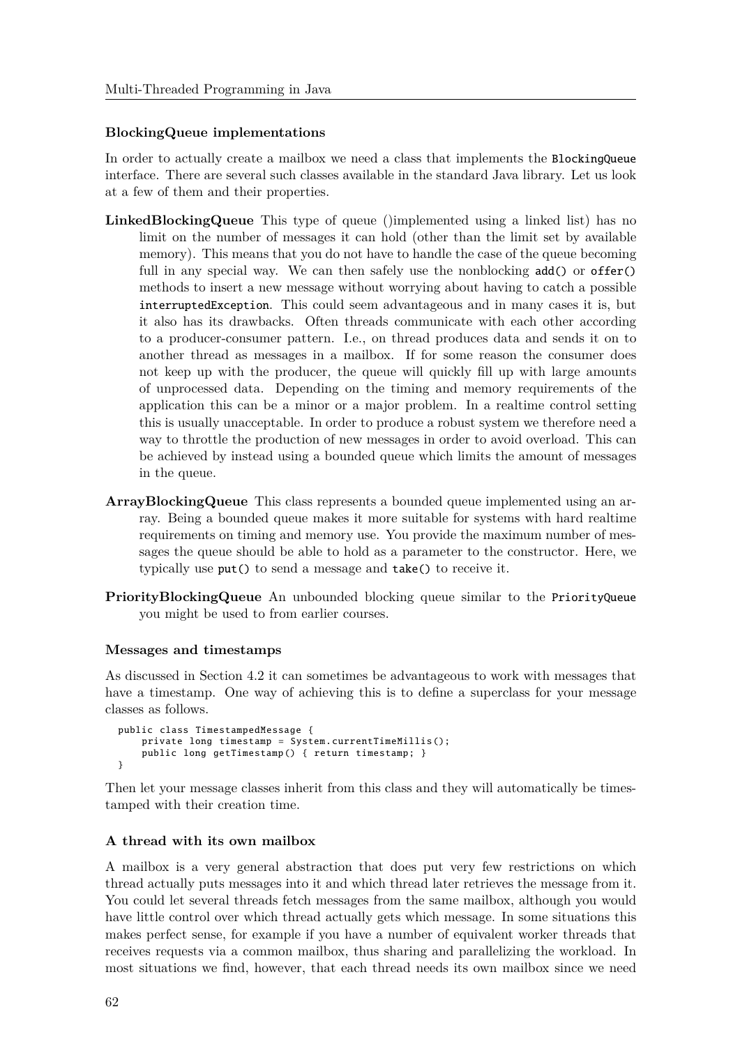### BlockingQueue implementations

In order to actually create a mailbox we need a class that implements the `BlockingQueue` interface. There are several such classes available in the standard Java library. Let us look at a few of them and their properties.

**LinkedBlockingQueue** This type of queue ()implemented using a linked list) has no limit on the number of messages it can hold (other than the limit set by available memory). This means that you do not have to handle the case of the queue becoming full in any special way. We can then safely use the nonblocking `add()` or `offer()` methods to insert a new message without worrying about having to catch a possible `interruptedException`. This could seem advantageous and in many cases it is, but it also has its drawbacks. Often threads communicate with each other according to a producer-consumer pattern. I.e., on thread produces data and sends it on to another thread as messages in a mailbox. If for some reason the consumer does not keep up with the producer, the queue will quickly fill up with large amounts of unprocessed data. Depending on the timing and memory requirements of the application this can be a minor or a major problem. In a realtime control setting this is usually unacceptable. In order to produce a robust system we therefore need a way to throttle the production of new messages in order to avoid overload. This can be achieved by instead using a bounded queue which limits the amount of messages in the queue.

**ArrayBlockingQueue** This class represents a bounded queue implemented using an array. Being a bounded queue makes it more suitable for systems with hard realtime requirements on timing and memory use. You provide the maximum number of messages the queue should be able to hold as a parameter to the constructor. Here, we typically use `put()` to send a message and `take()` to receive it.

**PriorityBlockingQueue** An unbounded blocking queue similar to the `PriorityQueue` you might be used to from earlier courses.

### Messages and timestamps

As discussed in Section 4.2 it can sometimes be advantageous to work with messages that have a timestamp. One way of achieving this is to define a superclass for your message classes as follows.

```
public class TimestampedMessage {
    private long timestamp = System.currentTimeMillis();
    public long getTimestamp() { return timestamp; }
}
```

Then let your message classes inherit from this class and they will automatically be timestamped with their creation time.

### A thread with its own mailbox

A mailbox is a very general abstraction that does put very few restrictions on which thread actually puts messages into it and which thread later retrieves the message from it. You could let several threads fetch messages from the same mailbox, although you would have little control over which thread actually gets which message. In some situations this makes perfect sense, for example if you have a number of equivalent worker threads that receives requests via a common mailbox, thus sharing and parallelizing the workload. In most situations we find, however, that each thread needs its own mailbox since we need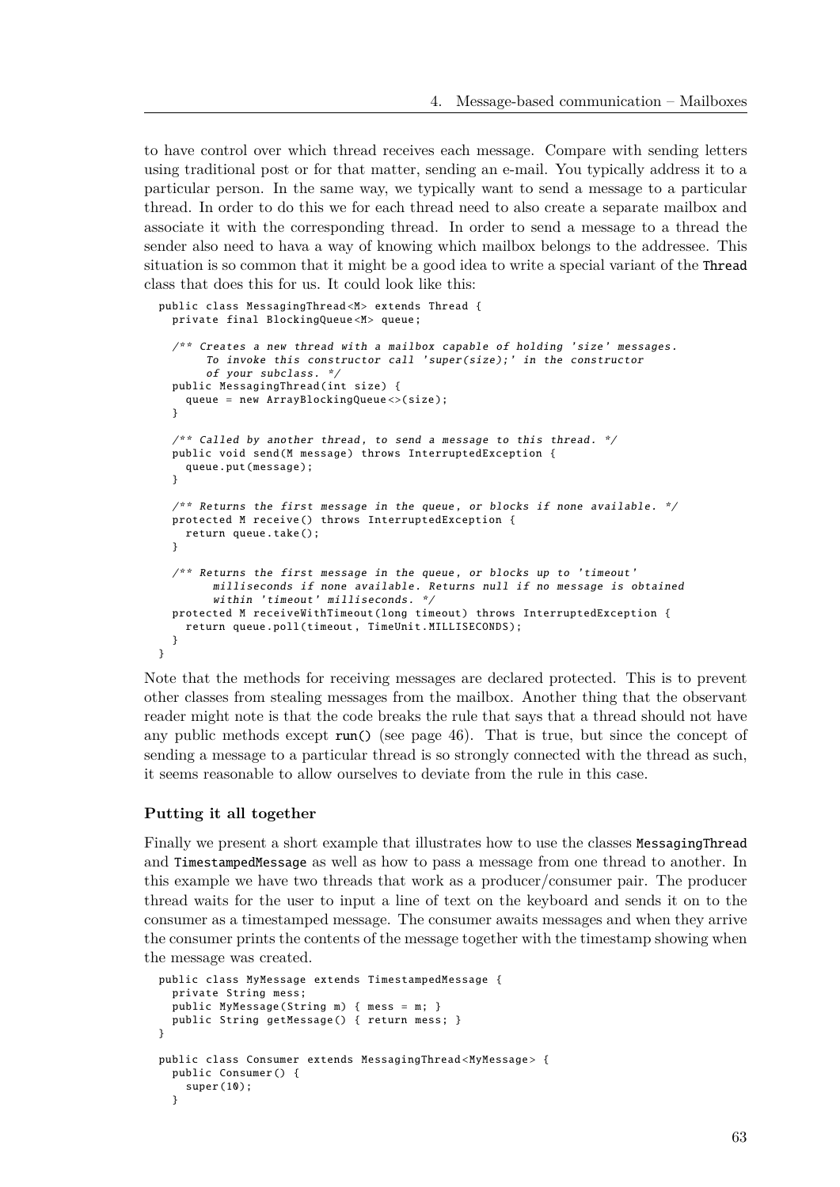to have control over which thread receives each message. Compare with sending letters using traditional post or for that matter, sending an e-mail. You typically address it to a particular person. In the same way, we typically want to send a message to a particular thread. In order to do this we for each thread need to also create a separate mailbox and associate it with the corresponding thread. In order to send a message to a thread the sender also need to hava a way of knowing which mailbox belongs to the addressee. This situation is so common that it might be a good idea to write a special variant of the `Thread` class that does this for us. It could look like this:

```
public class MessagingThread<M> extends Thread {
  private final BlockingQueue<M> queue;

  /** Creates a new thread with a mailbox capable of holding 'size' messages.
      To invoke this constructor call 'super(size);' in the constructor
      of your subclass. */
  public MessagingThread(int size) {
    queue = new ArrayBlockingQueue<>(size);
  }

  /** Called by another thread, to send a message to this thread. */
  public void send(M message) throws InterruptedException {
    queue.put(message);
  }

  /** Returns the first message in the queue, or blocks if none available. */
  protected M receive() throws InterruptedException {
    return queue.take();
  }

  /** Returns the first message in the queue, or blocks up to 'timeout'
       milliseconds if none available. Returns null if no message is obtained
       within 'timeout' milliseconds. */
  protected M receiveWithTimeout(long timeout) throws InterruptedException {
    return queue.poll(timeout, TimeUnit.MILLISECONDS);
  }
}
```

Note that the methods for receiving messages are declared protected. This is to prevent other classes from stealing messages from the mailbox. Another thing that the observant reader might note is that the code breaks the rule that says that a thread should not have any public methods except `run()` (see page 46). That is true, but since the concept of sending a message to a particular thread is so strongly connected with the thread as such, it seems reasonable to allow ourselves to deviate from the rule in this case.

### Putting it all together

Finally we present a short example that illustrates how to use the classes `MessagingThread` and `TimestampedMessage` as well as how to pass a message from one thread to another. In this example we have two threads that work as a producer/consumer pair. The producer thread waits for the user to input a line of text on the keyboard and sends it on to the consumer as a timestamped message. The consumer awaits messages and when they arrive the consumer prints the contents of the message together with the timestamp showing when the message was created.

```
public class MyMessage extends TimestampedMessage {
  private String mess;
  public MyMessage(String m) { mess = m; }
  public String getMessage() { return mess; }
}

public class Consumer extends MessagingThread<MyMessage> {
  public Consumer() {
    super(10);
  }
```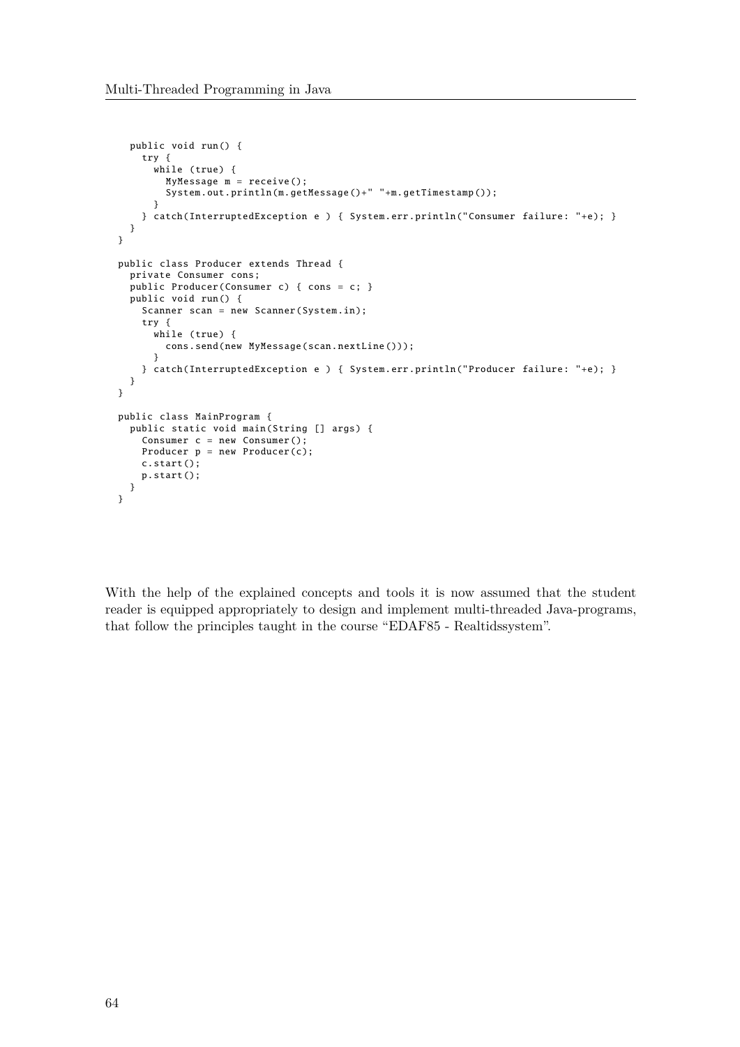```
  public void run() {
    try {
      while (true) {
        MyMessage m = receive();
        System.out.println(m.getMessage()+" "+m.getTimestamp());
      }
    } catch(InterruptedException e ) { System.err.println("Consumer failure: "+e); }
  }
}

public class Producer extends Thread {
  private Consumer cons;
  public Producer(Consumer c) { cons = c; }
  public void run() {
    Scanner scan = new Scanner(System.in);
    try {
      while (true) {
        cons.send(new MyMessage(scan.nextLine()));
      }
    } catch(InterruptedException e ) { System.err.println("Producer failure: "+e); }
  }
}

public class MainProgram {
  public static void main(String [] args) {
    Consumer c = new Consumer();
    Producer p = new Producer(c);
    c.start();
    p.start();
  }
}
```

With the help of the explained concepts and tools it is now assumed that the student reader is equipped appropriately to design and implement multi-threaded Java-programs, that follow the principles taught in the course "EDAF85 - Realtidssystem".